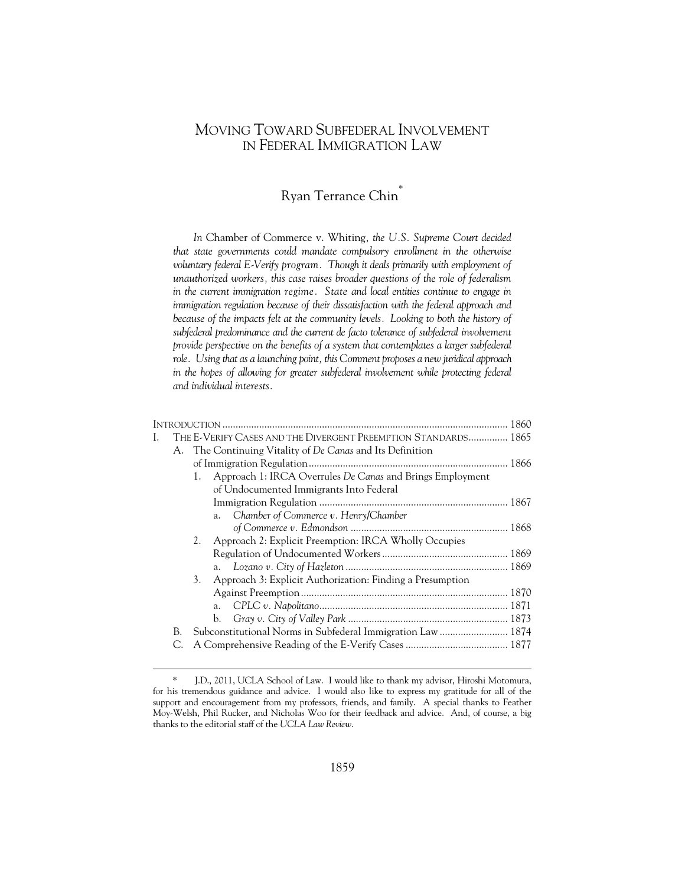# MOVING TOWARD SUBFEDERAL INVOLVEMENT IN FEDERAL IMMIGRATION LAW

## Ryan Terrance Chin*

*In* Chamber of Commerce v. Whiting*, the U.S. Supreme Court decided that state governments could mandate compulsory enrollment in the otherwise voluntary federal E-Verify program. Though it deals primarily with employment of unauthorized workers, this case raises broader questions of the role of federalism in the current immigration regime. State and local entities continue to engage in immigration regulation because of their dissatisfaction with the federal approach and because of the impacts felt at the community levels. Looking to both the history of subfederal predominance and the current de facto tolerance of subfederal involvement provide perspective on the benefits of a system that contemplates a larger subfederal role. Using that as a launching point, this Comment proposes a new juridical approach in the hopes of allowing for greater subfederal involvement while protecting federal and individual interests.*

| | |
|---|---|
| INTRODUCTION | 1860 |
| I. THE E-VERIFY CASES AND THE DIVERGENT PREEMPTION STANDARDS | 1865 |
| A. The Continuing Vitality of *De Canas* and Its Definition of Immigration Regulation | 1866 |
| 1. Approach 1: IRCA Overrules *De Canas* and Brings Employment of Undocumented Immigrants Into Federal Immigration Regulation | 1867 |
| a. *Chamber of Commerce v. Henry/Chamber of Commerce v. Edmondson* | 1868 |
| 2. Approach 2: Explicit Preemption: IRCA Wholly Occupies Regulation of Undocumented Workers | 1869 |
| a. *Lozano v. City of Hazleton* | 1869 |
| 3. Approach 3: Explicit Authorization: Finding a Presumption Against Preemption | 1870 |
| a. *CPLC v. Napolitano* | 1871 |
| b. *Gray v. City of Valley Park* | 1873 |
| B. Subconstitutional Norms in Subfederal Immigration Law | 1874 |
| C. A Comprehensive Reading of the E-Verify Cases | 1877 |

\* J.D., 2011, UCLA School of Law. I would like to thank my advisor, Hiroshi Motomura, for his tremendous guidance and advice. I would also like to express my gratitude for all of the support and encouragement from my professors, friends, and family. A special thanks to Feather Moy-Welsh, Phil Rucker, and Nicholas Woo for their feedback and advice. And, of course, a big thanks to the editorial staff of the *UCLA Law Review*.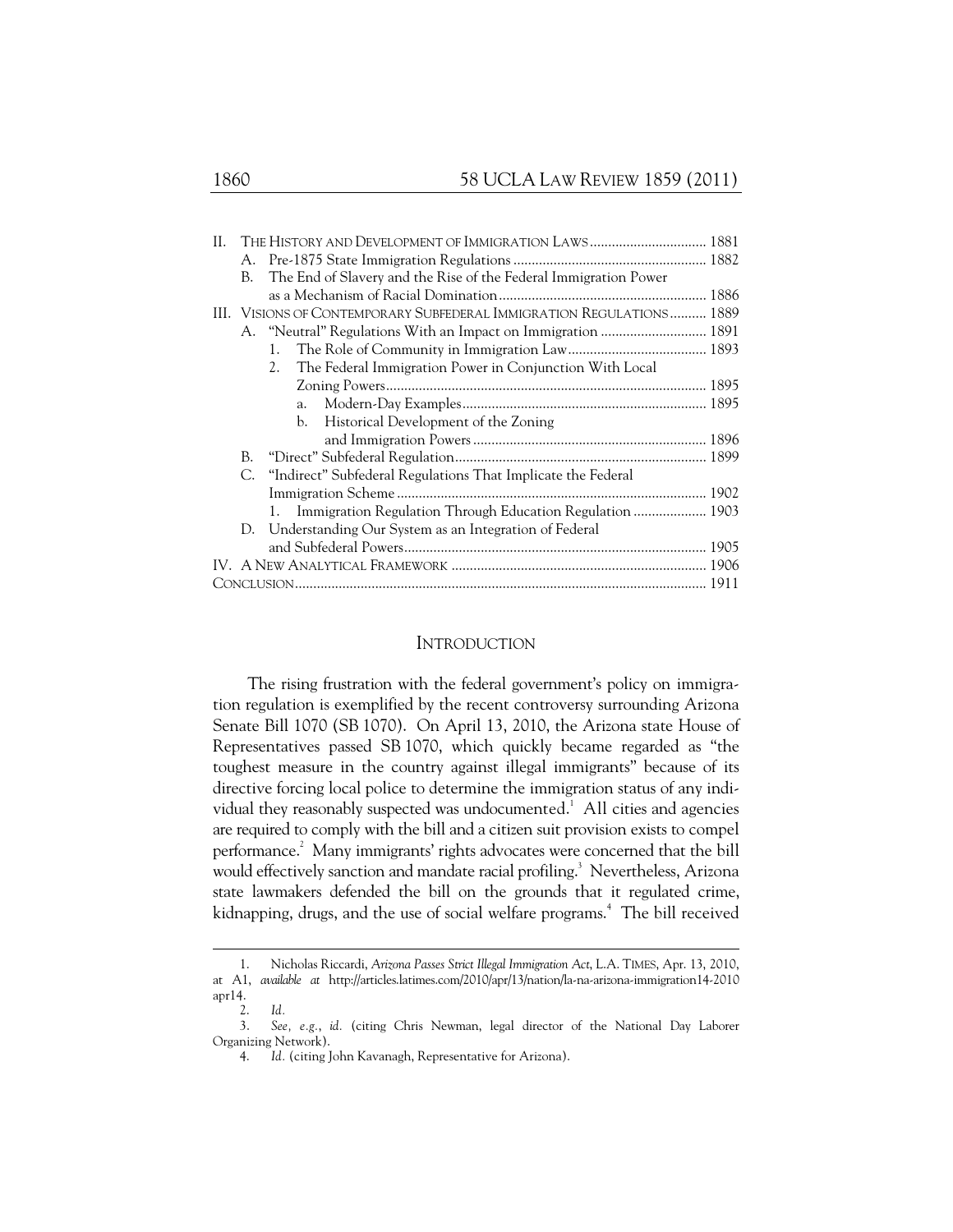II. THE HISTORY AND DEVELOPMENT OF IMMIGRATION LAWS ................................ 1881
   A. Pre-1875 State Immigration Regulations ..................................................... 1882
   B. The End of Slavery and the Rise of the Federal Immigration Power as a Mechanism of Racial Domination ......................................................... 1886
III. VISIONS OF CONTEMPORARY SUBFEDERAL IMMIGRATION REGULATIONS .......... 1889
   A. "Neutral" Regulations With an Impact on Immigration ............................. 1891
      1. The Role of Community in Immigration Law ...................................... 1893
      2. The Federal Immigration Power in Conjunction With Local Zoning Powers ....................................................................................... 1895
         a. Modern-Day Examples .................................................................. 1895
         b. Historical Development of the Zoning and Immigration Powers ................................................................ 1896
   B. "Direct" Subfederal Regulation ..................................................................... 1899
   C. "Indirect" Subfederal Regulations That Implicate the Federal Immigration Scheme .................................................................................... 1902
      1. Immigration Regulation Through Education Regulation .................... 1903
   D. Understanding Our System as an Integration of Federal and Subfederal Powers .................................................................................. 1905
IV. A NEW ANALYTICAL FRAMEWORK ...................................................................... 1906
CONCLUSION ................................................................................................................ 1911

## INTRODUCTION

The rising frustration with the federal government's policy on immigration regulation is exemplified by the recent controversy surrounding Arizona Senate Bill 1070 (SB 1070). On April 13, 2010, the Arizona state House of Representatives passed SB 1070, which quickly became regarded as "the toughest measure in the country against illegal immigrants" because of its directive forcing local police to determine the immigration status of any individual they reasonably suspected was undocumented.[1] All cities and agencies are required to comply with the bill and a citizen suit provision exists to compel performance.[2] Many immigrants' rights advocates were concerned that the bill would effectively sanction and mandate racial profiling.[3] Nevertheless, Arizona state lawmakers defended the bill on the grounds that it regulated crime, kidnapping, drugs, and the use of social welfare programs.[4] The bill received

---

1. Nicholas Riccardi, *Arizona Passes Strict Illegal Immigration Act*, L.A. TIMES, Apr. 13, 2010, at A1, *available at* http://articles.latimes.com/2010/apr/13/nation/la-na-arizona-immigration14-2010apr14.

2. *Id.*

3. *See, e.g.*, *id.* (citing Chris Newman, legal director of the National Day Laborer Organizing Network).

4. *Id.* (citing John Kavanagh, Representative for Arizona).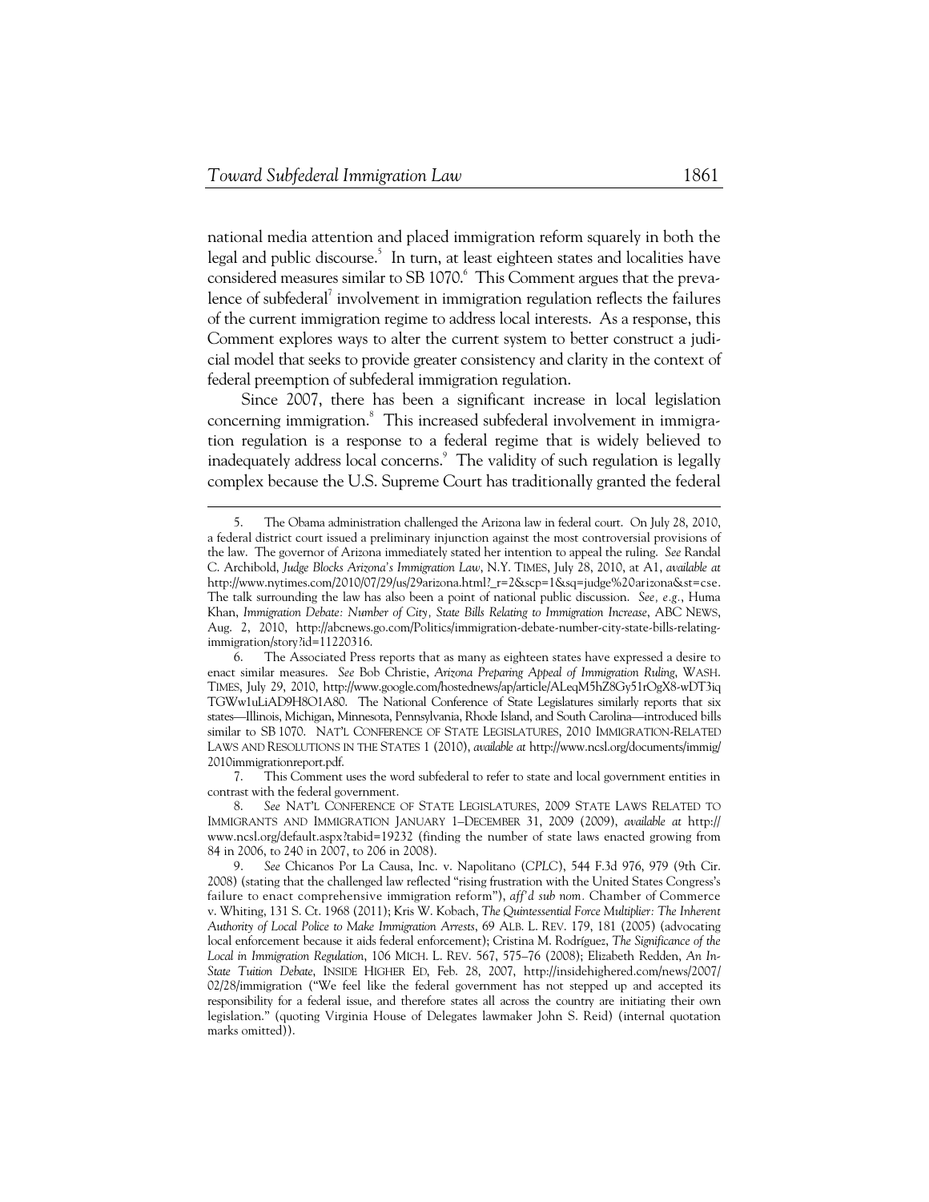national media attention and placed immigration reform squarely in both the legal and public discourse.[5] In turn, at least eighteen states and localities have considered measures similar to SB 1070.[6] This Comment argues that the prevalence of subfederal[7] involvement in immigration regulation reflects the failures of the current immigration regime to address local interests. As a response, this Comment explores ways to alter the current system to better construct a judicial model that seeks to provide greater consistency and clarity in the context of federal preemption of subfederal immigration regulation.

Since 2007, there has been a significant increase in local legislation concerning immigration.[8] This increased subfederal involvement in immigration regulation is a response to a federal regime that is widely believed to inadequately address local concerns.[9] The validity of such regulation is legally complex because the U.S. Supreme Court has traditionally granted the federal

---

5. The Obama administration challenged the Arizona law in federal court. On July 28, 2010, a federal district court issued a preliminary injunction against the most controversial provisions of the law. The governor of Arizona immediately stated her intention to appeal the ruling. *See* Randal C. Archibold, *Judge Blocks Arizona's Immigration Law*, N.Y. TIMES, July 28, 2010, at A1, *available at* http://www.nytimes.com/2010/07/29/us/29arizona.html?_r=2&scp=1&sq=judge%20arizona&st=cse. The talk surrounding the law has also been a point of national public discussion. *See, e.g.*, Huma Khan, *Immigration Debate: Number of City, State Bills Relating to Immigration Increase*, ABC NEWS, Aug. 2, 2010, http://abcnews.go.com/Politics/immigration-debate-number-city-state-bills-relating-immigration/story?id=11220316.

6. The Associated Press reports that as many as eighteen states have expressed a desire to enact similar measures. *See* Bob Christie, *Arizona Preparing Appeal of Immigration Ruling*, WASH. TIMES, July 29, 2010, http://www.google.com/hostednews/ap/article/ALeqM5hZ8Gy51rOgX8-wDT3iqTGWw1uLiAD9H8O1A80. The National Conference of State Legislatures similarly reports that six states—Illinois, Michigan, Minnesota, Pennsylvania, Rhode Island, and South Carolina—introduced bills similar to SB 1070. NAT'L CONFERENCE OF STATE LEGISLATURES, 2010 IMMIGRATION-RELATED LAWS AND RESOLUTIONS IN THE STATES 1 (2010), *available at* http://www.ncsl.org/documents/immig/2010immigrationreport.pdf.

7. This Comment uses the word subfederal to refer to state and local government entities in contrast with the federal government.

8. *See* NAT'L CONFERENCE OF STATE LEGISLATURES, 2009 STATE LAWS RELATED TO IMMIGRANTS AND IMMIGRATION JANUARY 1–DECEMBER 31, 2009 (2009), *available at* http://www.ncsl.org/default.aspx?tabid=19232 (finding the number of state laws enacted growing from 84 in 2006, to 240 in 2007, to 206 in 2008).

9. *See* Chicanos Por La Causa, Inc. v. Napolitano (*CPLC*), 544 F.3d 976, 979 (9th Cir. 2008) (stating that the challenged law reflected "rising frustration with the United States Congress's failure to enact comprehensive immigration reform"), *aff'd sub nom.* Chamber of Commerce v. Whiting, 131 S. Ct. 1968 (2011); Kris W. Kobach, *The Quintessential Force Multiplier: The Inherent Authority of Local Police to Make Immigration Arrests*, 69 ALB. L. REV. 179, 181 (2005) (advocating local enforcement because it aids federal enforcement); Cristina M. Rodríguez, *The Significance of the Local in Immigration Regulation*, 106 MICH. L. REV. 567, 575–76 (2008); Elizabeth Redden, *An In-State Tuition Debate*, INSIDE HIGHER ED, Feb. 28, 2007, http://insidehighered.com/news/2007/02/28/immigration ("We feel like the federal government has not stepped up and accepted its responsibility for a federal issue, and therefore states all across the country are initiating their own legislation." (quoting Virginia House of Delegates lawmaker John S. Reid) (internal quotation marks omitted)).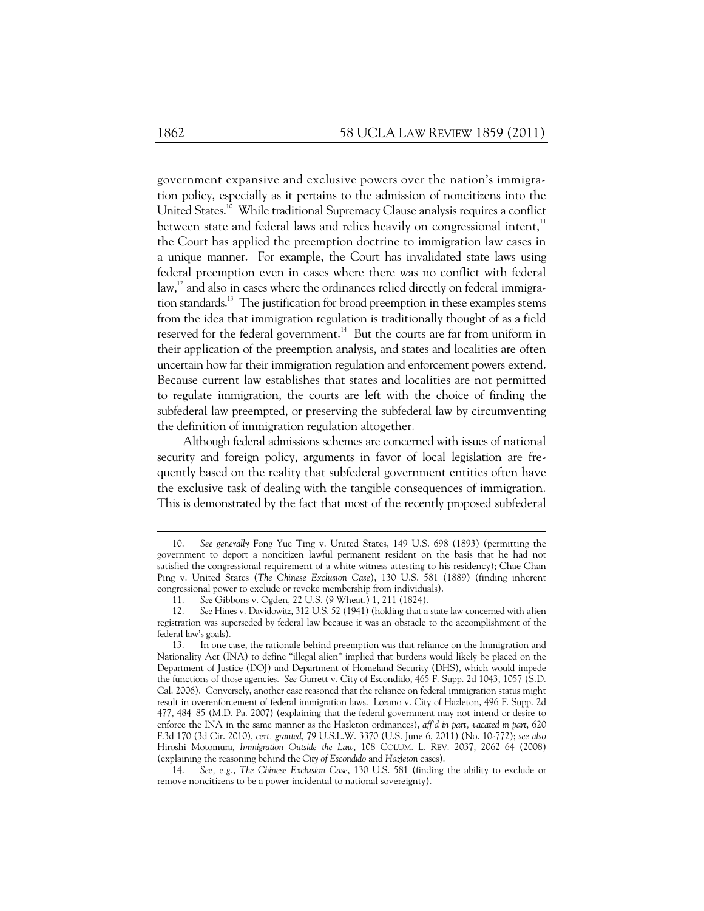government expansive and exclusive powers over the nation's immigration policy, especially as it pertains to the admission of noncitizens into the United States.[10] While traditional Supremacy Clause analysis requires a conflict between state and federal laws and relies heavily on congressional intent,[11] the Court has applied the preemption doctrine to immigration law cases in a unique manner. For example, the Court has invalidated state laws using federal preemption even in cases where there was no conflict with federal law,[12] and also in cases where the ordinances relied directly on federal immigration standards.[13] The justification for broad preemption in these examples stems from the idea that immigration regulation is traditionally thought of as a field reserved for the federal government.[14] But the courts are far from uniform in their application of the preemption analysis, and states and localities are often uncertain how far their immigration regulation and enforcement powers extend. Because current law establishes that states and localities are not permitted to regulate immigration, the courts are left with the choice of finding the subfederal law preempted, or preserving the subfederal law by circumventing the definition of immigration regulation altogether.

Although federal admissions schemes are concerned with issues of national security and foreign policy, arguments in favor of local legislation are frequently based on the reality that subfederal government entities often have the exclusive task of dealing with the tangible consequences of immigration. This is demonstrated by the fact that most of the recently proposed subfederal

---

10. *See generally* Fong Yue Ting v. United States, 149 U.S. 698 (1893) (permitting the government to deport a noncitizen lawful permanent resident on the basis that he had not satisfied the congressional requirement of a white witness attesting to his residency); Chae Chan Ping v. United States (*The Chinese Exclusion Case*), 130 U.S. 581 (1889) (finding inherent congressional power to exclude or revoke membership from individuals).

11. *See* Gibbons v. Ogden, 22 U.S. (9 Wheat.) 1, 211 (1824).

12. *See* Hines v. Davidowitz, 312 U.S. 52 (1941) (holding that a state law concerned with alien registration was superseded by federal law because it was an obstacle to the accomplishment of the federal law's goals).

13. In one case, the rationale behind preemption was that reliance on the Immigration and Nationality Act (INA) to define "illegal alien" implied that burdens would likely be placed on the Department of Justice (DOJ) and Department of Homeland Security (DHS), which would impede the functions of those agencies. *See* Garrett v. City of Escondido, 465 F. Supp. 2d 1043, 1057 (S.D. Cal. 2006). Conversely, another case reasoned that the reliance on federal immigration status might result in overenforcement of federal immigration laws. Lozano v. City of Hazleton, 496 F. Supp. 2d 477, 484–85 (M.D. Pa. 2007) (explaining that the federal government may not intend or desire to enforce the INA in the same manner as the Hazleton ordinances), *aff'd in part, vacated in part*, 620 F.3d 170 (3d Cir. 2010), *cert. granted*, 79 U.S.L.W. 3370 (U.S. June 6, 2011) (No. 10-772); *see also* Hiroshi Motomura, *Immigration Outside the Law*, 108 COLUM. L. REV. 2037, 2062–64 (2008) (explaining the reasoning behind the *City of Escondido* and *Hazleton* cases).

14. *See, e.g.*, *The Chinese Exclusion Case*, 130 U.S. 581 (finding the ability to exclude or remove noncitizens to be a power incidental to national sovereignty).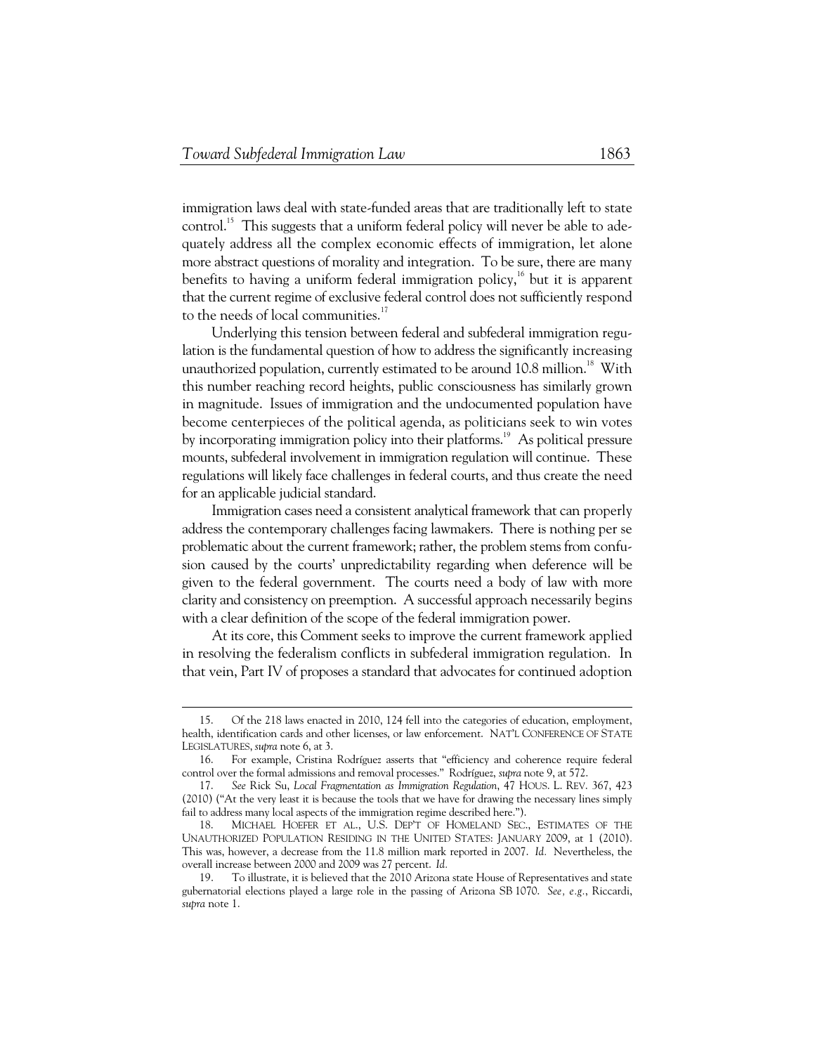immigration laws deal with state-funded areas that are traditionally left to state control.[15] This suggests that a uniform federal policy will never be able to adequately address all the complex economic effects of immigration, let alone more abstract questions of morality and integration. To be sure, there are many benefits to having a uniform federal immigration policy,[16] but it is apparent that the current regime of exclusive federal control does not sufficiently respond to the needs of local communities.[17]

Underlying this tension between federal and subfederal immigration regulation is the fundamental question of how to address the significantly increasing unauthorized population, currently estimated to be around 10.8 million.[18] With this number reaching record heights, public consciousness has similarly grown in magnitude. Issues of immigration and the undocumented population have become centerpieces of the political agenda, as politicians seek to win votes by incorporating immigration policy into their platforms.[19] As political pressure mounts, subfederal involvement in immigration regulation will continue. These regulations will likely face challenges in federal courts, and thus create the need for an applicable judicial standard.

Immigration cases need a consistent analytical framework that can properly address the contemporary challenges facing lawmakers. There is nothing per se problematic about the current framework; rather, the problem stems from confusion caused by the courts' unpredictability regarding when deference will be given to the federal government. The courts need a body of law with more clarity and consistency on preemption. A successful approach necessarily begins with a clear definition of the scope of the federal immigration power.

At its core, this Comment seeks to improve the current framework applied in resolving the federalism conflicts in subfederal immigration regulation. In that vein, Part IV of proposes a standard that advocates for continued adoption

---

15. Of the 218 laws enacted in 2010, 124 fell into the categories of education, employment, health, identification cards and other licenses, or law enforcement. NAT'L CONFERENCE OF STATE LEGISLATURES, *supra* note 6, at 3.

16. For example, Cristina Rodríguez asserts that "efficiency and coherence require federal control over the formal admissions and removal processes." Rodríguez, *supra* note 9, at 572.

17. *See* Rick Su, *Local Fragmentation as Immigration Regulation*, 47 HOUS. L. REV. 367, 423 (2010) ("At the very least it is because the tools that we have for drawing the necessary lines simply fail to address many local aspects of the immigration regime described here.").

18. MICHAEL HOEFER ET AL., U.S. DEP'T OF HOMELAND SEC., ESTIMATES OF THE UNAUTHORIZED POPULATION RESIDING IN THE UNITED STATES: JANUARY 2009, at 1 (2010). This was, however, a decrease from the 11.8 million mark reported in 2007. *Id.* Nevertheless, the overall increase between 2000 and 2009 was 27 percent. *Id.*

19. To illustrate, it is believed that the 2010 Arizona state House of Representatives and state gubernatorial elections played a large role in the passing of Arizona SB 1070. *See, e.g.*, Riccardi, *supra* note 1.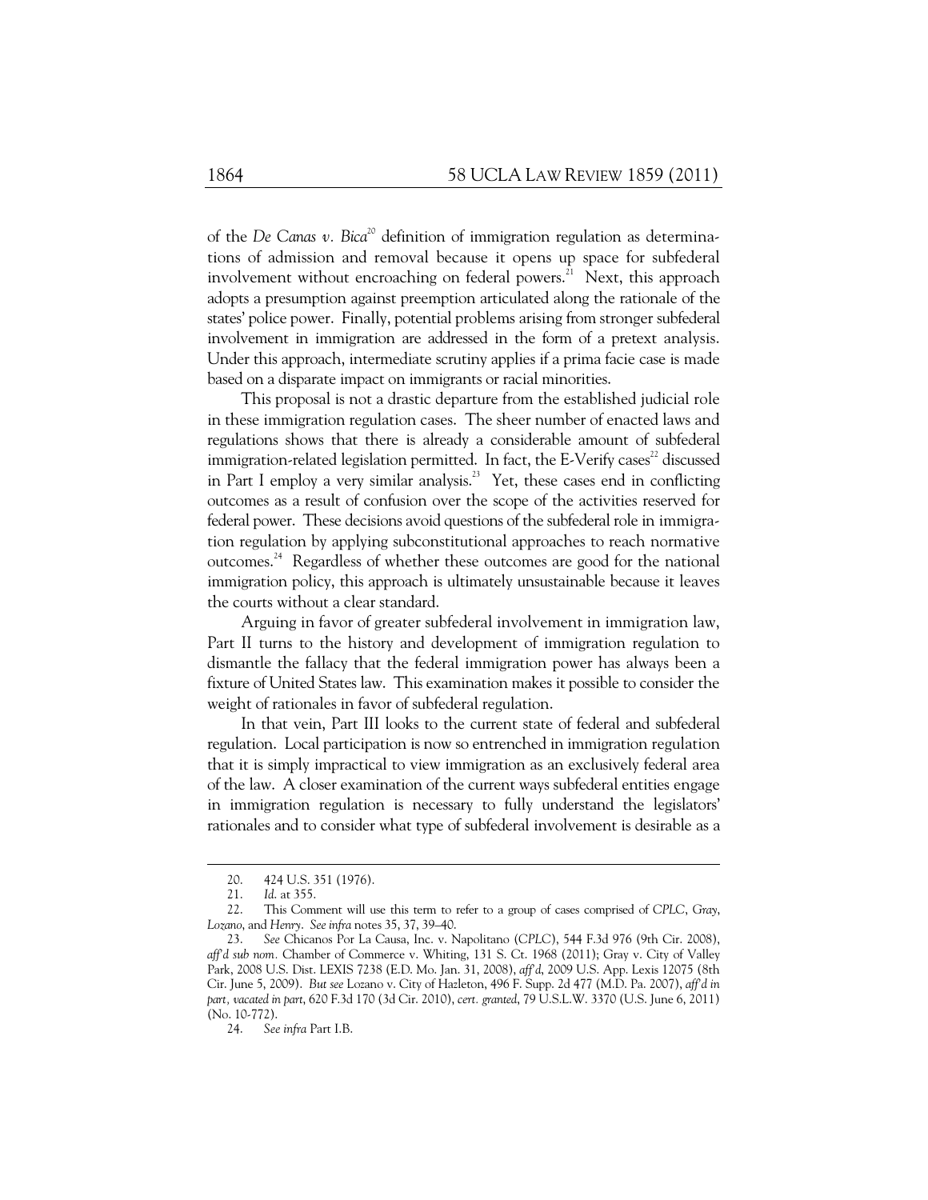of the *De Canas v. Bica*[20] definition of immigration regulation as determinations of admission and removal because it opens up space for subfederal involvement without encroaching on federal powers.[21] Next, this approach adopts a presumption against preemption articulated along the rationale of the states' police power. Finally, potential problems arising from stronger subfederal involvement in immigration are addressed in the form of a pretext analysis. Under this approach, intermediate scrutiny applies if a prima facie case is made based on a disparate impact on immigrants or racial minorities.

This proposal is not a drastic departure from the established judicial role in these immigration regulation cases. The sheer number of enacted laws and regulations shows that there is already a considerable amount of subfederal immigration-related legislation permitted. In fact, the E-Verify cases[22] discussed in Part I employ a very similar analysis.[23] Yet, these cases end in conflicting outcomes as a result of confusion over the scope of the activities reserved for federal power. These decisions avoid questions of the subfederal role in immigration regulation by applying subconstitutional approaches to reach normative outcomes.[24] Regardless of whether these outcomes are good for the national immigration policy, this approach is ultimately unsustainable because it leaves the courts without a clear standard.

Arguing in favor of greater subfederal involvement in immigration law, Part II turns to the history and development of immigration regulation to dismantle the fallacy that the federal immigration power has always been a fixture of United States law. This examination makes it possible to consider the weight of rationales in favor of subfederal regulation.

In that vein, Part III looks to the current state of federal and subfederal regulation. Local participation is now so entrenched in immigration regulation that it is simply impractical to view immigration as an exclusively federal area of the law. A closer examination of the current ways subfederal entities engage in immigration regulation is necessary to fully understand the legislators' rationales and to consider what type of subfederal involvement is desirable as a

---

20. 424 U.S. 351 (1976).

21. *Id.* at 355.

22. This Comment will use this term to refer to a group of cases comprised of *CPLC*, *Gray*, *Lozano*, and *Henry*. *See infra* notes 35, 37, 39–40.

23. *See* Chicanos Por La Causa, Inc. v. Napolitano (*CPLC*), 544 F.3d 976 (9th Cir. 2008), *aff'd sub nom.* Chamber of Commerce v. Whiting, 131 S. Ct. 1968 (2011); Gray v. City of Valley Park, 2008 U.S. Dist. LEXIS 7238 (E.D. Mo. Jan. 31, 2008), *aff'd*, 2009 U.S. App. Lexis 12075 (8th Cir. June 5, 2009). *But see* Lozano v. City of Hazleton, 496 F. Supp. 2d 477 (M.D. Pa. 2007), *aff'd in part, vacated in part*, 620 F.3d 170 (3d Cir. 2010), *cert. granted*, 79 U.S.L.W. 3370 (U.S. June 6, 2011) (No. 10-772).

24. *See infra* Part I.B.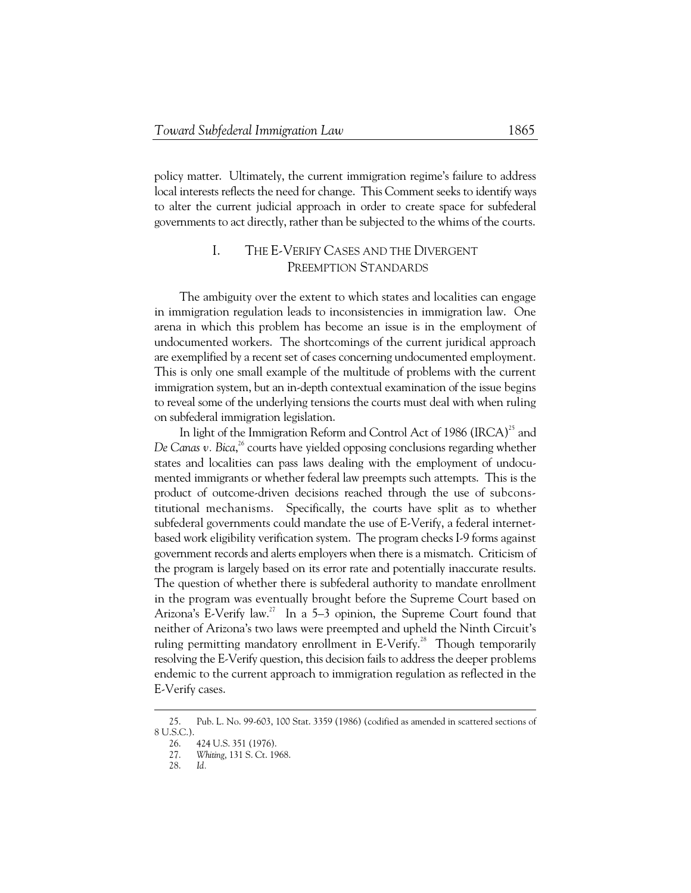policy matter. Ultimately, the current immigration regime's failure to address local interests reflects the need for change. This Comment seeks to identify ways to alter the current judicial approach in order to create space for subfederal governments to act directly, rather than be subjected to the whims of the courts.

## I. THE E-VERIFY CASES AND THE DIVERGENT PREEMPTION STANDARDS

The ambiguity over the extent to which states and localities can engage in immigration regulation leads to inconsistencies in immigration law. One arena in which this problem has become an issue is in the employment of undocumented workers. The shortcomings of the current juridical approach are exemplified by a recent set of cases concerning undocumented employment. This is only one small example of the multitude of problems with the current immigration system, but an in-depth contextual examination of the issue begins to reveal some of the underlying tensions the courts must deal with when ruling on subfederal immigration legislation.

In light of the Immigration Reform and Control Act of 1986 (IRCA)[25] and *De Canas v. Bica*,[26] courts have yielded opposing conclusions regarding whether states and localities can pass laws dealing with the employment of undocumented immigrants or whether federal law preempts such attempts. This is the product of outcome-driven decisions reached through the use of subconstitutional mechanisms. Specifically, the courts have split as to whether subfederal governments could mandate the use of E-Verify, a federal internet-based work eligibility verification system. The program checks I-9 forms against government records and alerts employers when there is a mismatch. Criticism of the program is largely based on its error rate and potentially inaccurate results. The question of whether there is subfederal authority to mandate enrollment in the program was eventually brought before the Supreme Court based on Arizona's E-Verify law.[27] In a 5–3 opinion, the Supreme Court found that neither of Arizona's two laws were preempted and upheld the Ninth Circuit's ruling permitting mandatory enrollment in E-Verify.[28] Though temporarily resolving the E-Verify question, this decision fails to address the deeper problems endemic to the current approach to immigration regulation as reflected in the E-Verify cases.

25. Pub. L. No. 99-603, 100 Stat. 3359 (1986) (codified as amended in scattered sections of 8 U.S.C.).

26. 424 U.S. 351 (1976).

27. *Whiting*, 131 S. Ct. 1968.

28. *Id.*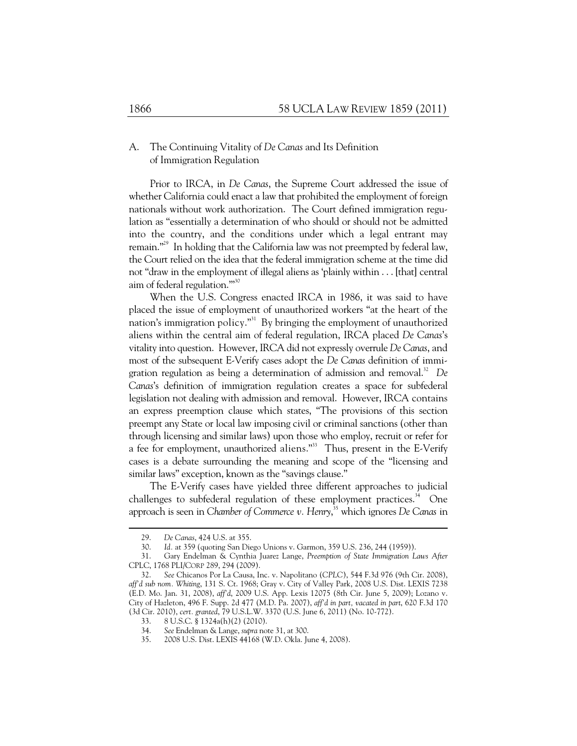## A. The Continuing Vitality of *De Canas* and Its Definition of Immigration Regulation

Prior to IRCA, in *De Canas*, the Supreme Court addressed the issue of whether California could enact a law that prohibited the employment of foreign nationals without work authorization. The Court defined immigration regulation as "essentially a determination of who should or should not be admitted into the country, and the conditions under which a legal entrant may remain."[29] In holding that the California law was not preempted by federal law, the Court relied on the idea that the federal immigration scheme at the time did not "draw in the employment of illegal aliens as 'plainly within . . . [that] central aim of federal regulation.'"[30]

When the U.S. Congress enacted IRCA in 1986, it was said to have placed the issue of employment of unauthorized workers "at the heart of the nation's immigration policy."[31] By bringing the employment of unauthorized aliens within the central aim of federal regulation, IRCA placed *De Canas*'s vitality into question. However, IRCA did not expressly overrule *De Canas*, and most of the subsequent E-Verify cases adopt the *De Canas* definition of immigration regulation as being a determination of admission and removal.[32] *De Canas*'s definition of immigration regulation creates a space for subfederal legislation not dealing with admission and removal. However, IRCA contains an express preemption clause which states, "The provisions of this section preempt any State or local law imposing civil or criminal sanctions (other than through licensing and similar laws) upon those who employ, recruit or refer for a fee for employment, unauthorized aliens."[33] Thus, present in the E-Verify cases is a debate surrounding the meaning and scope of the "licensing and similar laws" exception, known as the "savings clause."

The E-Verify cases have yielded three different approaches to judicial challenges to subfederal regulation of these employment practices.[34] One approach is seen in *Chamber of Commerce v. Henry*,[35] which ignores *De Canas* in

---

29. *De Canas*, 424 U.S. at 355.

30. *Id.* at 359 (quoting San Diego Unions v. Garmon, 359 U.S. 236, 244 (1959)).

31. Gary Endelman & Cynthia Juarez Lange, *Preemption of State Immigration Laws After* CPLC, 1768 PLI/CORP 289, 294 (2009).

32. *See* Chicanos Por La Causa, Inc. v. Napolitano (*CPLC*), 544 F.3d 976 (9th Cir. 2008), *aff'd sub nom. Whiting*, 131 S. Ct. 1968; Gray v. City of Valley Park, 2008 U.S. Dist. LEXIS 7238 (E.D. Mo. Jan. 31, 2008), *aff'd*, 2009 U.S. App. Lexis 12075 (8th Cir. June 5, 2009); Lozano v. City of Hazleton, 496 F. Supp. 2d 477 (M.D. Pa. 2007), *aff'd in part, vacated in part*, 620 F.3d 170 (3d Cir. 2010), *cert. granted*, 79 U.S.L.W. 3370 (U.S. June 6, 2011) (No. 10-772).

33. 8 U.S.C. § 1324a(h)(2) (2010).

34. *See* Endelman & Lange, *supra* note 31, at 300.

35. 2008 U.S. Dist. LEXIS 44168 (W.D. Okla. June 4, 2008).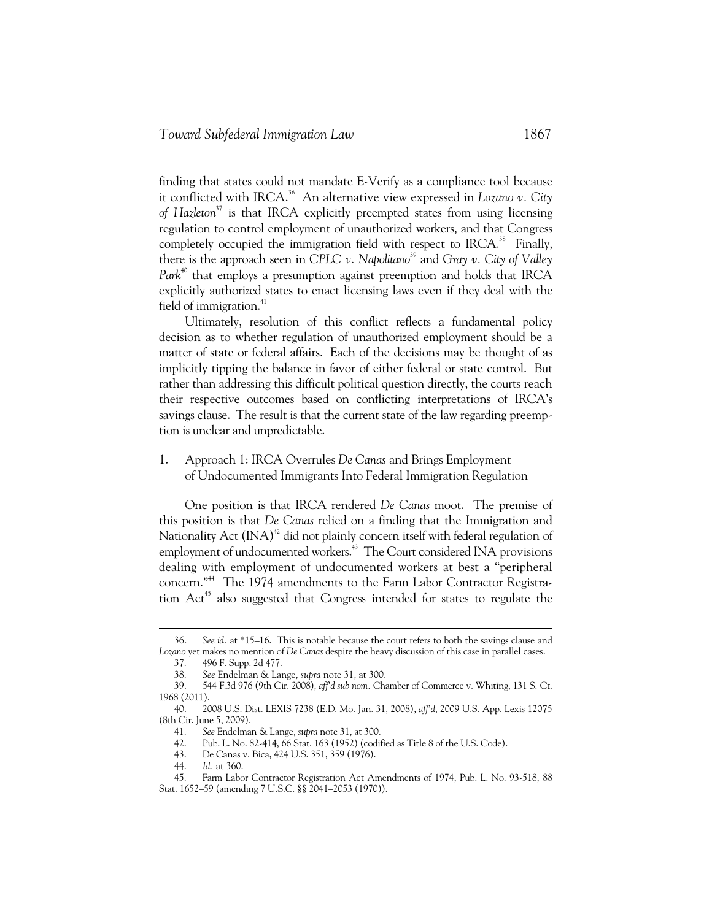finding that states could not mandate E-Verify as a compliance tool because it conflicted with IRCA.[36] An alternative view expressed in *Lozano v. City of Hazleton*[37] is that IRCA explicitly preempted states from using licensing regulation to control employment of unauthorized workers, and that Congress completely occupied the immigration field with respect to IRCA.[38] Finally, there is the approach seen in *CPLC v. Napolitano*[39] and *Gray v. City of Valley Park*[40] that employs a presumption against preemption and holds that IRCA explicitly authorized states to enact licensing laws even if they deal with the field of immigration.[41]

Ultimately, resolution of this conflict reflects a fundamental policy decision as to whether regulation of unauthorized employment should be a matter of state or federal affairs. Each of the decisions may be thought of as implicitly tipping the balance in favor of either federal or state control. But rather than addressing this difficult political question directly, the courts reach their respective outcomes based on conflicting interpretations of IRCA's savings clause. The result is that the current state of the law regarding preemption is unclear and unpredictable.

### 1. Approach 1: IRCA Overrules *De Canas* and Brings Employment of Undocumented Immigrants Into Federal Immigration Regulation

One position is that IRCA rendered *De Canas* moot. The premise of this position is that *De Canas* relied on a finding that the Immigration and Nationality Act (INA)[42] did not plainly concern itself with federal regulation of employment of undocumented workers.[43] The Court considered INA provisions dealing with employment of undocumented workers at best a "peripheral concern."[44] The 1974 amendments to the Farm Labor Contractor Registration Act[45] also suggested that Congress intended for states to regulate the

---

36. *See id.* at *15–16. This is notable because the court refers to both the savings clause and *Lozano* yet makes no mention of *De Canas* despite the heavy discussion of this case in parallel cases.

37. 496 F. Supp. 2d 477.

38. *See* Endelman & Lange, *supra* note 31, at 300.

39. 544 F.3d 976 (9th Cir. 2008), *aff'd sub nom.* Chamber of Commerce v. Whiting, 131 S. Ct. 1968 (2011).

40. 2008 U.S. Dist. LEXIS 7238 (E.D. Mo. Jan. 31, 2008), *aff'd*, 2009 U.S. App. Lexis 12075 (8th Cir. June 5, 2009).

41. *See* Endelman & Lange, *supra* note 31, at 300.

42. Pub. L. No. 82-414, 66 Stat. 163 (1952) (codified as Title 8 of the U.S. Code).

43. De Canas v. Bica, 424 U.S. 351, 359 (1976).

44. *Id.* at 360.

45. Farm Labor Contractor Registration Act Amendments of 1974, Pub. L. No. 93-518, 88 Stat. 1652–59 (amending 7 U.S.C. §§ 2041–2053 (1970)).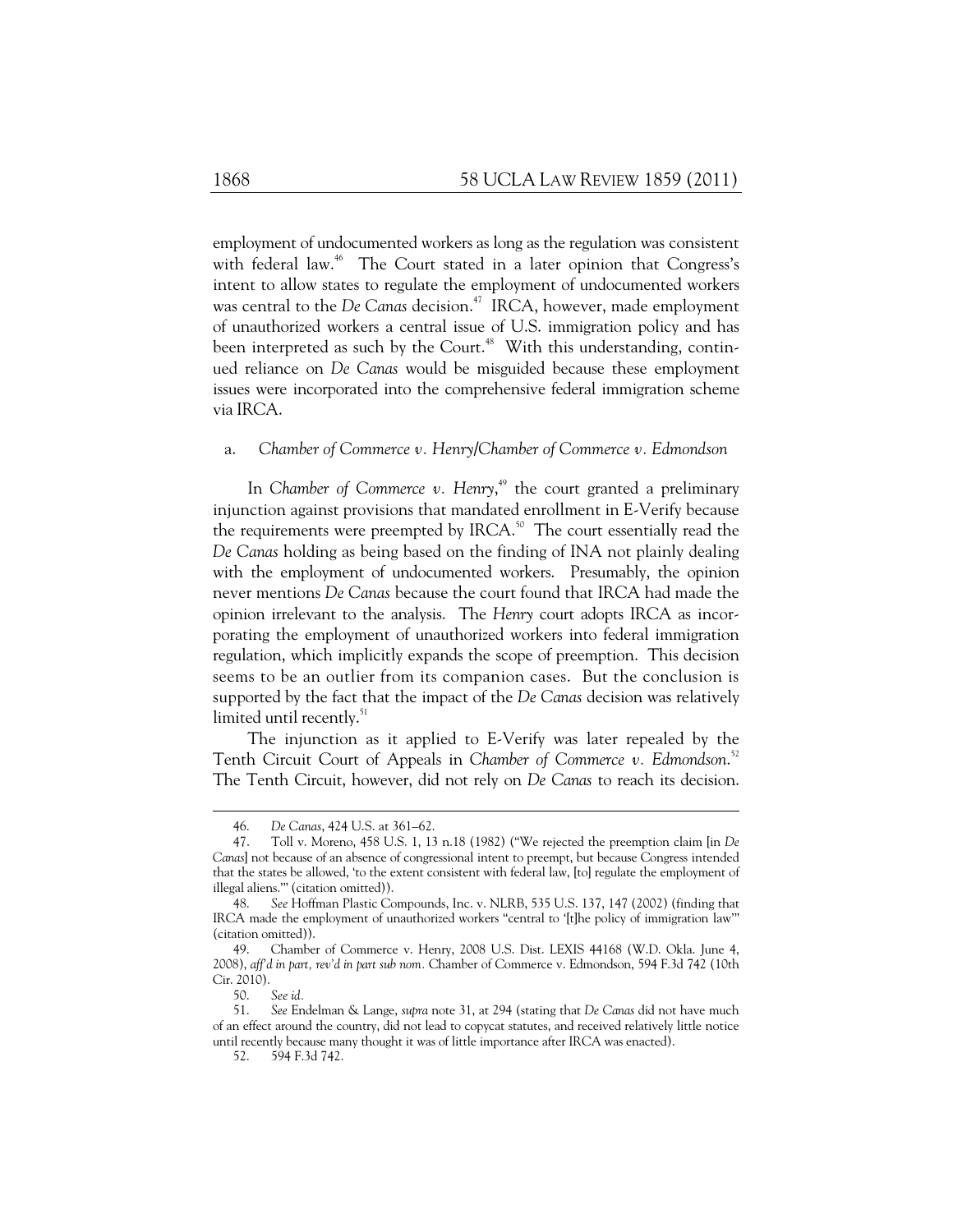employment of undocumented workers as long as the regulation was consistent with federal law.[46] The Court stated in a later opinion that Congress's intent to allow states to regulate the employment of undocumented workers was central to the *De Canas* decision.[47] IRCA, however, made employment of unauthorized workers a central issue of U.S. immigration policy and has been interpreted as such by the Court.[48] With this understanding, continued reliance on *De Canas* would be misguided because these employment issues were incorporated into the comprehensive federal immigration scheme via IRCA.

#### a. *Chamber of Commerce v. Henry/Chamber of Commerce v. Edmondson*

In *Chamber of Commerce v. Henry*,[49] the court granted a preliminary injunction against provisions that mandated enrollment in E-Verify because the requirements were preempted by IRCA.[50] The court essentially read the *De Canas* holding as being based on the finding of INA not plainly dealing with the employment of undocumented workers. Presumably, the opinion never mentions *De Canas* because the court found that IRCA had made the opinion irrelevant to the analysis. The *Henry* court adopts IRCA as incorporating the employment of unauthorized workers into federal immigration regulation, which implicitly expands the scope of preemption. This decision seems to be an outlier from its companion cases. But the conclusion is supported by the fact that the impact of the *De Canas* decision was relatively limited until recently.[51]

The injunction as it applied to E-Verify was later repealed by the Tenth Circuit Court of Appeals in *Chamber of Commerce v. Edmondson*.[52] The Tenth Circuit, however, did not rely on *De Canas* to reach its decision.

---

46. *De Canas*, 424 U.S. at 361–62.

47. Toll v. Moreno, 458 U.S. 1, 13 n.18 (1982) ("We rejected the preemption claim [in *De Canas*] not because of an absence of congressional intent to preempt, but because Congress intended that the states be allowed, 'to the extent consistent with federal law, [to] regulate the employment of illegal aliens.'" (citation omitted)).

48. *See* Hoffman Plastic Compounds, Inc. v. NLRB, 535 U.S. 137, 147 (2002) (finding that IRCA made the employment of unauthorized workers "central to '[t]he policy of immigration law'" (citation omitted)).

49. Chamber of Commerce v. Henry, 2008 U.S. Dist. LEXIS 44168 (W.D. Okla. June 4, 2008), *aff'd in part, rev'd in part sub nom.* Chamber of Commerce v. Edmondson, 594 F.3d 742 (10th Cir. 2010).

50. *See id.*

51. *See* Endelman & Lange, *supra* note 31, at 294 (stating that *De Canas* did not have much of an effect around the country, did not lead to copycat statutes, and received relatively little notice until recently because many thought it was of little importance after IRCA was enacted).

52. 594 F.3d 742.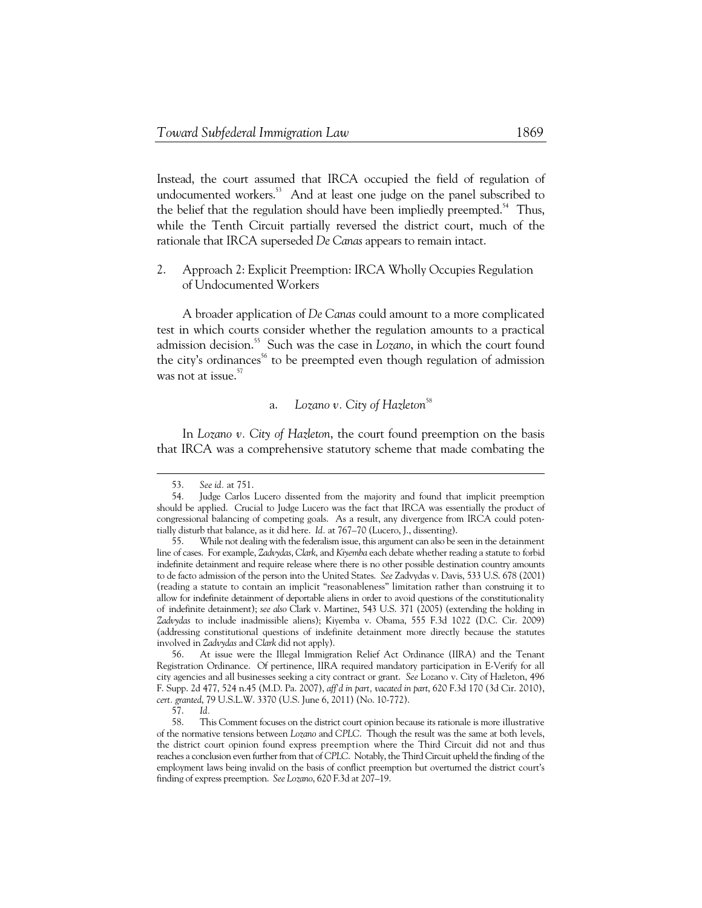Instead, the court assumed that IRCA occupied the field of regulation of undocumented workers.[53] And at least one judge on the panel subscribed to the belief that the regulation should have been impliedly preempted.[54] Thus, while the Tenth Circuit partially reversed the district court, much of the rationale that IRCA superseded *De Canas* appears to remain intact.

### 2. Approach 2: Explicit Preemption: IRCA Wholly Occupies Regulation of Undocumented Workers

A broader application of *De Canas* could amount to a more complicated test in which courts consider whether the regulation amounts to a practical admission decision.[55] Such was the case in *Lozano*, in which the court found the city's ordinances[56] to be preempted even though regulation of admission was not at issue.[57]

#### a. *Lozano v. City of Hazleton*[58]

In *Lozano v. City of Hazleton*, the court found preemption on the basis that IRCA was a comprehensive statutory scheme that made combating the

---

53. *See id.* at 751.

54. Judge Carlos Lucero dissented from the majority and found that implicit preemption should be applied. Crucial to Judge Lucero was the fact that IRCA was essentially the product of congressional balancing of competing goals. As a result, any divergence from IRCA could potentially disturb that balance, as it did here. *Id.* at 767–70 (Lucero, J., dissenting).

55. While not dealing with the federalism issue, this argument can also be seen in the detainment line of cases. For example, *Zadvydas*, *Clark*, and *Kiyemba* each debate whether reading a statute to forbid indefinite detainment and require release where there is no other possible destination country amounts to de facto admission of the person into the United States. *See* Zadvydas v. Davis, 533 U.S. 678 (2001) (reading a statute to contain an implicit "reasonableness" limitation rather than construing it to allow for indefinite detainment of deportable aliens in order to avoid questions of the constitutionality of indefinite detainment); *see also* Clark v. Martinez, 543 U.S. 371 (2005) (extending the holding in *Zadvydas* to include inadmissible aliens); Kiyemba v. Obama, 555 F.3d 1022 (D.C. Cir. 2009) (addressing constitutional questions of indefinite detainment more directly because the statutes involved in *Zadvydas* and *Clark* did not apply).

56. At issue were the Illegal Immigration Relief Act Ordinance (IIRA) and the Tenant Registration Ordinance. Of pertinence, IIRA required mandatory participation in E-Verify for all city agencies and all businesses seeking a city contract or grant. *See* Lozano v. City of Hazleton, 496 F. Supp. 2d 477, 524 n.45 (M.D. Pa. 2007), *aff'd in part, vacated in part*, 620 F.3d 170 (3d Cir. 2010), *cert. granted*, 79 U.S.L.W. 3370 (U.S. June 6, 2011) (No. 10-772).

57. *Id.*

58. This Comment focuses on the district court opinion because its rationale is more illustrative of the normative tensions between *Lozano* and *CPLC*. Though the result was the same at both levels, the district court opinion found express preemption where the Third Circuit did not and thus reaches a conclusion even further from that of *CPLC*. Notably, the Third Circuit upheld the finding of the employment laws being invalid on the basis of conflict preemption but overturned the district court's finding of express preemption. *See Lozano*, 620 F.3d at 207–19.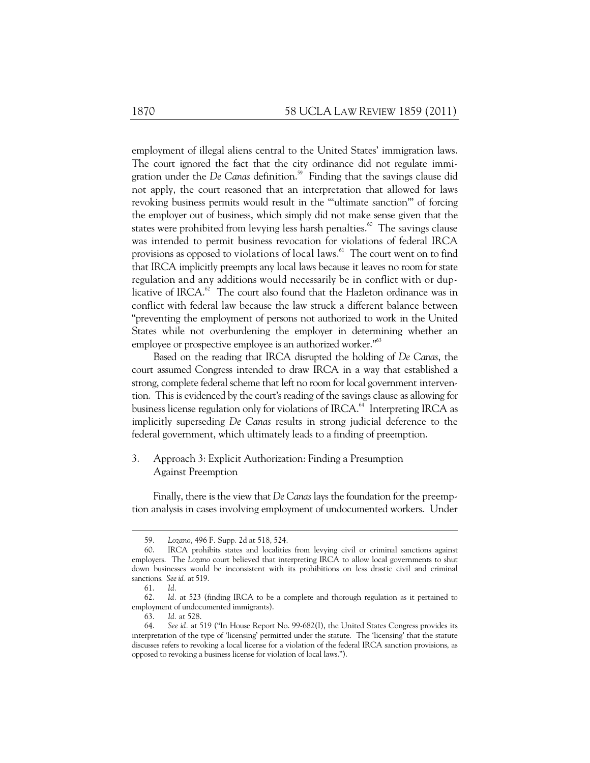employment of illegal aliens central to the United States' immigration laws. The court ignored the fact that the city ordinance did not regulate immigration under the *De Canas* definition.[59] Finding that the savings clause did not apply, the court reasoned that an interpretation that allowed for laws revoking business permits would result in the "'ultimate sanction'" of forcing the employer out of business, which simply did not make sense given that the states were prohibited from levying less harsh penalties.[60] The savings clause was intended to permit business revocation for violations of federal IRCA provisions as opposed to violations of local laws.[61] The court went on to find that IRCA implicitly preempts any local laws because it leaves no room for state regulation and any additions would necessarily be in conflict with or duplicative of IRCA.[62] The court also found that the Hazleton ordinance was in conflict with federal law because the law struck a different balance between "preventing the employment of persons not authorized to work in the United States while not overburdening the employer in determining whether an employee or prospective employee is an authorized worker."[63]

Based on the reading that IRCA disrupted the holding of *De Canas*, the court assumed Congress intended to draw IRCA in a way that established a strong, complete federal scheme that left no room for local government intervention. This is evidenced by the court's reading of the savings clause as allowing for business license regulation only for violations of IRCA.[64] Interpreting IRCA as implicitly superseding *De Canas* results in strong judicial deference to the federal government, which ultimately leads to a finding of preemption.

### 3. Approach 3: Explicit Authorization: Finding a Presumption Against Preemption

Finally, there is the view that *De Canas* lays the foundation for the preemption analysis in cases involving employment of undocumented workers. Under

---

59. *Lozano*, 496 F. Supp. 2d at 518, 524.

60. IRCA prohibits states and localities from levying civil or criminal sanctions against employers. The *Lozano* court believed that interpreting IRCA to allow local governments to shut down businesses would be inconsistent with its prohibitions on less drastic civil and criminal sanctions. *See id.* at 519.

61. *Id.*

62. *Id.* at 523 (finding IRCA to be a complete and thorough regulation as it pertained to employment of undocumented immigrants).

63. *Id.* at 528.

64. *See id.* at 519 ("In House Report No. 99-682(I), the United States Congress provides its interpretation of the type of 'licensing' permitted under the statute. The 'licensing' that the statute discusses refers to revoking a local license for a violation of the federal IRCA sanction provisions, as opposed to revoking a business license for violation of local laws.").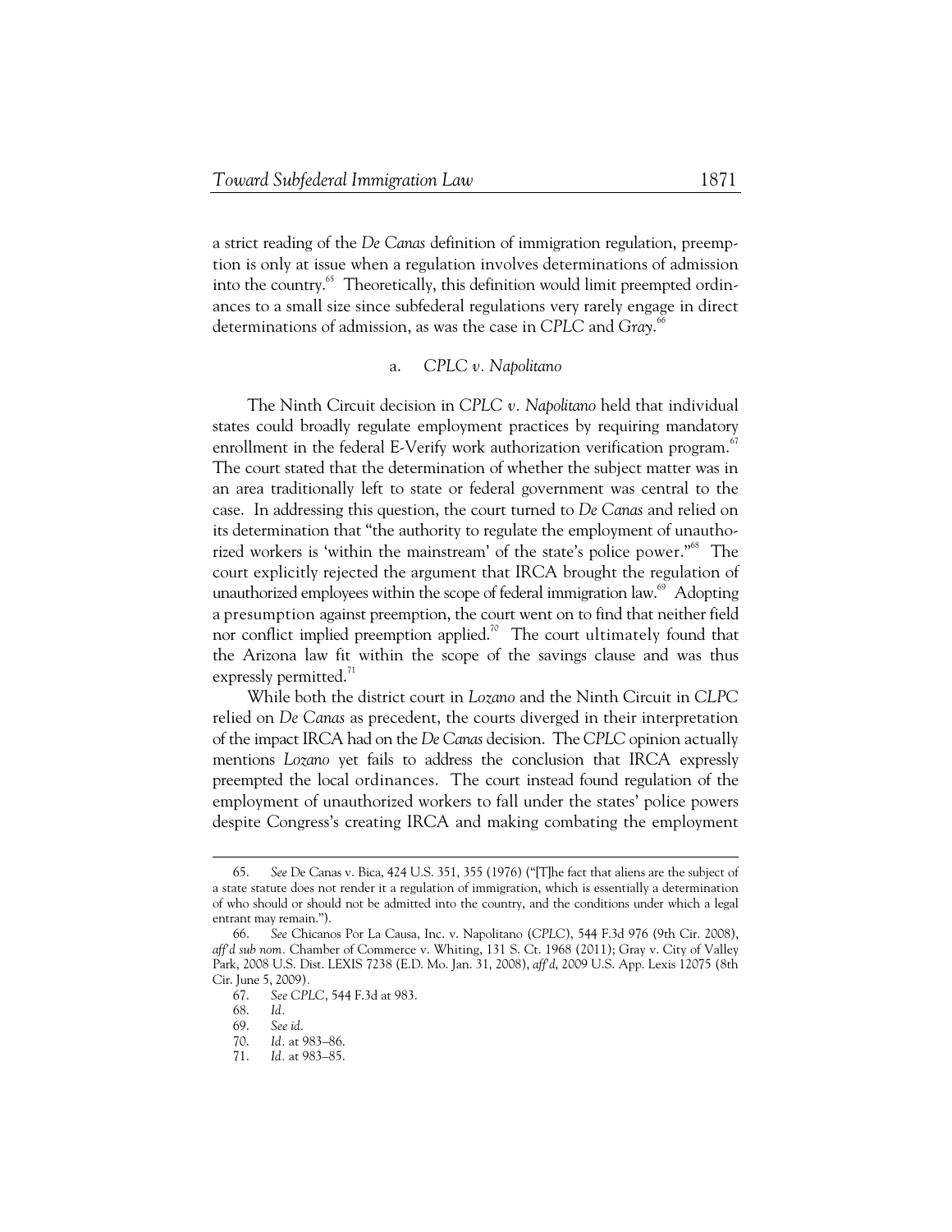a strict reading of the *De Canas* definition of immigration regulation, preemption is only at issue when a regulation involves determinations of admission into the country.[65] Theoretically, this definition would limit preempted ordinances to a small size since subfederal regulations very rarely engage in direct determinations of admission, as was the case in *CPLC* and *Gray*.[66]

#### a. *CPLC v. Napolitano*

The Ninth Circuit decision in *CPLC v. Napolitano* held that individual states could broadly regulate employment practices by requiring mandatory enrollment in the federal E-Verify work authorization verification program.[67] The court stated that the determination of whether the subject matter was in an area traditionally left to state or federal government was central to the case. In addressing this question, the court turned to *De Canas* and relied on its determination that "the authority to regulate the employment of unauthorized workers is 'within the mainstream' of the state's police power."[68] The court explicitly rejected the argument that IRCA brought the regulation of unauthorized employees within the scope of federal immigration law.[69] Adopting a presumption against preemption, the court went on to find that neither field nor conflict implied preemption applied.[70] The court ultimately found that the Arizona law fit within the scope of the savings clause and was thus expressly permitted.[71]

While both the district court in *Lozano* and the Ninth Circuit in *CLPC* relied on *De Canas* as precedent, the courts diverged in their interpretation of the impact IRCA had on the *De Canas* decision. The *CPLC* opinion actually mentions *Lozano* yet fails to address the conclusion that IRCA expressly preempted the local ordinances. The court instead found regulation of the employment of unauthorized workers to fall under the states' police powers despite Congress's creating IRCA and making combating the employment

---

65. *See* De Canas v. Bica, 424 U.S. 351, 355 (1976) ("[T]he fact that aliens are the subject of a state statute does not render it a regulation of immigration, which is essentially a determination of who should or should not be admitted into the country, and the conditions under which a legal entrant may remain.").

66. *See* Chicanos Por La Causa, Inc. v. Napolitano (*CPLC*), 544 F.3d 976 (9th Cir. 2008), *aff'd sub nom.* Chamber of Commerce v. Whiting, 131 S. Ct. 1968 (2011); Gray v. City of Valley Park, 2008 U.S. Dist. LEXIS 7238 (E.D. Mo. Jan. 31, 2008), *aff'd*, 2009 U.S. App. Lexis 12075 (8th Cir. June 5, 2009).

67. *See CPLC*, 544 F.3d at 983.

68. *Id.*

69. *See id.*

70. *Id.* at 983–86.

71. *Id.* at 983–85.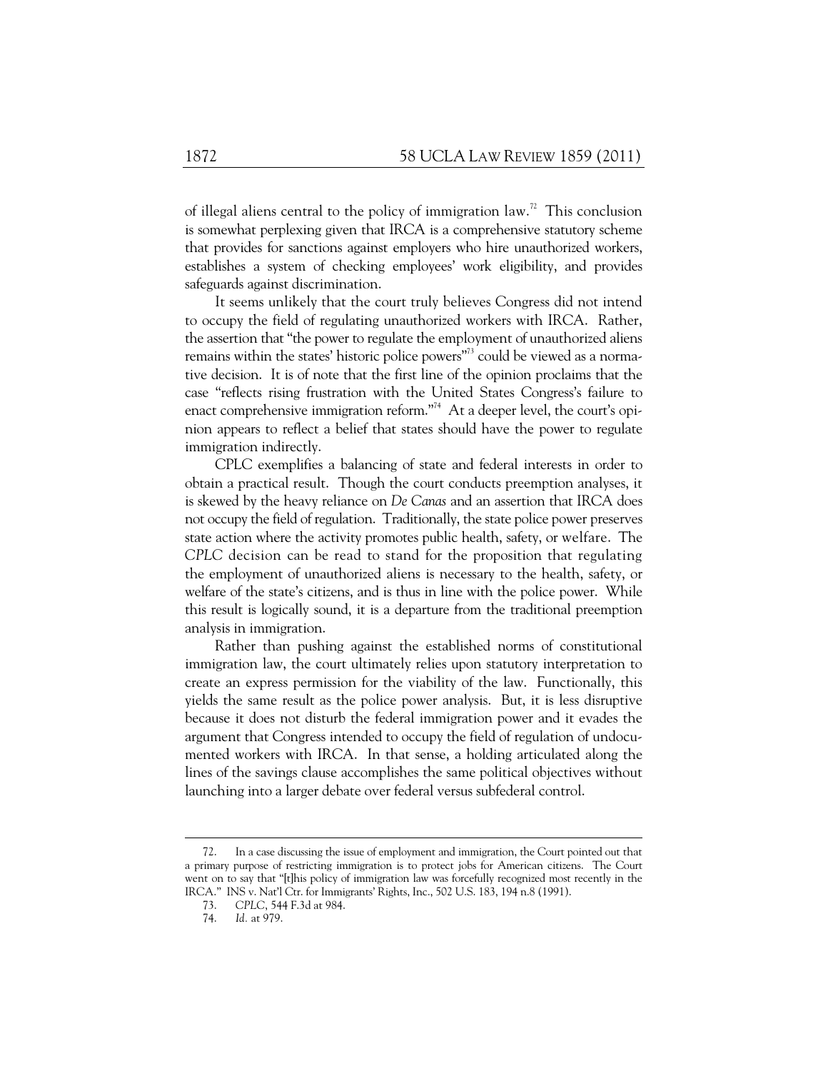of illegal aliens central to the policy of immigration law.[72] This conclusion is somewhat perplexing given that IRCA is a comprehensive statutory scheme that provides for sanctions against employers who hire unauthorized workers, establishes a system of checking employees' work eligibility, and provides safeguards against discrimination.

It seems unlikely that the court truly believes Congress did not intend to occupy the field of regulating unauthorized workers with IRCA. Rather, the assertion that "the power to regulate the employment of unauthorized aliens remains within the states' historic police powers"[73] could be viewed as a normative decision. It is of note that the first line of the opinion proclaims that the case "reflects rising frustration with the United States Congress's failure to enact comprehensive immigration reform."[74] At a deeper level, the court's opinion appears to reflect a belief that states should have the power to regulate immigration indirectly.

CPLC exemplifies a balancing of state and federal interests in order to obtain a practical result. Though the court conducts preemption analyses, it is skewed by the heavy reliance on *De Canas* and an assertion that IRCA does not occupy the field of regulation. Traditionally, the state police power preserves state action where the activity promotes public health, safety, or welfare. The *CPLC* decision can be read to stand for the proposition that regulating the employment of unauthorized aliens is necessary to the health, safety, or welfare of the state's citizens, and is thus in line with the police power. While this result is logically sound, it is a departure from the traditional preemption analysis in immigration.

Rather than pushing against the established norms of constitutional immigration law, the court ultimately relies upon statutory interpretation to create an express permission for the viability of the law. Functionally, this yields the same result as the police power analysis. But, it is less disruptive because it does not disturb the federal immigration power and it evades the argument that Congress intended to occupy the field of regulation of undocumented workers with IRCA. In that sense, a holding articulated along the lines of the savings clause accomplishes the same political objectives without launching into a larger debate over federal versus subfederal control.

---

72. In a case discussing the issue of employment and immigration, the Court pointed out that a primary purpose of restricting immigration is to protect jobs for American citizens. The Court went on to say that "[t]his policy of immigration law was forcefully recognized most recently in the IRCA." INS v. Nat'l Ctr. for Immigrants' Rights, Inc., 502 U.S. 183, 194 n.8 (1991).

73. *CPLC*, 544 F.3d at 984.

74. *Id.* at 979.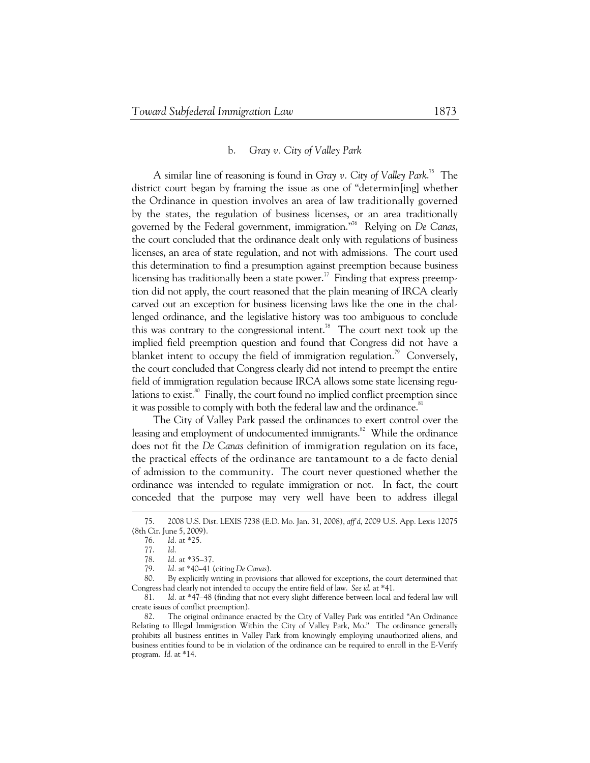### b. *Gray v. City of Valley Park*

A similar line of reasoning is found in *Gray v. City of Valley Park*.[75] The district court began by framing the issue as one of "determin[ing] whether the Ordinance in question involves an area of law traditionally governed by the states, the regulation of business licenses, or an area traditionally governed by the Federal government, immigration."[76] Relying on *De Canas*, the court concluded that the ordinance dealt only with regulations of business licenses, an area of state regulation, and not with admissions. The court used this determination to find a presumption against preemption because business licensing has traditionally been a state power.[77] Finding that express preemption did not apply, the court reasoned that the plain meaning of IRCA clearly carved out an exception for business licensing laws like the one in the challenged ordinance, and the legislative history was too ambiguous to conclude this was contrary to the congressional intent.[78] The court next took up the implied field preemption question and found that Congress did not have a blanket intent to occupy the field of immigration regulation.[79] Conversely, the court concluded that Congress clearly did not intend to preempt the entire field of immigration regulation because IRCA allows some state licensing regulations to exist.[80] Finally, the court found no implied conflict preemption since it was possible to comply with both the federal law and the ordinance.[81]

The City of Valley Park passed the ordinances to exert control over the leasing and employment of undocumented immigrants.[82] While the ordinance does not fit the *De Canas* definition of immigration regulation on its face, the practical effects of the ordinance are tantamount to a de facto denial of admission to the community. The court never questioned whether the ordinance was intended to regulate immigration or not. In fact, the court conceded that the purpose may very well have been to address illegal

---

75. 2008 U.S. Dist. LEXIS 7238 (E.D. Mo. Jan. 31, 2008), *aff'd*, 2009 U.S. App. Lexis 12075 (8th Cir. June 5, 2009).

76. *Id.* at \*25.

77. *Id.*

78. *Id.* at \*35–37.

79. *Id.* at \*40–41 (citing *De Canas*).

80. By explicitly writing in provisions that allowed for exceptions, the court determined that Congress had clearly not intended to occupy the entire field of law. *See id.* at \*41.

81. *Id.* at \*47–48 (finding that not every slight difference between local and federal law will create issues of conflict preemption).

82. The original ordinance enacted by the City of Valley Park was entitled "An Ordinance Relating to Illegal Immigration Within the City of Valley Park, Mo." The ordinance generally prohibits all business entities in Valley Park from knowingly employing unauthorized aliens, and business entities found to be in violation of the ordinance can be required to enroll in the E-Verify program. *Id.* at \*14.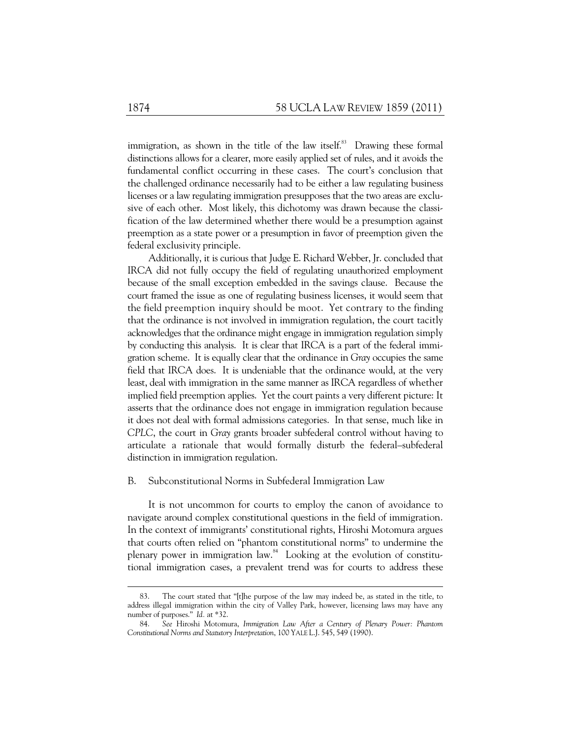immigration, as shown in the title of the law itself.[83] Drawing these formal distinctions allows for a clearer, more easily applied set of rules, and it avoids the fundamental conflict occurring in these cases. The court's conclusion that the challenged ordinance necessarily had to be either a law regulating business licenses or a law regulating immigration presupposes that the two areas are exclusive of each other. Most likely, this dichotomy was drawn because the classification of the law determined whether there would be a presumption against preemption as a state power or a presumption in favor of preemption given the federal exclusivity principle.

Additionally, it is curious that Judge E. Richard Webber, Jr. concluded that IRCA did not fully occupy the field of regulating unauthorized employment because of the small exception embedded in the savings clause. Because the court framed the issue as one of regulating business licenses, it would seem that the field preemption inquiry should be moot. Yet contrary to the finding that the ordinance is not involved in immigration regulation, the court tacitly acknowledges that the ordinance might engage in immigration regulation simply by conducting this analysis. It is clear that IRCA is a part of the federal immigration scheme. It is equally clear that the ordinance in *Gray* occupies the same field that IRCA does. It is undeniable that the ordinance would, at the very least, deal with immigration in the same manner as IRCA regardless of whether implied field preemption applies. Yet the court paints a very different picture: It asserts that the ordinance does not engage in immigration regulation because it does not deal with formal admissions categories. In that sense, much like in *CPLC*, the court in *Gray* grants broader subfederal control without having to articulate a rationale that would formally disturb the federal–subfederal distinction in immigration regulation.

## B. Subconstitutional Norms in Subfederal Immigration Law

It is not uncommon for courts to employ the canon of avoidance to navigate around complex constitutional questions in the field of immigration. In the context of immigrants' constitutional rights, Hiroshi Motomura argues that courts often relied on "phantom constitutional norms" to undermine the plenary power in immigration law.[84] Looking at the evolution of constitutional immigration cases, a prevalent trend was for courts to address these

---

83. The court stated that "[t]he purpose of the law may indeed be, as stated in the title, to address illegal immigration within the city of Valley Park, however, licensing laws may have any number of purposes." *Id.* at *32.

84. *See* Hiroshi Motomura, *Immigration Law After a Century of Plenary Power: Phantom Constitutional Norms and Statutory Interpretation*, 100 YALE L.J. 545, 549 (1990).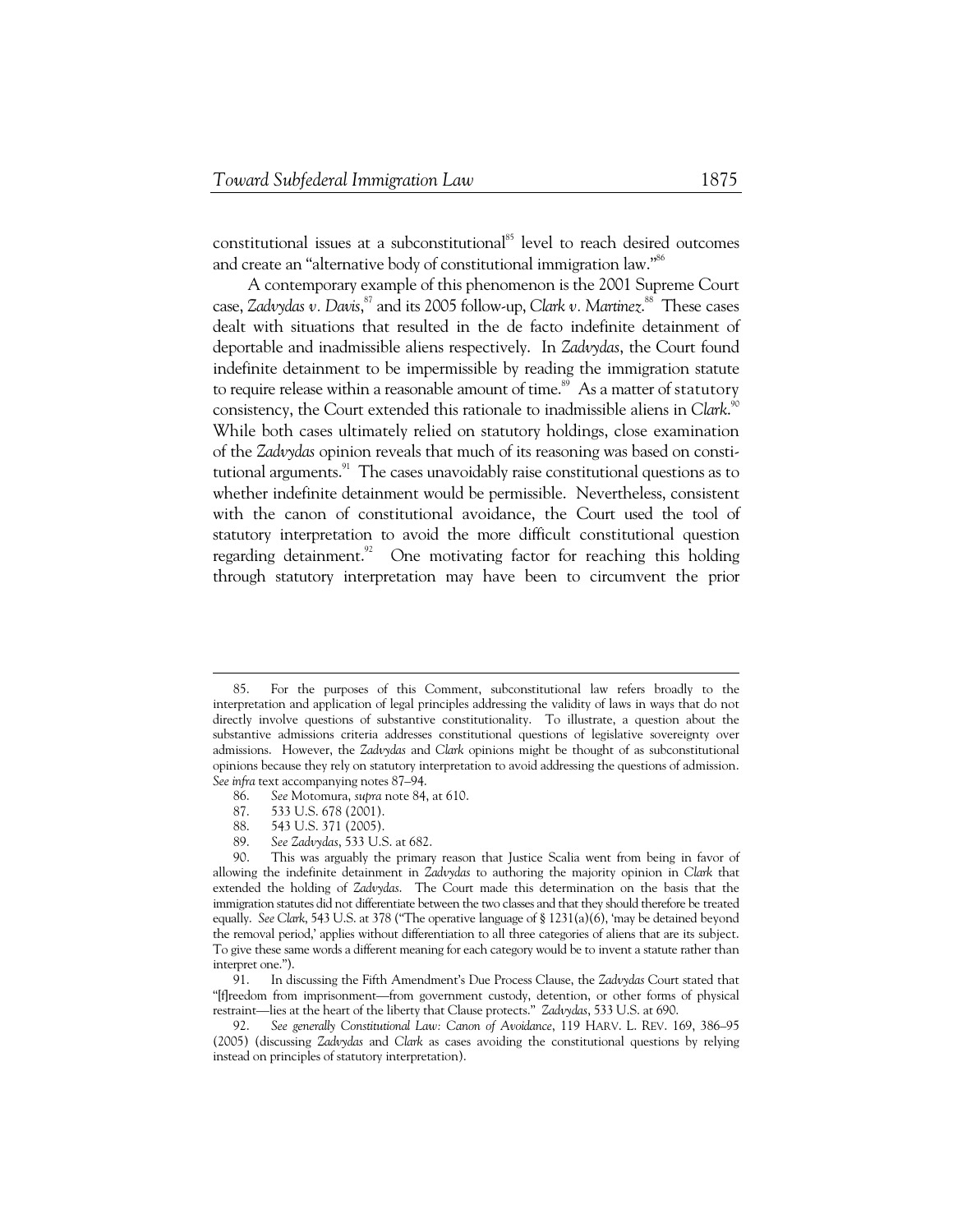constitutional issues at a subconstitutional[85] level to reach desired outcomes and create an "alternative body of constitutional immigration law."[86]

A contemporary example of this phenomenon is the 2001 Supreme Court case, *Zadvydas v. Davis*,[87] and its 2005 follow-up, *Clark v. Martinez*.[88] These cases dealt with situations that resulted in the de facto indefinite detainment of deportable and inadmissible aliens respectively. In *Zadvydas*, the Court found indefinite detainment to be impermissible by reading the immigration statute to require release within a reasonable amount of time.[89] As a matter of statutory consistency, the Court extended this rationale to inadmissible aliens in *Clark*.[90] While both cases ultimately relied on statutory holdings, close examination of the *Zadvydas* opinion reveals that much of its reasoning was based on constitutional arguments.[91] The cases unavoidably raise constitutional questions as to whether indefinite detainment would be permissible. Nevertheless, consistent with the canon of constitutional avoidance, the Court used the tool of statutory interpretation to avoid the more difficult constitutional question regarding detainment.[92] One motivating factor for reaching this holding through statutory interpretation may have been to circumvent the prior

---

85. For the purposes of this Comment, subconstitutional law refers broadly to the interpretation and application of legal principles addressing the validity of laws in ways that do not directly involve questions of substantive constitutionality. To illustrate, a question about the substantive admissions criteria addresses constitutional questions of legislative sovereignty over admissions. However, the *Zadvydas* and *Clark* opinions might be thought of as subconstitutional opinions because they rely on statutory interpretation to avoid addressing the questions of admission. *See infra* text accompanying notes 87–94.

86. *See* Motomura, *supra* note 84, at 610.

87. 533 U.S. 678 (2001).

88. 543 U.S. 371 (2005).

89. *See Zadvydas*, 533 U.S. at 682.

90. This was arguably the primary reason that Justice Scalia went from being in favor of allowing the indefinite detainment in *Zadvydas* to authoring the majority opinion in *Clark* that extended the holding of *Zadvydas*. The Court made this determination on the basis that the immigration statutes did not differentiate between the two classes and that they should therefore be treated equally. *See Clark*, 543 U.S. at 378 ("The operative language of § 1231(a)(6), 'may be detained beyond the removal period,' applies without differentiation to all three categories of aliens that are its subject. To give these same words a different meaning for each category would be to invent a statute rather than interpret one.").

91. In discussing the Fifth Amendment's Due Process Clause, the *Zadvydas* Court stated that "[f]reedom from imprisonment—from government custody, detention, or other forms of physical restraint—lies at the heart of the liberty that Clause protects." *Zadvydas*, 533 U.S. at 690.

92. *See generally Constitutional Law: Canon of Avoidance*, 119 HARV. L. REV. 169, 386–95 (2005) (discussing *Zadvydas* and *Clark* as cases avoiding the constitutional questions by relying instead on principles of statutory interpretation).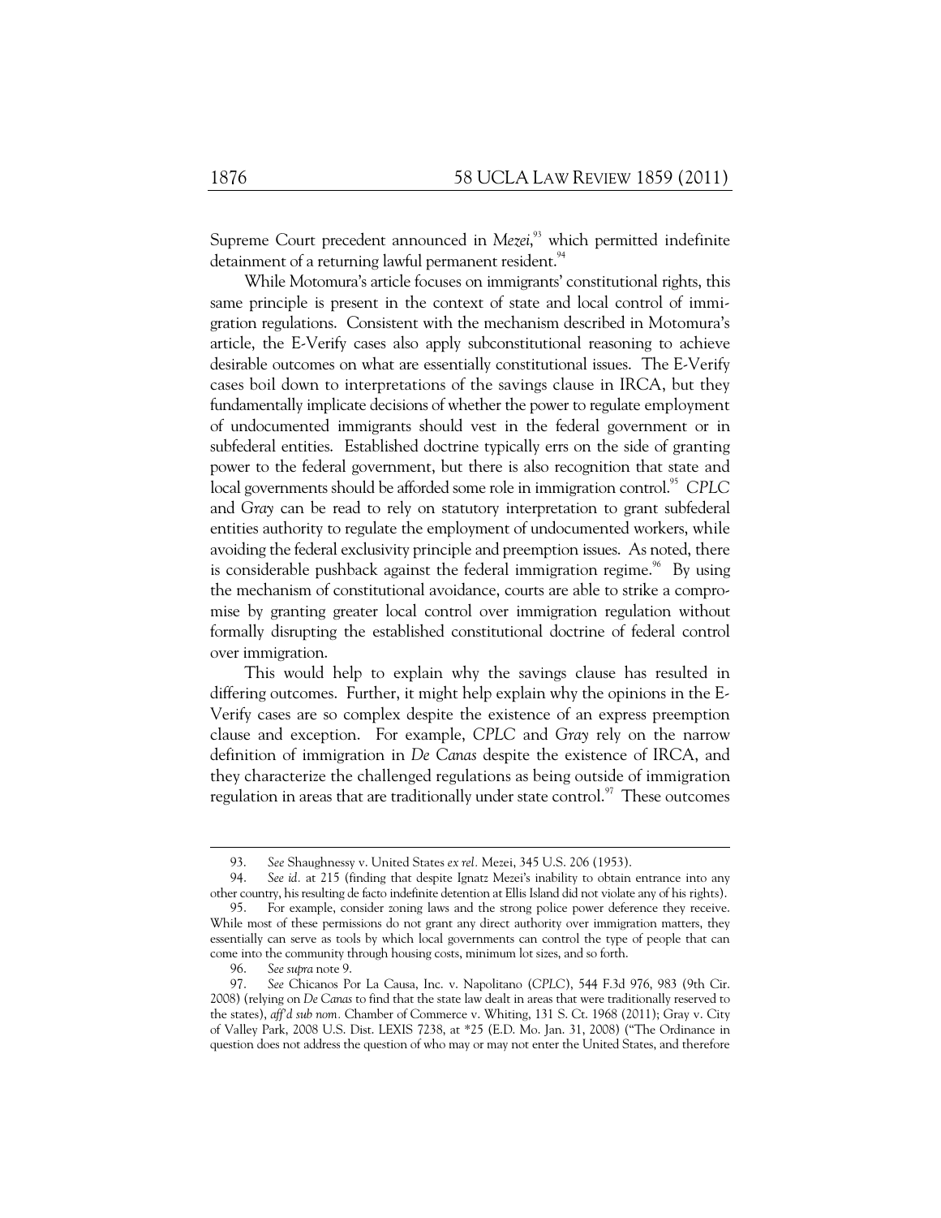Supreme Court precedent announced in *Mezei*,[93] which permitted indefinite detainment of a returning lawful permanent resident.[94]

While Motomura's article focuses on immigrants' constitutional rights, this same principle is present in the context of state and local control of immigration regulations. Consistent with the mechanism described in Motomura's article, the E-Verify cases also apply subconstitutional reasoning to achieve desirable outcomes on what are essentially constitutional issues. The E-Verify cases boil down to interpretations of the savings clause in IRCA, but they fundamentally implicate decisions of whether the power to regulate employment of undocumented immigrants should vest in the federal government or in subfederal entities. Established doctrine typically errs on the side of granting power to the federal government, but there is also recognition that state and local governments should be afforded some role in immigration control.[95] *CPLC* and *Gray* can be read to rely on statutory interpretation to grant subfederal entities authority to regulate the employment of undocumented workers, while avoiding the federal exclusivity principle and preemption issues. As noted, there is considerable pushback against the federal immigration regime.[96] By using the mechanism of constitutional avoidance, courts are able to strike a compromise by granting greater local control over immigration regulation without formally disrupting the established constitutional doctrine of federal control over immigration.

This would help to explain why the savings clause has resulted in differing outcomes. Further, it might help explain why the opinions in the E-Verify cases are so complex despite the existence of an express preemption clause and exception. For example, *CPLC* and *Gray* rely on the narrow definition of immigration in *De Canas* despite the existence of IRCA, and they characterize the challenged regulations as being outside of immigration regulation in areas that are traditionally under state control.[97] These outcomes

---

93. *See* Shaughnessy v. United States *ex rel.* Mezei, 345 U.S. 206 (1953).

94. *See id.* at 215 (finding that despite Ignatz Mezei's inability to obtain entrance into any other country, his resulting de facto indefinite detention at Ellis Island did not violate any of his rights).

95. For example, consider zoning laws and the strong police power deference they receive. While most of these permissions do not grant any direct authority over immigration matters, they essentially can serve as tools by which local governments can control the type of people that can come into the community through housing costs, minimum lot sizes, and so forth.

96. *See supra* note 9.

97. *See* Chicanos Por La Causa, Inc. v. Napolitano (*CPLC*), 544 F.3d 976, 983 (9th Cir. 2008) (relying on *De Canas* to find that the state law dealt in areas that were traditionally reserved to the states), *aff'd sub nom.* Chamber of Commerce v. Whiting, 131 S. Ct. 1968 (2011); Gray v. City of Valley Park, 2008 U.S. Dist. LEXIS 7238, at *25 (E.D. Mo. Jan. 31, 2008) ("The Ordinance in question does not address the question of who may or may not enter the United States, and therefore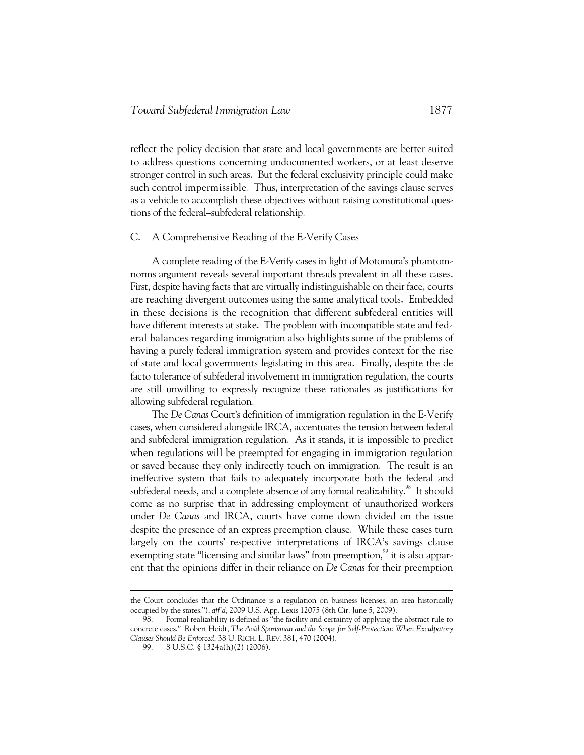reflect the policy decision that state and local governments are better suited to address questions concerning undocumented workers, or at least deserve stronger control in such areas. But the federal exclusivity principle could make such control impermissible. Thus, interpretation of the savings clause serves as a vehicle to accomplish these objectives without raising constitutional questions of the federal–subfederal relationship.

### C. A Comprehensive Reading of the E-Verify Cases

A complete reading of the E-Verify cases in light of Motomura's phantom-norms argument reveals several important threads prevalent in all these cases. First, despite having facts that are virtually indistinguishable on their face, courts are reaching divergent outcomes using the same analytical tools. Embedded in these decisions is the recognition that different subfederal entities will have different interests at stake. The problem with incompatible state and federal balances regarding immigration also highlights some of the problems of having a purely federal immigration system and provides context for the rise of state and local governments legislating in this area. Finally, despite the de facto tolerance of subfederal involvement in immigration regulation, the courts are still unwilling to expressly recognize these rationales as justifications for allowing subfederal regulation.

The *De Canas* Court's definition of immigration regulation in the E-Verify cases, when considered alongside IRCA, accentuates the tension between federal and subfederal immigration regulation. As it stands, it is impossible to predict when regulations will be preempted for engaging in immigration regulation or saved because they only indirectly touch on immigration. The result is an ineffective system that fails to adequately incorporate both the federal and subfederal needs, and a complete absence of any formal realizability.[98] It should come as no surprise that in addressing employment of unauthorized workers under *De Canas* and IRCA, courts have come down divided on the issue despite the presence of an express preemption clause. While these cases turn largely on the courts' respective interpretations of IRCA's savings clause exempting state "licensing and similar laws" from preemption,[99] it is also apparent that the opinions differ in their reliance on *De Canas* for their preemption

---

the Court concludes that the Ordinance is a regulation on business licenses, an area historically occupied by the states."), *aff'd*, 2009 U.S. App. Lexis 12075 (8th Cir. June 5, 2009).

98. Formal realizability is defined as "the facility and certainty of applying the abstract rule to concrete cases." Robert Heidt, *The Avid Sportsman and the Scope for Self-Protection: When Exculpatory Clauses Should Be Enforced*, 38 U. RICH. L. REV. 381, 470 (2004).

99. 8 U.S.C. § 1324a(h)(2) (2006).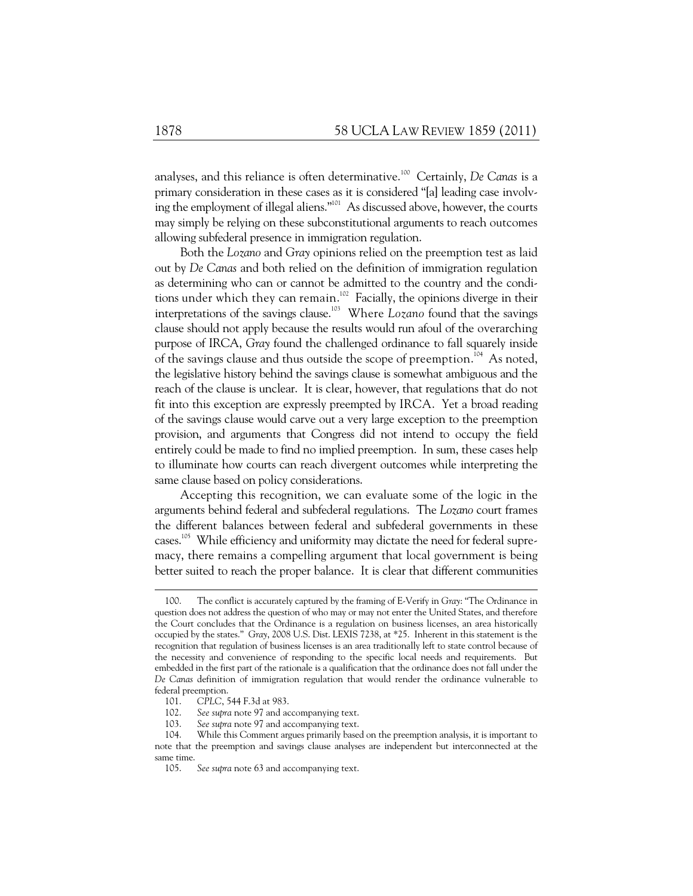analyses, and this reliance is often determinative.[100] Certainly, *De Canas* is a primary consideration in these cases as it is considered "[a] leading case involving the employment of illegal aliens."[101] As discussed above, however, the courts may simply be relying on these subconstitutional arguments to reach outcomes allowing subfederal presence in immigration regulation.

Both the *Lozano* and *Gray* opinions relied on the preemption test as laid out by *De Canas* and both relied on the definition of immigration regulation as determining who can or cannot be admitted to the country and the conditions under which they can remain.[102] Facially, the opinions diverge in their interpretations of the savings clause.[103] Where *Lozano* found that the savings clause should not apply because the results would run afoul of the overarching purpose of IRCA, *Gray* found the challenged ordinance to fall squarely inside of the savings clause and thus outside the scope of preemption.[104] As noted, the legislative history behind the savings clause is somewhat ambiguous and the reach of the clause is unclear. It is clear, however, that regulations that do not fit into this exception are expressly preempted by IRCA. Yet a broad reading of the savings clause would carve out a very large exception to the preemption provision, and arguments that Congress did not intend to occupy the field entirely could be made to find no implied preemption. In sum, these cases help to illuminate how courts can reach divergent outcomes while interpreting the same clause based on policy considerations.

Accepting this recognition, we can evaluate some of the logic in the arguments behind federal and subfederal regulations. The *Lozano* court frames the different balances between federal and subfederal governments in these cases.[105] While efficiency and uniformity may dictate the need for federal supremacy, there remains a compelling argument that local government is being better suited to reach the proper balance. It is clear that different communities

---

100. The conflict is accurately captured by the framing of E-Verify in *Gray*: "The Ordinance in question does not address the question of who may or may not enter the United States, and therefore the Court concludes that the Ordinance is a regulation on business licenses, an area historically occupied by the states." *Gray*, 2008 U.S. Dist. LEXIS 7238, at *25. Inherent in this statement is the recognition that regulation of business licenses is an area traditionally left to state control because of the necessity and convenience of responding to the specific local needs and requirements. But embedded in the first part of the rationale is a qualification that the ordinance does not fall under the *De Canas* definition of immigration regulation that would render the ordinance vulnerable to federal preemption.

101. *CPLC*, 544 F.3d at 983.

102. *See supra* note 97 and accompanying text.

103. *See supra* note 97 and accompanying text.

104. While this Comment argues primarily based on the preemption analysis, it is important to note that the preemption and savings clause analyses are independent but interconnected at the same time.

105. *See supra* note 63 and accompanying text.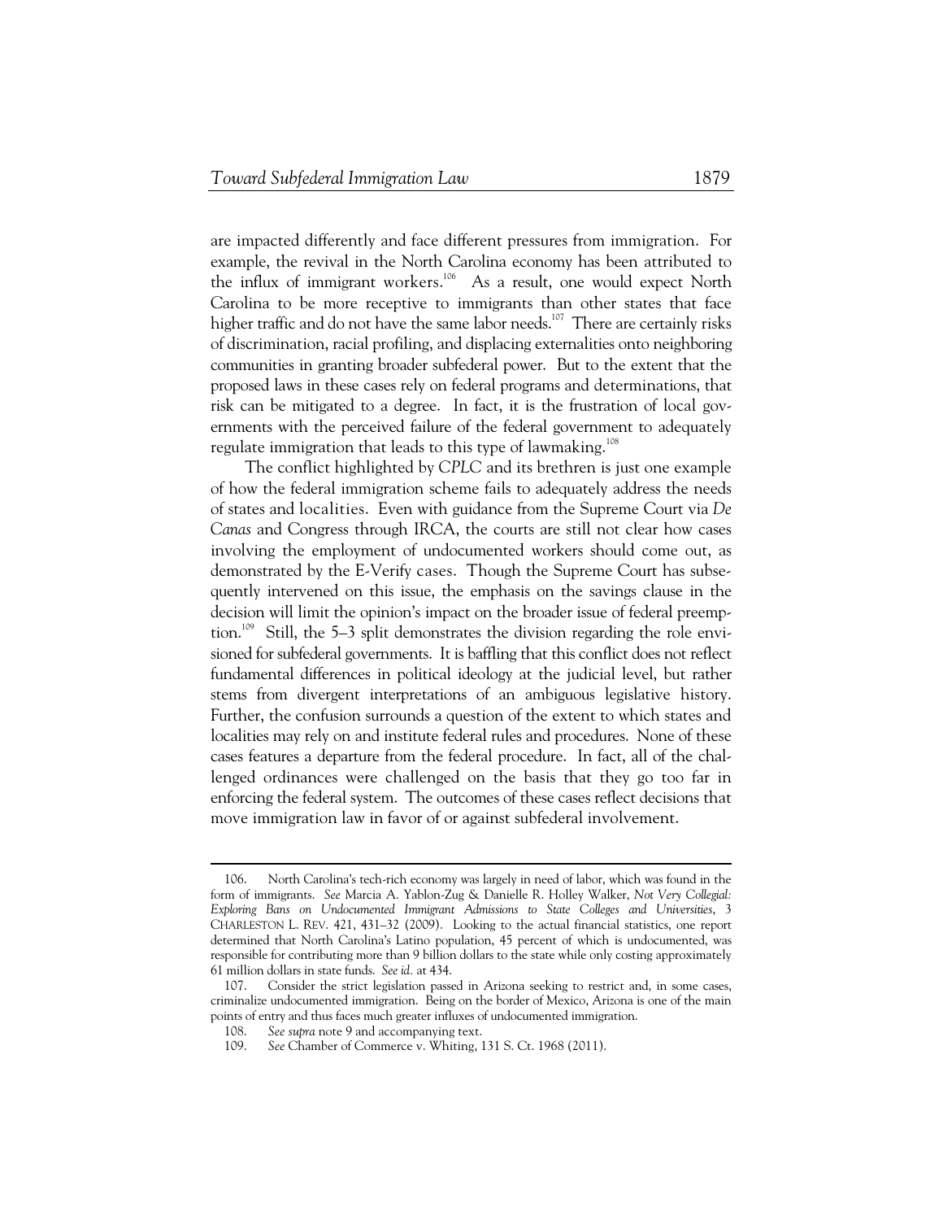are impacted differently and face different pressures from immigration. For example, the revival in the North Carolina economy has been attributed to the influx of immigrant workers.[106] As a result, one would expect North Carolina to be more receptive to immigrants than other states that face higher traffic and do not have the same labor needs.[107] There are certainly risks of discrimination, racial profiling, and displacing externalities onto neighboring communities in granting broader subfederal power. But to the extent that the proposed laws in these cases rely on federal programs and determinations, that risk can be mitigated to a degree. In fact, it is the frustration of local governments with the perceived failure of the federal government to adequately regulate immigration that leads to this type of lawmaking.[108]

The conflict highlighted by *CPLC* and its brethren is just one example of how the federal immigration scheme fails to adequately address the needs of states and localities. Even with guidance from the Supreme Court via *De Canas* and Congress through IRCA, the courts are still not clear how cases involving the employment of undocumented workers should come out, as demonstrated by the E-Verify cases. Though the Supreme Court has subsequently intervened on this issue, the emphasis on the savings clause in the decision will limit the opinion's impact on the broader issue of federal preemption.[109] Still, the 5–3 split demonstrates the division regarding the role envisioned for subfederal governments. It is baffling that this conflict does not reflect fundamental differences in political ideology at the judicial level, but rather stems from divergent interpretations of an ambiguous legislative history. Further, the confusion surrounds a question of the extent to which states and localities may rely on and institute federal rules and procedures. None of these cases features a departure from the federal procedure. In fact, all of the challenged ordinances were challenged on the basis that they go too far in enforcing the federal system. The outcomes of these cases reflect decisions that move immigration law in favor of or against subfederal involvement.

---

106. North Carolina's tech-rich economy was largely in need of labor, which was found in the form of immigrants. *See* Marcia A. Yablon-Zug & Danielle R. Holley Walker, *Not Very Collegial: Exploring Bans on Undocumented Immigrant Admissions to State Colleges and Universities*, 3 CHARLESTON L. REV. 421, 431–32 (2009). Looking to the actual financial statistics, one report determined that North Carolina's Latino population, 45 percent of which is undocumented, was responsible for contributing more than 9 billion dollars to the state while only costing approximately 61 million dollars in state funds. *See id.* at 434.

107. Consider the strict legislation passed in Arizona seeking to restrict and, in some cases, criminalize undocumented immigration. Being on the border of Mexico, Arizona is one of the main points of entry and thus faces much greater influxes of undocumented immigration.

108. *See supra* note 9 and accompanying text.

109. *See* Chamber of Commerce v. Whiting, 131 S. Ct. 1968 (2011).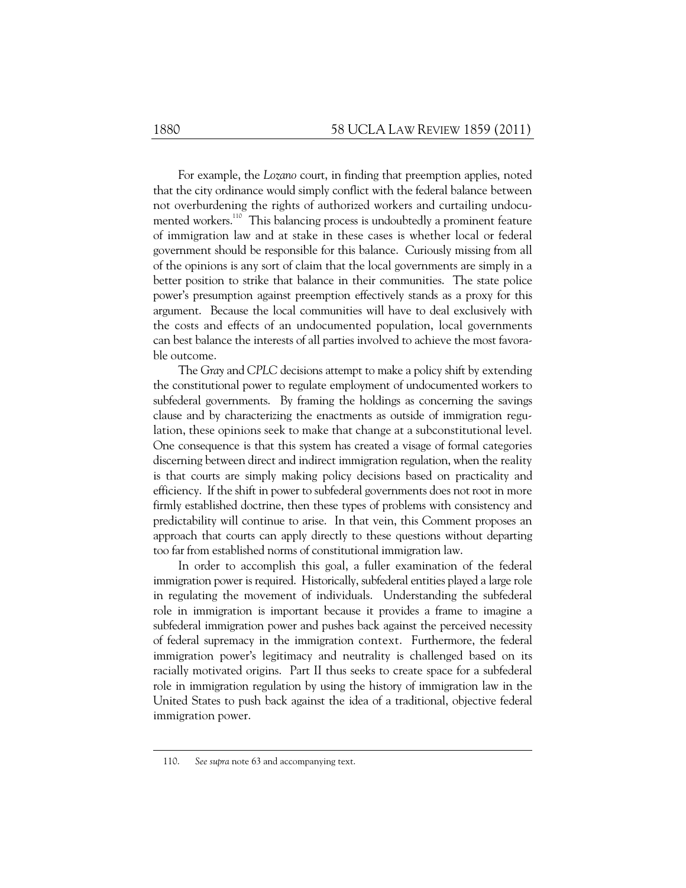For example, the *Lozano* court, in finding that preemption applies, noted that the city ordinance would simply conflict with the federal balance between not overburdening the rights of authorized workers and curtailing undocumented workers.[110] This balancing process is undoubtedly a prominent feature of immigration law and at stake in these cases is whether local or federal government should be responsible for this balance. Curiously missing from all of the opinions is any sort of claim that the local governments are simply in a better position to strike that balance in their communities. The state police power's presumption against preemption effectively stands as a proxy for this argument. Because the local communities will have to deal exclusively with the costs and effects of an undocumented population, local governments can best balance the interests of all parties involved to achieve the most favorable outcome.

The *Gray* and *CPLC* decisions attempt to make a policy shift by extending the constitutional power to regulate employment of undocumented workers to subfederal governments. By framing the holdings as concerning the savings clause and by characterizing the enactments as outside of immigration regulation, these opinions seek to make that change at a subconstitutional level. One consequence is that this system has created a visage of formal categories discerning between direct and indirect immigration regulation, when the reality is that courts are simply making policy decisions based on practicality and efficiency. If the shift in power to subfederal governments does not root in more firmly established doctrine, then these types of problems with consistency and predictability will continue to arise. In that vein, this Comment proposes an approach that courts can apply directly to these questions without departing too far from established norms of constitutional immigration law.

In order to accomplish this goal, a fuller examination of the federal immigration power is required. Historically, subfederal entities played a large role in regulating the movement of individuals. Understanding the subfederal role in immigration is important because it provides a frame to imagine a subfederal immigration power and pushes back against the perceived necessity of federal supremacy in the immigration context. Furthermore, the federal immigration power's legitimacy and neutrality is challenged based on its racially motivated origins. Part II thus seeks to create space for a subfederal role in immigration regulation by using the history of immigration law in the United States to push back against the idea of a traditional, objective federal immigration power.

---

110. *See supra* note 63 and accompanying text.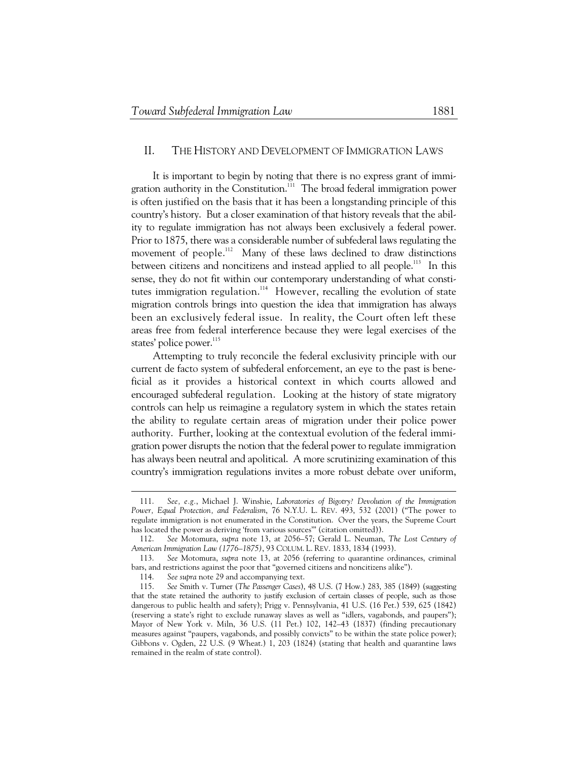## II. THE HISTORY AND DEVELOPMENT OF IMMIGRATION LAWS

It is important to begin by noting that there is no express grant of immigration authority in the Constitution.[111] The broad federal immigration power is often justified on the basis that it has been a longstanding principle of this country's history. But a closer examination of that history reveals that the ability to regulate immigration has not always been exclusively a federal power. Prior to 1875, there was a considerable number of subfederal laws regulating the movement of people.[112] Many of these laws declined to draw distinctions between citizens and noncitizens and instead applied to all people.[113] In this sense, they do not fit within our contemporary understanding of what constitutes immigration regulation.[114] However, recalling the evolution of state migration controls brings into question the idea that immigration has always been an exclusively federal issue. In reality, the Court often left these areas free from federal interference because they were legal exercises of the states' police power.[115]

Attempting to truly reconcile the federal exclusivity principle with our current de facto system of subfederal enforcement, an eye to the past is beneficial as it provides a historical context in which courts allowed and encouraged subfederal regulation. Looking at the history of state migratory controls can help us reimagine a regulatory system in which the states retain the ability to regulate certain areas of migration under their police power authority. Further, looking at the contextual evolution of the federal immigration power disrupts the notion that the federal power to regulate immigration has always been neutral and apolitical. A more scrutinizing examination of this country's immigration regulations invites a more robust debate over uniform,

111. *See, e.g.*, Michael J. Winshie, *Laboratories of Bigotry? Devolution of the Immigration Power, Equal Protection, and Federalism*, 76 N.Y.U. L. REV. 493, 532 (2001) ("The power to regulate immigration is not enumerated in the Constitution. Over the years, the Supreme Court has located the power as deriving 'from various sources'" (citation omitted)).

112. *See* Motomura, *supra* note 13, at 2056–57; Gerald L. Neuman, *The Lost Century of American Immigration Law (1776–1875)*, 93 COLUM. L. REV. 1833, 1834 (1993).

113. *See* Motomura, *supra* note 13, at 2056 (referring to quarantine ordinances, criminal bars, and restrictions against the poor that "governed citizens and noncitizens alike").

114. *See supra* note 29 and accompanying text.

115. *See* Smith v. Turner (*The Passenger Cases*), 48 U.S. (7 How.) 283, 385 (1849) (suggesting that the state retained the authority to justify exclusion of certain classes of people, such as those dangerous to public health and safety); Prigg v. Pennsylvania, 41 U.S. (16 Pet.) 539, 625 (1842) (reserving a state's right to exclude runaway slaves as well as "idlers, vagabonds, and paupers"); Mayor of New York v. Miln, 36 U.S. (11 Pet.) 102, 142–43 (1837) (finding precautionary measures against "paupers, vagabonds, and possibly convicts" to be within the state police power); Gibbons v. Ogden, 22 U.S. (9 Wheat.) 1, 203 (1824) (stating that health and quarantine laws remained in the realm of state control).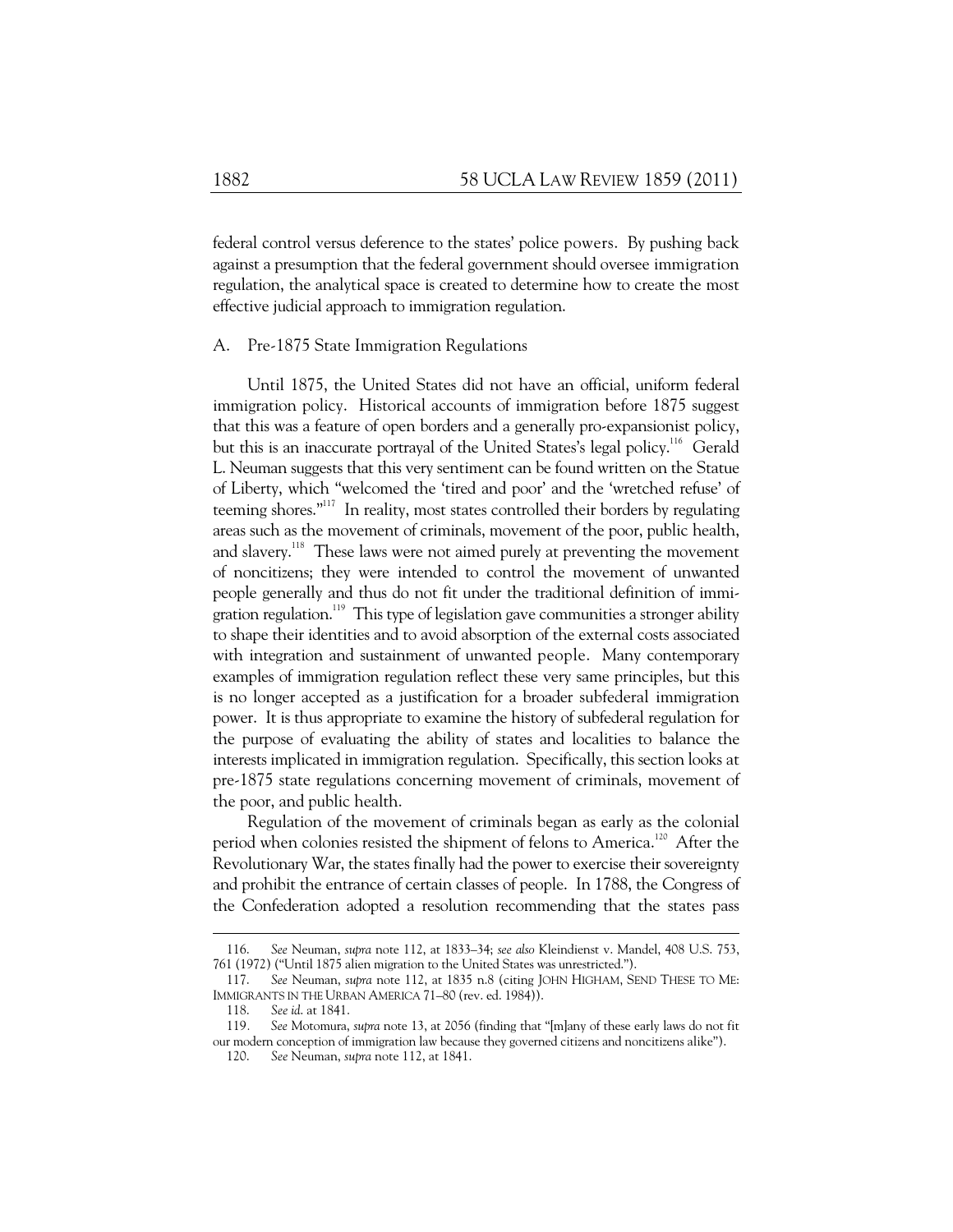federal control versus deference to the states' police powers. By pushing back against a presumption that the federal government should oversee immigration regulation, the analytical space is created to determine how to create the most effective judicial approach to immigration regulation.

### A. Pre-1875 State Immigration Regulations

Until 1875, the United States did not have an official, uniform federal immigration policy. Historical accounts of immigration before 1875 suggest that this was a feature of open borders and a generally pro-expansionist policy, but this is an inaccurate portrayal of the United States's legal policy.[116] Gerald L. Neuman suggests that this very sentiment can be found written on the Statue of Liberty, which "welcomed the 'tired and poor' and the 'wretched refuse' of teeming shores."[117] In reality, most states controlled their borders by regulating areas such as the movement of criminals, movement of the poor, public health, and slavery.[118] These laws were not aimed purely at preventing the movement of noncitizens; they were intended to control the movement of unwanted people generally and thus do not fit under the traditional definition of immigration regulation.[119] This type of legislation gave communities a stronger ability to shape their identities and to avoid absorption of the external costs associated with integration and sustainment of unwanted people. Many contemporary examples of immigration regulation reflect these very same principles, but this is no longer accepted as a justification for a broader subfederal immigration power. It is thus appropriate to examine the history of subfederal regulation for the purpose of evaluating the ability of states and localities to balance the interests implicated in immigration regulation. Specifically, this section looks at pre-1875 state regulations concerning movement of criminals, movement of the poor, and public health.

Regulation of the movement of criminals began as early as the colonial period when colonies resisted the shipment of felons to America.[120] After the Revolutionary War, the states finally had the power to exercise their sovereignty and prohibit the entrance of certain classes of people. In 1788, the Congress of the Confederation adopted a resolution recommending that the states pass

---

116. *See* Neuman, *supra* note 112, at 1833–34; *see also* Kleindienst v. Mandel, 408 U.S. 753, 761 (1972) ("Until 1875 alien migration to the United States was unrestricted.").

117. *See* Neuman, *supra* note 112, at 1835 n.8 (citing JOHN HIGHAM, SEND THESE TO ME: IMMIGRANTS IN THE URBAN AMERICA 71–80 (rev. ed. 1984)).

118. *See id.* at 1841.

119. *See* Motomura, *supra* note 13, at 2056 (finding that "[m]any of these early laws do not fit our modern conception of immigration law because they governed citizens and noncitizens alike").

120. *See* Neuman, *supra* note 112, at 1841.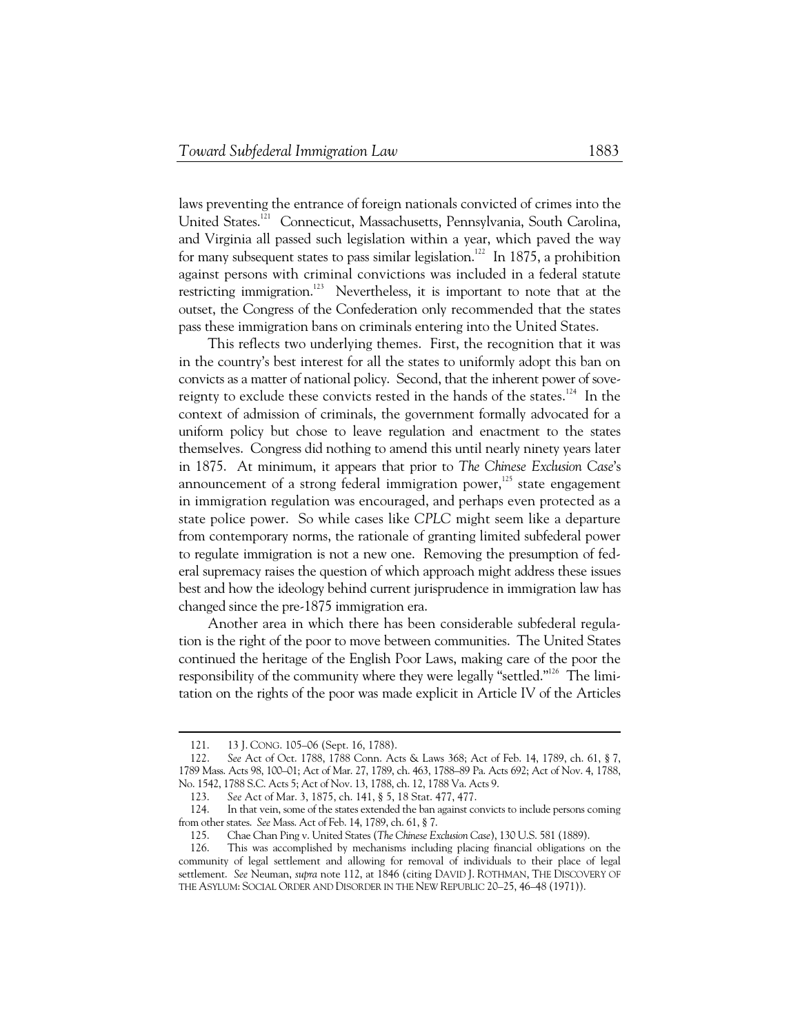laws preventing the entrance of foreign nationals convicted of crimes into the United States.[121] Connecticut, Massachusetts, Pennsylvania, South Carolina, and Virginia all passed such legislation within a year, which paved the way for many subsequent states to pass similar legislation.[122] In 1875, a prohibition against persons with criminal convictions was included in a federal statute restricting immigration.[123] Nevertheless, it is important to note that at the outset, the Congress of the Confederation only recommended that the states pass these immigration bans on criminals entering into the United States.

This reflects two underlying themes. First, the recognition that it was in the country's best interest for all the states to uniformly adopt this ban on convicts as a matter of national policy. Second, that the inherent power of sovereignty to exclude these convicts rested in the hands of the states.[124] In the context of admission of criminals, the government formally advocated for a uniform policy but chose to leave regulation and enactment to the states themselves. Congress did nothing to amend this until nearly ninety years later in 1875. At minimum, it appears that prior to *The Chinese Exclusion Case*'s announcement of a strong federal immigration power,[125] state engagement in immigration regulation was encouraged, and perhaps even protected as a state police power. So while cases like *CPLC* might seem like a departure from contemporary norms, the rationale of granting limited subfederal power to regulate immigration is not a new one. Removing the presumption of federal supremacy raises the question of which approach might address these issues best and how the ideology behind current jurisprudence in immigration law has changed since the pre-1875 immigration era.

Another area in which there has been considerable subfederal regulation is the right of the poor to move between communities. The United States continued the heritage of the English Poor Laws, making care of the poor the responsibility of the community where they were legally "settled."[126] The limitation on the rights of the poor was made explicit in Article IV of the Articles

---

121. 13 J. CONG. 105–06 (Sept. 16, 1788).

122. *See* Act of Oct. 1788, 1788 Conn. Acts & Laws 368; Act of Feb. 14, 1789, ch. 61, § 7, 1789 Mass. Acts 98, 100–01; Act of Mar. 27, 1789, ch. 463, 1788–89 Pa. Acts 692; Act of Nov. 4, 1788, No. 1542, 1788 S.C. Acts 5; Act of Nov. 13, 1788, ch. 12, 1788 Va. Acts 9.

123. *See* Act of Mar. 3, 1875, ch. 141, § 5, 18 Stat. 477, 477.

124. In that vein, some of the states extended the ban against convicts to include persons coming from other states. *See* Mass. Act of Feb. 14, 1789, ch. 61, § 7.

125. Chae Chan Ping v. United States (*The Chinese Exclusion Case*), 130 U.S. 581 (1889).

126. This was accomplished by mechanisms including placing financial obligations on the community of legal settlement and allowing for removal of individuals to their place of legal settlement. *See* Neuman, *supra* note 112, at 1846 (citing DAVID J. ROTHMAN, THE DISCOVERY OF THE ASYLUM: SOCIAL ORDER AND DISORDER IN THE NEW REPUBLIC 20–25, 46–48 (1971)).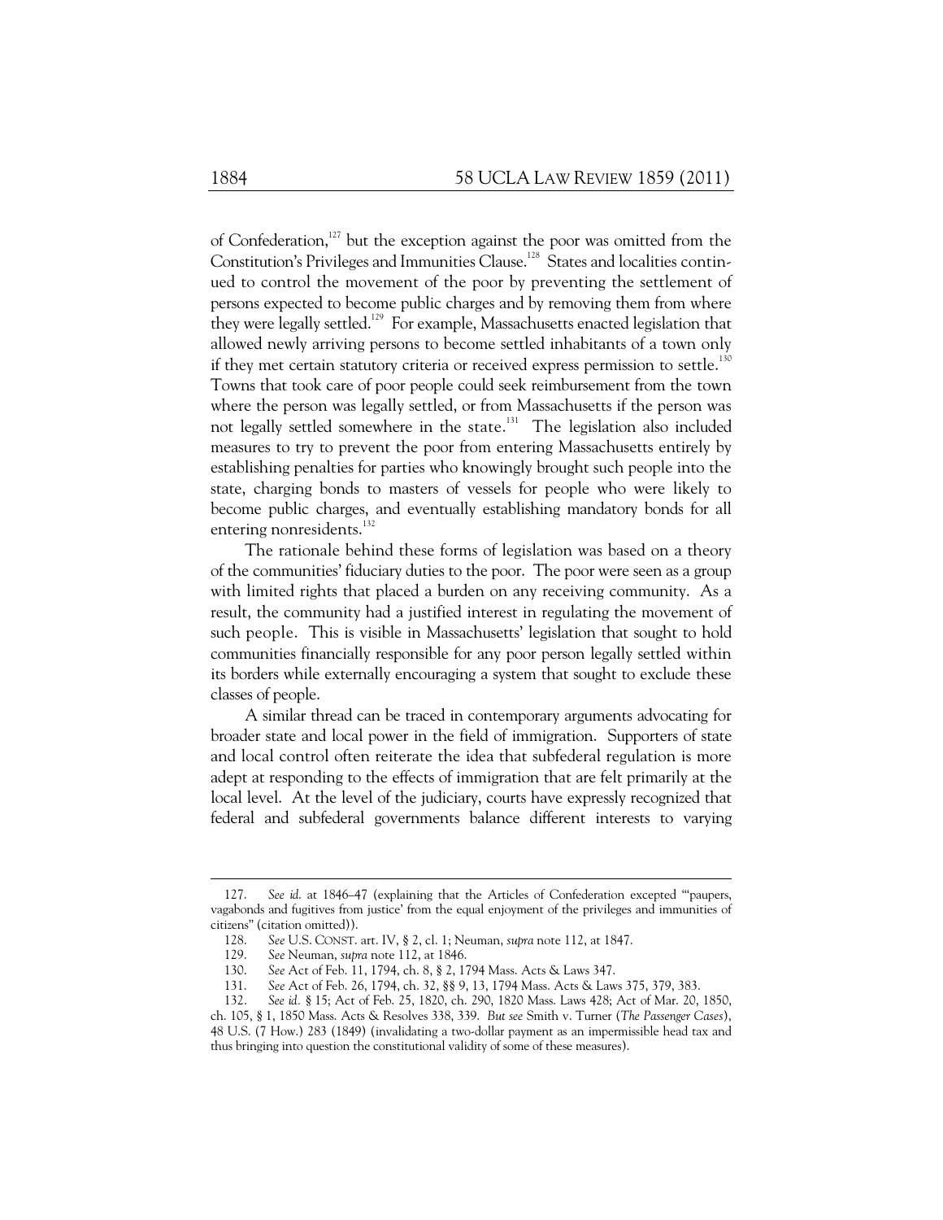of Confederation,[127] but the exception against the poor was omitted from the Constitution's Privileges and Immunities Clause.[128] States and localities continued to control the movement of the poor by preventing the settlement of persons expected to become public charges and by removing them from where they were legally settled.[129] For example, Massachusetts enacted legislation that allowed newly arriving persons to become settled inhabitants of a town only if they met certain statutory criteria or received express permission to settle.[130] Towns that took care of poor people could seek reimbursement from the town where the person was legally settled, or from Massachusetts if the person was not legally settled somewhere in the state.[131] The legislation also included measures to try to prevent the poor from entering Massachusetts entirely by establishing penalties for parties who knowingly brought such people into the state, charging bonds to masters of vessels for people who were likely to become public charges, and eventually establishing mandatory bonds for all entering nonresidents.[132]

The rationale behind these forms of legislation was based on a theory of the communities' fiduciary duties to the poor. The poor were seen as a group with limited rights that placed a burden on any receiving community. As a result, the community had a justified interest in regulating the movement of such people. This is visible in Massachusetts' legislation that sought to hold communities financially responsible for any poor person legally settled within its borders while externally encouraging a system that sought to exclude these classes of people.

A similar thread can be traced in contemporary arguments advocating for broader state and local power in the field of immigration. Supporters of state and local control often reiterate the idea that subfederal regulation is more adept at responding to the effects of immigration that are felt primarily at the local level. At the level of the judiciary, courts have expressly recognized that federal and subfederal governments balance different interests to varying

---

127. *See id.* at 1846–47 (explaining that the Articles of Confederation excepted "'paupers, vagabonds and fugitives from justice' from the equal enjoyment of the privileges and immunities of citizens" (citation omitted)).

128. *See* U.S. CONST. art. IV, § 2, cl. 1; Neuman, *supra* note 112, at 1847.

129. *See* Neuman, *supra* note 112, at 1846.

130. *See* Act of Feb. 11, 1794, ch. 8, § 2, 1794 Mass. Acts & Laws 347.

131. *See* Act of Feb. 26, 1794, ch. 32, §§ 9, 13, 1794 Mass. Acts & Laws 375, 379, 383.

132. *See id.* § 15; Act of Feb. 25, 1820, ch. 290, 1820 Mass. Laws 428; Act of Mar. 20, 1850, ch. 105, § 1, 1850 Mass. Acts & Resolves 338, 339. *But see* Smith v. Turner (*The Passenger Cases*), 48 U.S. (7 How.) 283 (1849) (invalidating a two-dollar payment as an impermissible head tax and thus bringing into question the constitutional validity of some of these measures).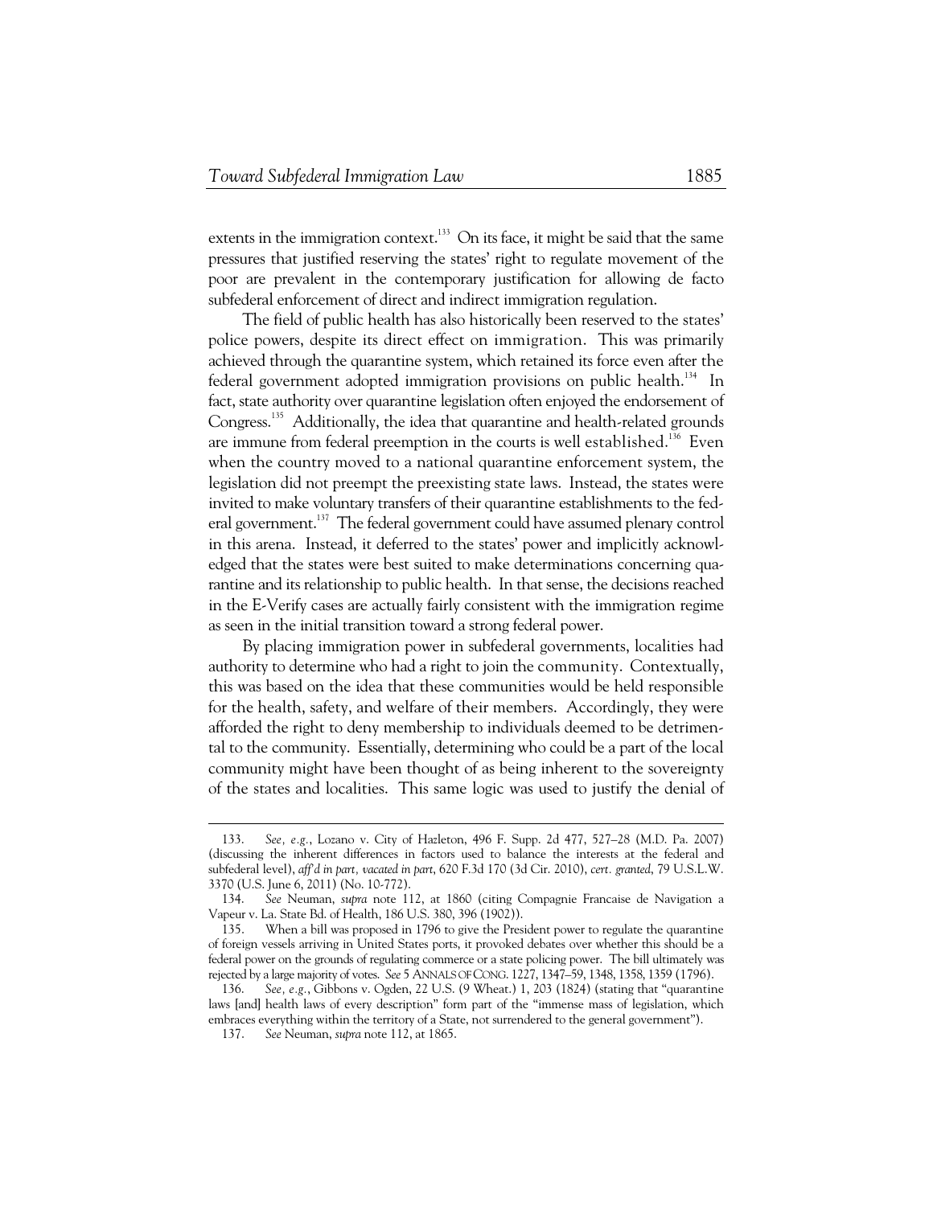extents in the immigration context.[133] On its face, it might be said that the same pressures that justified reserving the states' right to regulate movement of the poor are prevalent in the contemporary justification for allowing de facto subfederal enforcement of direct and indirect immigration regulation.

The field of public health has also historically been reserved to the states' police powers, despite its direct effect on immigration. This was primarily achieved through the quarantine system, which retained its force even after the federal government adopted immigration provisions on public health.[134] In fact, state authority over quarantine legislation often enjoyed the endorsement of Congress.[135] Additionally, the idea that quarantine and health-related grounds are immune from federal preemption in the courts is well established.[136] Even when the country moved to a national quarantine enforcement system, the legislation did not preempt the preexisting state laws. Instead, the states were invited to make voluntary transfers of their quarantine establishments to the federal government.[137] The federal government could have assumed plenary control in this arena. Instead, it deferred to the states' power and implicitly acknowledged that the states were best suited to make determinations concerning quarantine and its relationship to public health. In that sense, the decisions reached in the E-Verify cases are actually fairly consistent with the immigration regime as seen in the initial transition toward a strong federal power.

By placing immigration power in subfederal governments, localities had authority to determine who had a right to join the community. Contextually, this was based on the idea that these communities would be held responsible for the health, safety, and welfare of their members. Accordingly, they were afforded the right to deny membership to individuals deemed to be detrimental to the community. Essentially, determining who could be a part of the local community might have been thought of as being inherent to the sovereignty of the states and localities. This same logic was used to justify the denial of

---

133. *See, e.g.*, Lozano v. City of Hazleton, 496 F. Supp. 2d 477, 527–28 (M.D. Pa. 2007) (discussing the inherent differences in factors used to balance the interests at the federal and subfederal level), *aff'd in part, vacated in part*, 620 F.3d 170 (3d Cir. 2010), *cert. granted*, 79 U.S.L.W. 3370 (U.S. June 6, 2011) (No. 10-772).

134. *See* Neuman, *supra* note 112, at 1860 (citing Compagnie Francaise de Navigation a Vapeur v. La. State Bd. of Health, 186 U.S. 380, 396 (1902)).

135. When a bill was proposed in 1796 to give the President power to regulate the quarantine of foreign vessels arriving in United States ports, it provoked debates over whether this should be a federal power on the grounds of regulating commerce or a state policing power. The bill ultimately was rejected by a large majority of votes. *See* 5 ANNALS OF CONG. 1227, 1347–59, 1348, 1358, 1359 (1796).

136. *See, e.g.*, Gibbons v. Ogden, 22 U.S. (9 Wheat.) 1, 203 (1824) (stating that "quarantine laws [and] health laws of every description" form part of the "immense mass of legislation, which embraces everything within the territory of a State, not surrendered to the general government").

137. *See* Neuman, *supra* note 112, at 1865.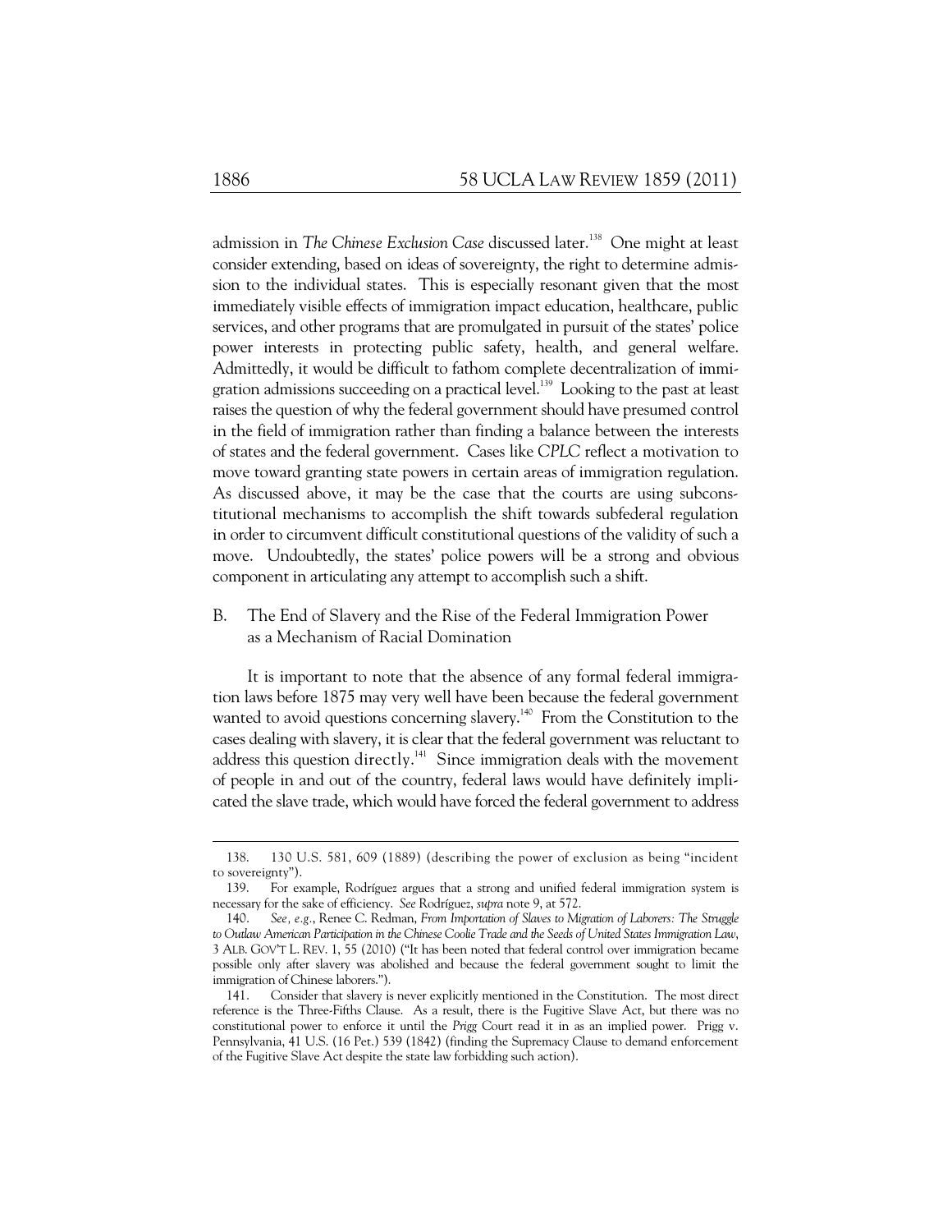admission in *The Chinese Exclusion Case* discussed later.[138] One might at least consider extending, based on ideas of sovereignty, the right to determine admission to the individual states. This is especially resonant given that the most immediately visible effects of immigration impact education, healthcare, public services, and other programs that are promulgated in pursuit of the states' police power interests in protecting public safety, health, and general welfare. Admittedly, it would be difficult to fathom complete decentralization of immigration admissions succeeding on a practical level.[139] Looking to the past at least raises the question of why the federal government should have presumed control in the field of immigration rather than finding a balance between the interests of states and the federal government. Cases like *CPLC* reflect a motivation to move toward granting state powers in certain areas of immigration regulation. As discussed above, it may be the case that the courts are using subconstitutional mechanisms to accomplish the shift towards subfederal regulation in order to circumvent difficult constitutional questions of the validity of such a move. Undoubtedly, the states' police powers will be a strong and obvious component in articulating any attempt to accomplish such a shift.

## B. The End of Slavery and the Rise of the Federal Immigration Power as a Mechanism of Racial Domination

It is important to note that the absence of any formal federal immigration laws before 1875 may very well have been because the federal government wanted to avoid questions concerning slavery.[140] From the Constitution to the cases dealing with slavery, it is clear that the federal government was reluctant to address this question directly.[141] Since immigration deals with the movement of people in and out of the country, federal laws would have definitely implicated the slave trade, which would have forced the federal government to address

---

138. 130 U.S. 581, 609 (1889) (describing the power of exclusion as being "incident to sovereignty").

139. For example, Rodríguez argues that a strong and unified federal immigration system is necessary for the sake of efficiency. *See* Rodríguez, *supra* note 9, at 572.

140. *See, e.g.*, Renee C. Redman, *From Importation of Slaves to Migration of Laborers: The Struggle to Outlaw American Participation in the Chinese Coolie Trade and the Seeds of United States Immigration Law*, 3 ALB. GOV'T L. REV. 1, 55 (2010) ("It has been noted that federal control over immigration became possible only after slavery was abolished and because the federal government sought to limit the immigration of Chinese laborers.").

141. Consider that slavery is never explicitly mentioned in the Constitution. The most direct reference is the Three-Fifths Clause. As a result, there is the Fugitive Slave Act, but there was no constitutional power to enforce it until the *Prigg* Court read it in as an implied power. Prigg v. Pennsylvania, 41 U.S. (16 Pet.) 539 (1842) (finding the Supremacy Clause to demand enforcement of the Fugitive Slave Act despite the state law forbidding such action).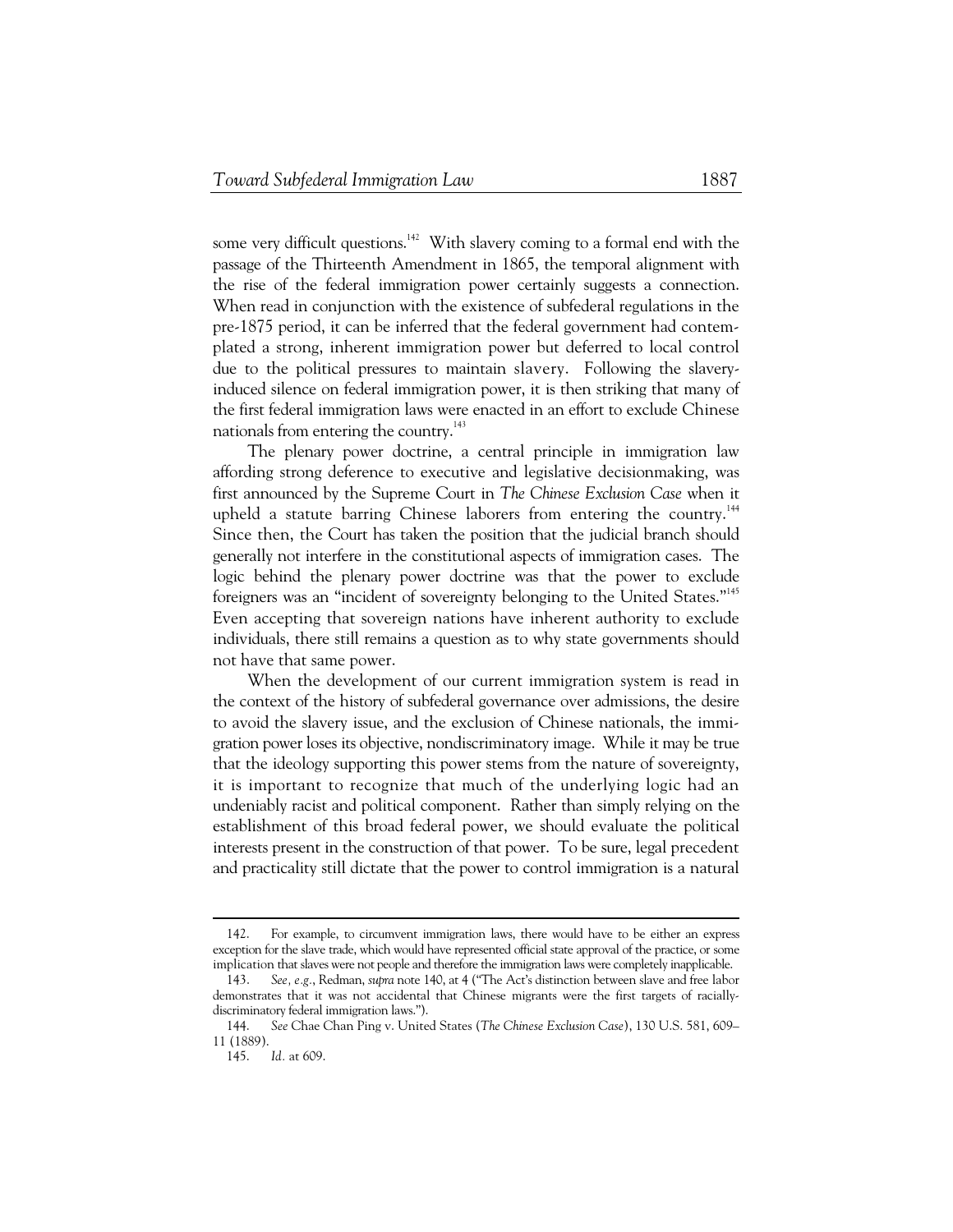some very difficult questions.[142] With slavery coming to a formal end with the passage of the Thirteenth Amendment in 1865, the temporal alignment with the rise of the federal immigration power certainly suggests a connection. When read in conjunction with the existence of subfederal regulations in the pre-1875 period, it can be inferred that the federal government had contemplated a strong, inherent immigration power but deferred to local control due to the political pressures to maintain slavery. Following the slavery-induced silence on federal immigration power, it is then striking that many of the first federal immigration laws were enacted in an effort to exclude Chinese nationals from entering the country.[143]

The plenary power doctrine, a central principle in immigration law affording strong deference to executive and legislative decisionmaking, was first announced by the Supreme Court in *The Chinese Exclusion Case* when it upheld a statute barring Chinese laborers from entering the country.[144] Since then, the Court has taken the position that the judicial branch should generally not interfere in the constitutional aspects of immigration cases. The logic behind the plenary power doctrine was that the power to exclude foreigners was an "incident of sovereignty belonging to the United States."[145] Even accepting that sovereign nations have inherent authority to exclude individuals, there still remains a question as to why state governments should not have that same power.

When the development of our current immigration system is read in the context of the history of subfederal governance over admissions, the desire to avoid the slavery issue, and the exclusion of Chinese nationals, the immigration power loses its objective, nondiscriminatory image. While it may be true that the ideology supporting this power stems from the nature of sovereignty, it is important to recognize that much of the underlying logic had an undeniably racist and political component. Rather than simply relying on the establishment of this broad federal power, we should evaluate the political interests present in the construction of that power. To be sure, legal precedent and practicality still dictate that the power to control immigration is a natural

---

142. For example, to circumvent immigration laws, there would have to be either an express exception for the slave trade, which would have represented official state approval of the practice, or some implication that slaves were not people and therefore the immigration laws were completely inapplicable.

143. *See, e.g.*, Redman, *supra* note 140, at 4 ("The Act's distinction between slave and free labor demonstrates that it was not accidental that Chinese migrants were the first targets of racially-discriminatory federal immigration laws.").

144. *See* Chae Chan Ping v. United States (*The Chinese Exclusion Case*), 130 U.S. 581, 609–11 (1889).

145. *Id.* at 609.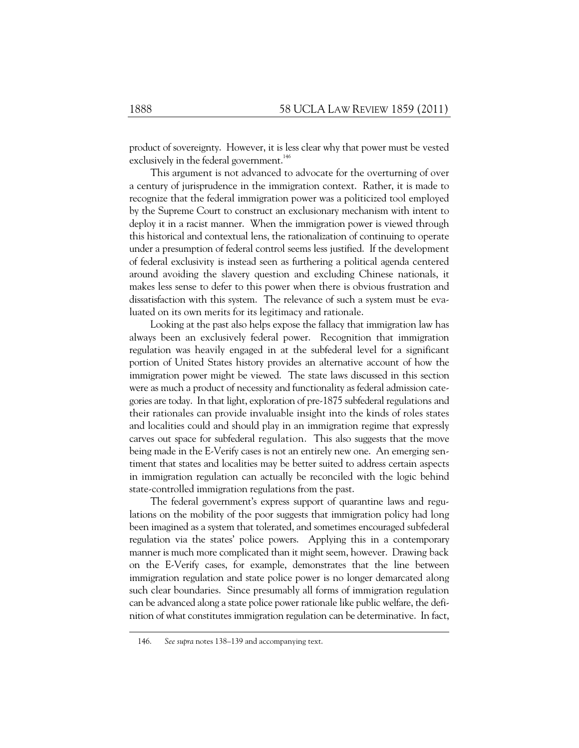product of sovereignty. However, it is less clear why that power must be vested exclusively in the federal government.[146]

This argument is not advanced to advocate for the overturning of over a century of jurisprudence in the immigration context. Rather, it is made to recognize that the federal immigration power was a politicized tool employed by the Supreme Court to construct an exclusionary mechanism with intent to deploy it in a racist manner. When the immigration power is viewed through this historical and contextual lens, the rationalization of continuing to operate under a presumption of federal control seems less justified. If the development of federal exclusivity is instead seen as furthering a political agenda centered around avoiding the slavery question and excluding Chinese nationals, it makes less sense to defer to this power when there is obvious frustration and dissatisfaction with this system. The relevance of such a system must be evaluated on its own merits for its legitimacy and rationale.

Looking at the past also helps expose the fallacy that immigration law has always been an exclusively federal power. Recognition that immigration regulation was heavily engaged in at the subfederal level for a significant portion of United States history provides an alternative account of how the immigration power might be viewed. The state laws discussed in this section were as much a product of necessity and functionality as federal admission categories are today. In that light, exploration of pre-1875 subfederal regulations and their rationales can provide invaluable insight into the kinds of roles states and localities could and should play in an immigration regime that expressly carves out space for subfederal regulation. This also suggests that the move being made in the E-Verify cases is not an entirely new one. An emerging sentiment that states and localities may be better suited to address certain aspects in immigration regulation can actually be reconciled with the logic behind state-controlled immigration regulations from the past.

The federal government's express support of quarantine laws and regulations on the mobility of the poor suggests that immigration policy had long been imagined as a system that tolerated, and sometimes encouraged subfederal regulation via the states' police powers. Applying this in a contemporary manner is much more complicated than it might seem, however. Drawing back on the E-Verify cases, for example, demonstrates that the line between immigration regulation and state police power is no longer demarcated along such clear boundaries. Since presumably all forms of immigration regulation can be advanced along a state police power rationale like public welfare, the definition of what constitutes immigration regulation can be determinative. In fact,

146. *See supra* notes 138–139 and accompanying text.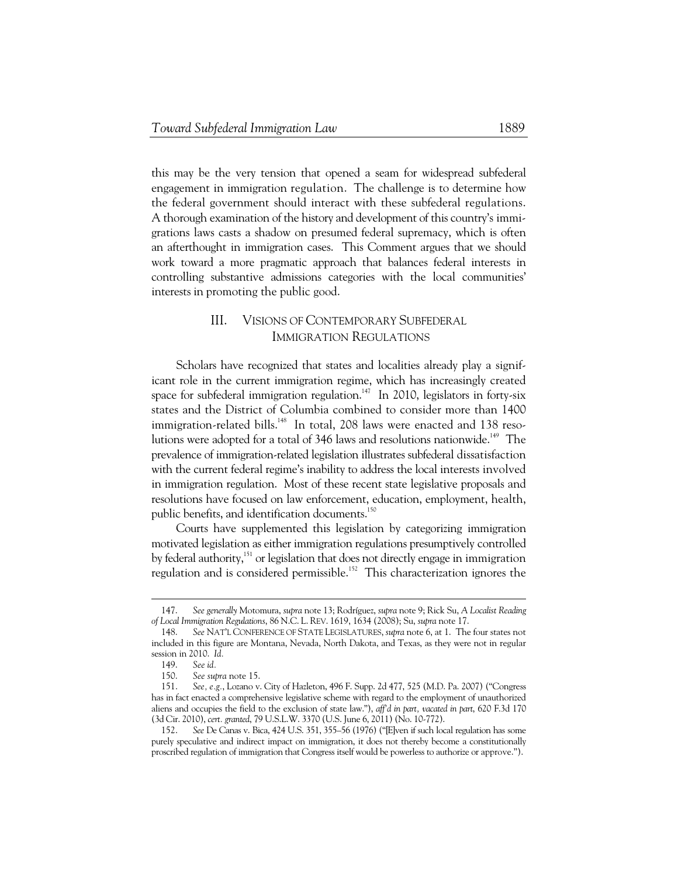this may be the very tension that opened a seam for widespread subfederal engagement in immigration regulation. The challenge is to determine how the federal government should interact with these subfederal regulations. A thorough examination of the history and development of this country's immigrations laws casts a shadow on presumed federal supremacy, which is often an afterthought in immigration cases. This Comment argues that we should work toward a more pragmatic approach that balances federal interests in controlling substantive admissions categories with the local communities' interests in promoting the public good.

## III. VISIONS OF CONTEMPORARY SUBFEDERAL IMMIGRATION REGULATIONS

Scholars have recognized that states and localities already play a significant role in the current immigration regime, which has increasingly created space for subfederal immigration regulation.[147] In 2010, legislators in forty-six states and the District of Columbia combined to consider more than 1400 immigration-related bills.[148] In total, 208 laws were enacted and 138 resolutions were adopted for a total of 346 laws and resolutions nationwide.[149] The prevalence of immigration-related legislation illustrates subfederal dissatisfaction with the current federal regime's inability to address the local interests involved in immigration regulation. Most of these recent state legislative proposals and resolutions have focused on law enforcement, education, employment, health, public benefits, and identification documents.[150]

Courts have supplemented this legislation by categorizing immigration motivated legislation as either immigration regulations presumptively controlled by federal authority,[151] or legislation that does not directly engage in immigration regulation and is considered permissible.[152] This characterization ignores the

---

147. *See generally* Motomura, *supra* note 13; Rodríguez, *supra* note 9; Rick Su, *A Localist Reading of Local Immigration Regulations*, 86 N.C. L. REV. 1619, 1634 (2008); Su, *supra* note 17.

148. *See* NAT'L CONFERENCE OF STATE LEGISLATURES, *supra* note 6, at 1. The four states not included in this figure are Montana, Nevada, North Dakota, and Texas, as they were not in regular session in 2010. *Id.*

149. *See id.*

150. *See supra* note 15.

151. *See, e.g.*, Lozano v. City of Hazleton, 496 F. Supp. 2d 477, 525 (M.D. Pa. 2007) ("Congress has in fact enacted a comprehensive legislative scheme with regard to the employment of unauthorized aliens and occupies the field to the exclusion of state law."), *aff'd in part, vacated in part*, 620 F.3d 170 (3d Cir. 2010), *cert. granted*, 79 U.S.L.W. 3370 (U.S. June 6, 2011) (No. 10-772).

152. *See* De Canas v. Bica, 424 U.S. 351, 355–56 (1976) ("[E]ven if such local regulation has some purely speculative and indirect impact on immigration, it does not thereby become a constitutionally proscribed regulation of immigration that Congress itself would be powerless to authorize or approve.").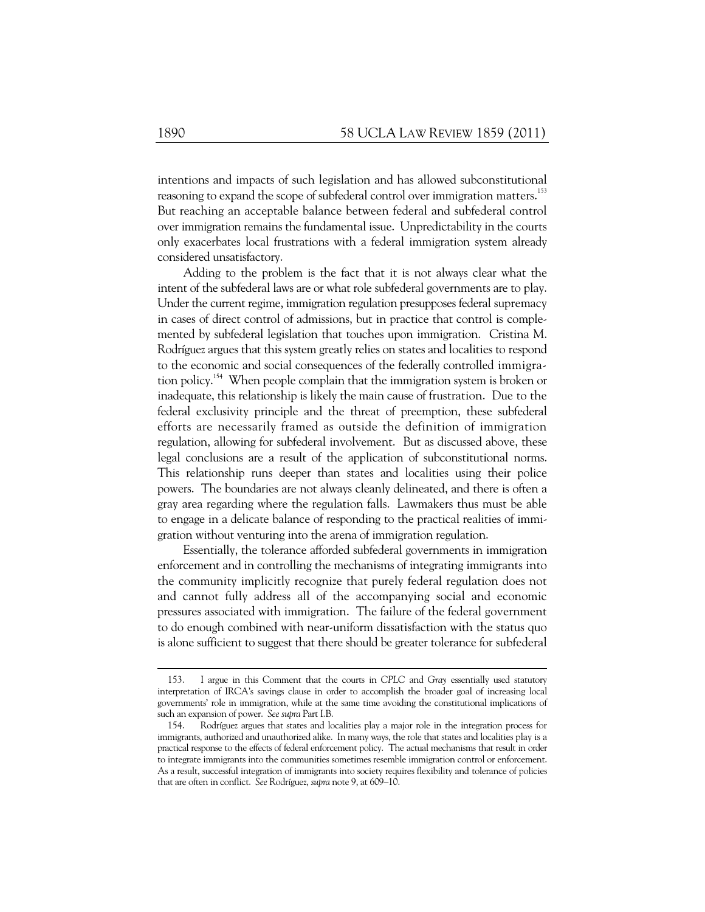intentions and impacts of such legislation and has allowed subconstitutional reasoning to expand the scope of subfederal control over immigration matters.[153] But reaching an acceptable balance between federal and subfederal control over immigration remains the fundamental issue. Unpredictability in the courts only exacerbates local frustrations with a federal immigration system already considered unsatisfactory.

Adding to the problem is the fact that it is not always clear what the intent of the subfederal laws are or what role subfederal governments are to play. Under the current regime, immigration regulation presupposes federal supremacy in cases of direct control of admissions, but in practice that control is complemented by subfederal legislation that touches upon immigration. Cristina M. Rodríguez argues that this system greatly relies on states and localities to respond to the economic and social consequences of the federally controlled immigration policy.[154] When people complain that the immigration system is broken or inadequate, this relationship is likely the main cause of frustration. Due to the federal exclusivity principle and the threat of preemption, these subfederal efforts are necessarily framed as outside the definition of immigration regulation, allowing for subfederal involvement. But as discussed above, these legal conclusions are a result of the application of subconstitutional norms. This relationship runs deeper than states and localities using their police powers. The boundaries are not always cleanly delineated, and there is often a gray area regarding where the regulation falls. Lawmakers thus must be able to engage in a delicate balance of responding to the practical realities of immigration without venturing into the arena of immigration regulation.

Essentially, the tolerance afforded subfederal governments in immigration enforcement and in controlling the mechanisms of integrating immigrants into the community implicitly recognize that purely federal regulation does not and cannot fully address all of the accompanying social and economic pressures associated with immigration. The failure of the federal government to do enough combined with near-uniform dissatisfaction with the status quo is alone sufficient to suggest that there should be greater tolerance for subfederal

---

153. I argue in this Comment that the courts in *CPLC* and *Gray* essentially used statutory interpretation of IRCA's savings clause in order to accomplish the broader goal of increasing local governments' role in immigration, while at the same time avoiding the constitutional implications of such an expansion of power. *See supra* Part I.B.

154. Rodríguez argues that states and localities play a major role in the integration process for immigrants, authorized and unauthorized alike. In many ways, the role that states and localities play is a practical response to the effects of federal enforcement policy. The actual mechanisms that result in order to integrate immigrants into the communities sometimes resemble immigration control or enforcement. As a result, successful integration of immigrants into society requires flexibility and tolerance of policies that are often in conflict. *See* Rodríguez, *supra* note 9, at 609–10.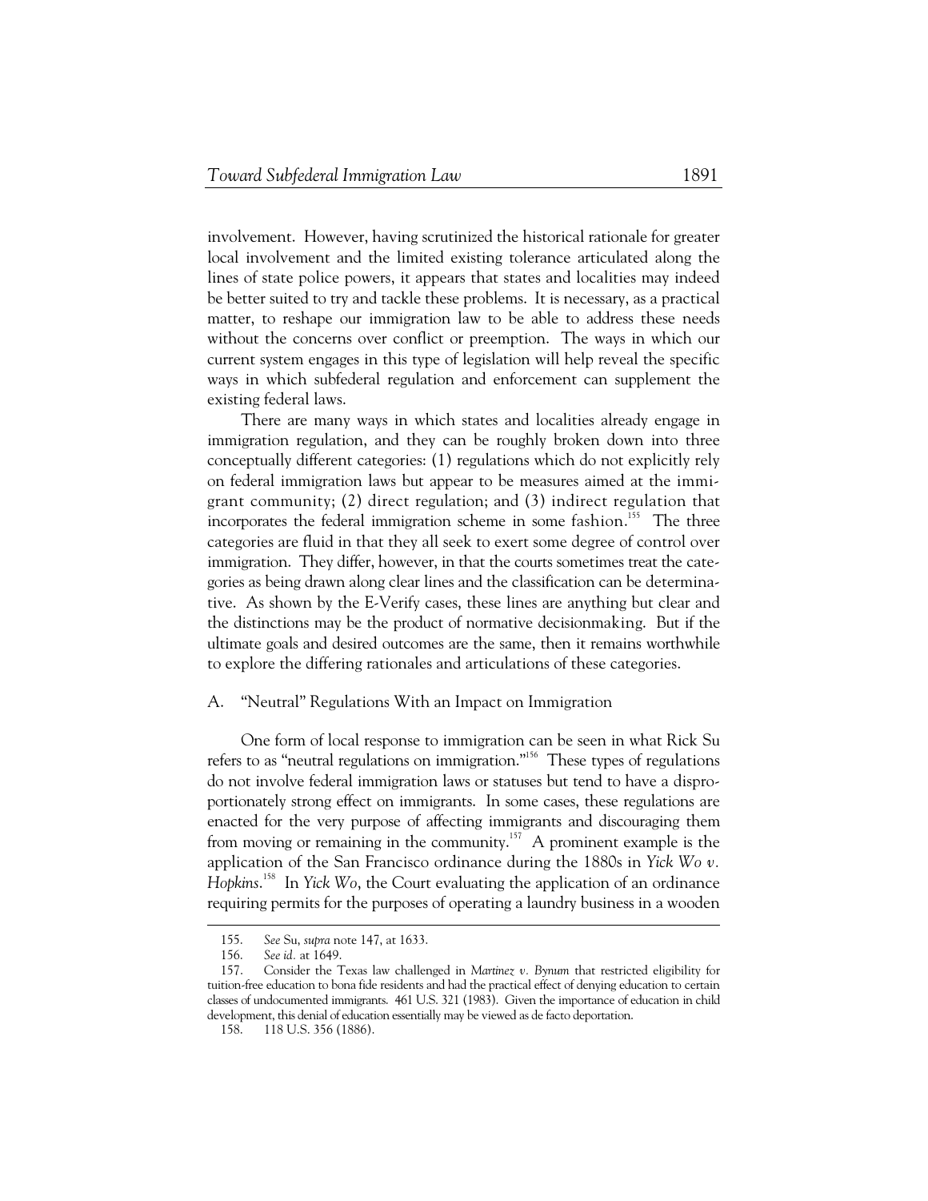involvement. However, having scrutinized the historical rationale for greater local involvement and the limited existing tolerance articulated along the lines of state police powers, it appears that states and localities may indeed be better suited to try and tackle these problems. It is necessary, as a practical matter, to reshape our immigration law to be able to address these needs without the concerns over conflict or preemption. The ways in which our current system engages in this type of legislation will help reveal the specific ways in which subfederal regulation and enforcement can supplement the existing federal laws.

There are many ways in which states and localities already engage in immigration regulation, and they can be roughly broken down into three conceptually different categories: (1) regulations which do not explicitly rely on federal immigration laws but appear to be measures aimed at the immigrant community; (2) direct regulation; and (3) indirect regulation that incorporates the federal immigration scheme in some fashion.[155] The three categories are fluid in that they all seek to exert some degree of control over immigration. They differ, however, in that the courts sometimes treat the categories as being drawn along clear lines and the classification can be determinative. As shown by the E-Verify cases, these lines are anything but clear and the distinctions may be the product of normative decisionmaking. But if the ultimate goals and desired outcomes are the same, then it remains worthwhile to explore the differing rationales and articulations of these categories.

### A. "Neutral" Regulations With an Impact on Immigration

One form of local response to immigration can be seen in what Rick Su refers to as "neutral regulations on immigration."[156] These types of regulations do not involve federal immigration laws or statuses but tend to have a disproportionately strong effect on immigrants. In some cases, these regulations are enacted for the very purpose of affecting immigrants and discouraging them from moving or remaining in the community.[157] A prominent example is the application of the San Francisco ordinance during the 1880s in *Yick Wo v. Hopkins*.[158] In *Yick Wo*, the Court evaluating the application of an ordinance requiring permits for the purposes of operating a laundry business in a wooden

---

155. *See* Su, *supra* note 147, at 1633.

156. *See id.* at 1649.

157. Consider the Texas law challenged in *Martinez v. Bynum* that restricted eligibility for tuition-free education to bona fide residents and had the practical effect of denying education to certain classes of undocumented immigrants. 461 U.S. 321 (1983). Given the importance of education in child development, this denial of education essentially may be viewed as de facto deportation.

158. 118 U.S. 356 (1886).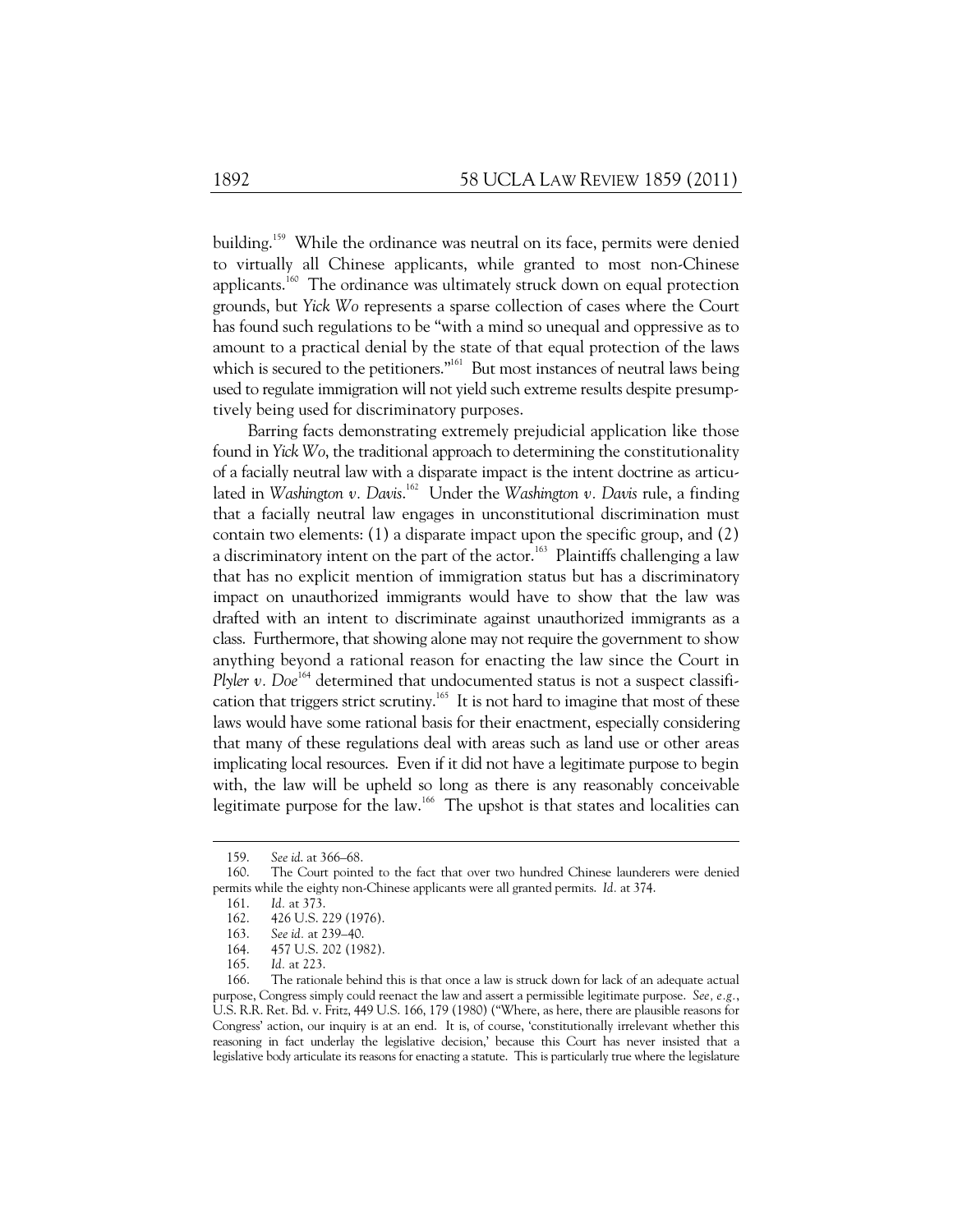building.[159] While the ordinance was neutral on its face, permits were denied to virtually all Chinese applicants, while granted to most non-Chinese applicants.[160] The ordinance was ultimately struck down on equal protection grounds, but *Yick Wo* represents a sparse collection of cases where the Court has found such regulations to be "with a mind so unequal and oppressive as to amount to a practical denial by the state of that equal protection of the laws which is secured to the petitioners."[161] But most instances of neutral laws being used to regulate immigration will not yield such extreme results despite presumptively being used for discriminatory purposes.

Barring facts demonstrating extremely prejudicial application like those found in *Yick Wo*, the traditional approach to determining the constitutionality of a facially neutral law with a disparate impact is the intent doctrine as articulated in *Washington v. Davis*.[162] Under the *Washington v. Davis* rule, a finding that a facially neutral law engages in unconstitutional discrimination must contain two elements: (1) a disparate impact upon the specific group, and (2) a discriminatory intent on the part of the actor.[163] Plaintiffs challenging a law that has no explicit mention of immigration status but has a discriminatory impact on unauthorized immigrants would have to show that the law was drafted with an intent to discriminate against unauthorized immigrants as a class. Furthermore, that showing alone may not require the government to show anything beyond a rational reason for enacting the law since the Court in *Plyler v. Doe*[164] determined that undocumented status is not a suspect classification that triggers strict scrutiny.[165] It is not hard to imagine that most of these laws would have some rational basis for their enactment, especially considering that many of these regulations deal with areas such as land use or other areas implicating local resources. Even if it did not have a legitimate purpose to begin with, the law will be upheld so long as there is any reasonably conceivable legitimate purpose for the law.[166] The upshot is that states and localities can

---

159. *See id.* at 366–68.

160. The Court pointed to the fact that over two hundred Chinese launderers were denied permits while the eighty non-Chinese applicants were all granted permits. *Id.* at 374.

161. *Id.* at 373.

162. 426 U.S. 229 (1976).

163. *See id.* at 239–40.

164. 457 U.S. 202 (1982).

165. *Id.* at 223.

166. The rationale behind this is that once a law is struck down for lack of an adequate actual purpose, Congress simply could reenact the law and assert a permissible legitimate purpose. *See, e.g.*, U.S. R.R. Ret. Bd. v. Fritz, 449 U.S. 166, 179 (1980) ("Where, as here, there are plausible reasons for Congress' action, our inquiry is at an end. It is, of course, 'constitutionally irrelevant whether this reasoning in fact underlay the legislative decision,' because this Court has never insisted that a legislative body articulate its reasons for enacting a statute. This is particularly true where the legislature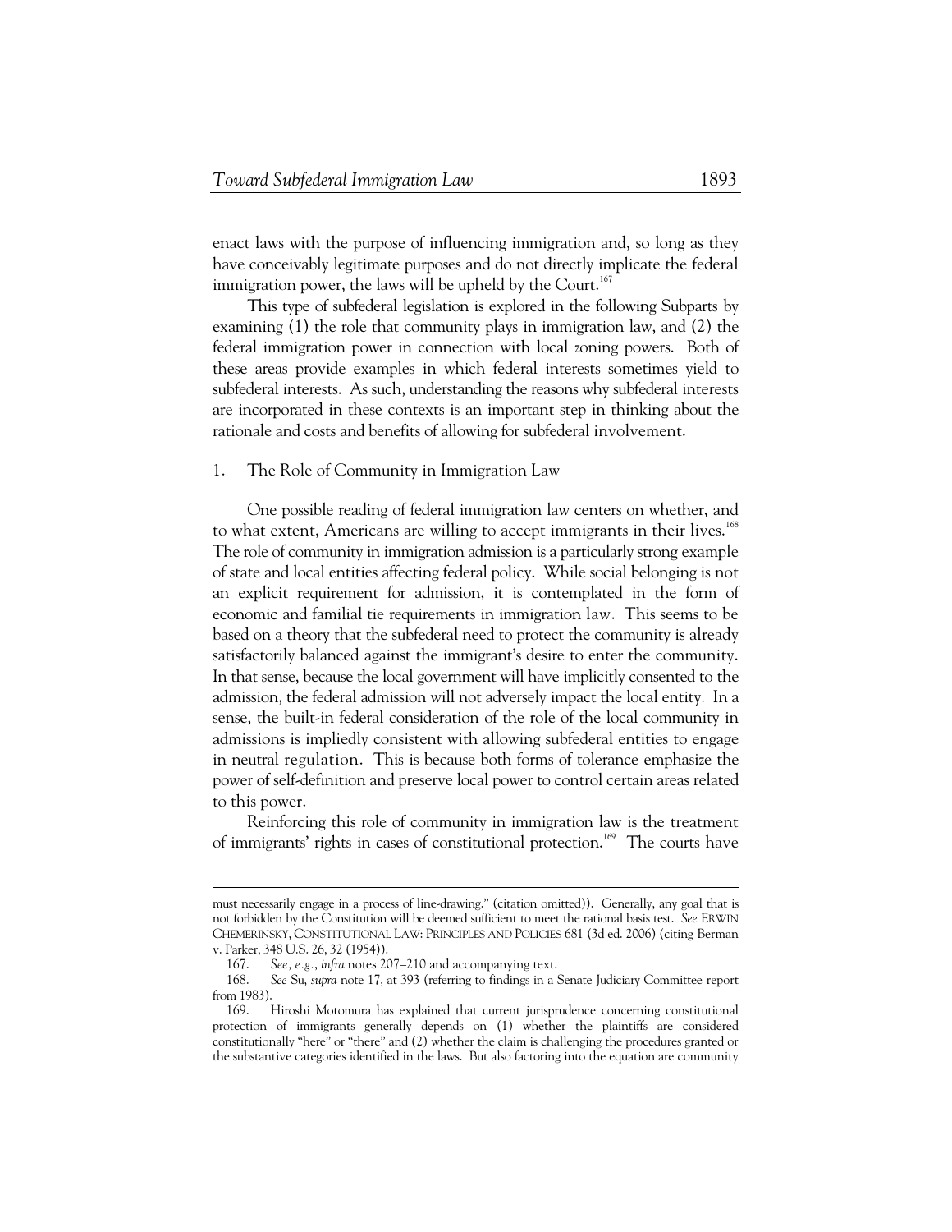enact laws with the purpose of influencing immigration and, so long as they have conceivably legitimate purposes and do not directly implicate the federal immigration power, the laws will be upheld by the Court.[167]

This type of subfederal legislation is explored in the following Subparts by examining (1) the role that community plays in immigration law, and (2) the federal immigration power in connection with local zoning powers. Both of these areas provide examples in which federal interests sometimes yield to subfederal interests. As such, understanding the reasons why subfederal interests are incorporated in these contexts is an important step in thinking about the rationale and costs and benefits of allowing for subfederal involvement.

### 1. The Role of Community in Immigration Law

One possible reading of federal immigration law centers on whether, and to what extent, Americans are willing to accept immigrants in their lives.[168] The role of community in immigration admission is a particularly strong example of state and local entities affecting federal policy. While social belonging is not an explicit requirement for admission, it is contemplated in the form of economic and familial tie requirements in immigration law. This seems to be based on a theory that the subfederal need to protect the community is already satisfactorily balanced against the immigrant's desire to enter the community. In that sense, because the local government will have implicitly consented to the admission, the federal admission will not adversely impact the local entity. In a sense, the built-in federal consideration of the role of the local community in admissions is impliedly consistent with allowing subfederal entities to engage in neutral regulation. This is because both forms of tolerance emphasize the power of self-definition and preserve local power to control certain areas related to this power.

Reinforcing this role of community in immigration law is the treatment of immigrants' rights in cases of constitutional protection.[169] The courts have

---

must necessarily engage in a process of line-drawing." (citation omitted)). Generally, any goal that is not forbidden by the Constitution will be deemed sufficient to meet the rational basis test. *See* ERWIN CHEMERINSKY, CONSTITUTIONAL LAW: PRINCIPLES AND POLICIES 681 (3d ed. 2006) (citing Berman v. Parker, 348 U.S. 26, 32 (1954)).

167. *See, e.g.*, *infra* notes 207–210 and accompanying text.

168. *See* Su, *supra* note 17, at 393 (referring to findings in a Senate Judiciary Committee report from 1983).

169. Hiroshi Motomura has explained that current jurisprudence concerning constitutional protection of immigrants generally depends on (1) whether the plaintiffs are considered constitutionally "here" or "there" and (2) whether the claim is challenging the procedures granted or the substantive categories identified in the laws. But also factoring into the equation are community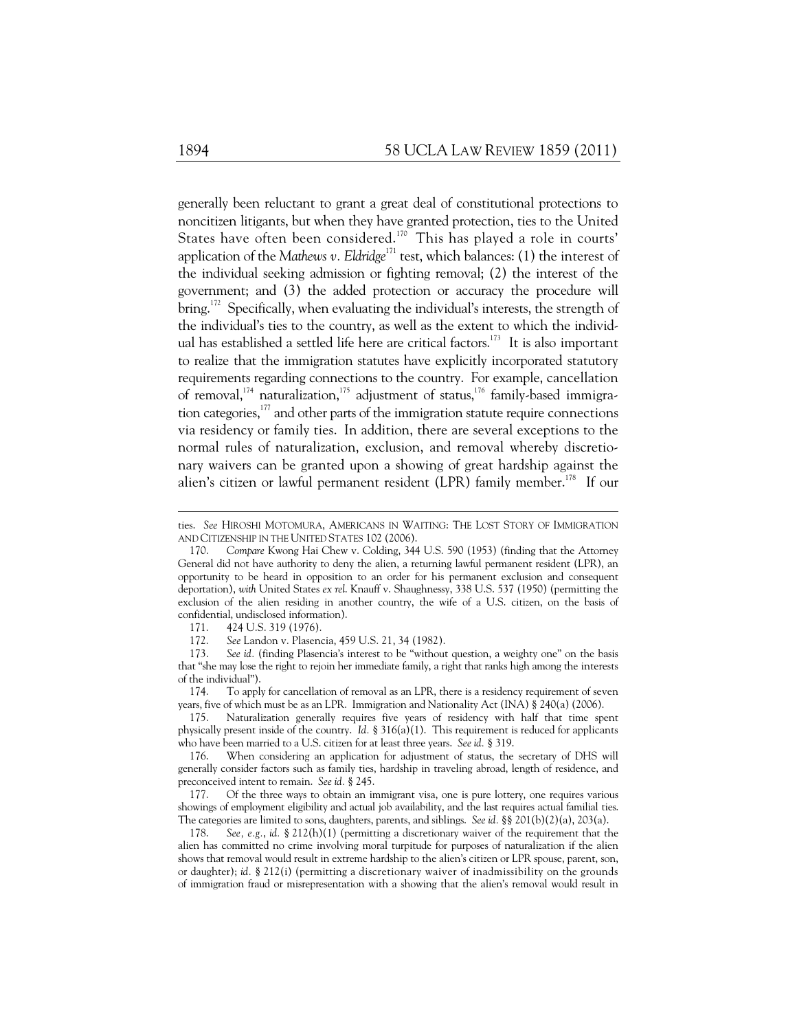generally been reluctant to grant a great deal of constitutional protections to noncitizen litigants, but when they have granted protection, ties to the United States have often been considered.[170] This has played a role in courts' application of the *Mathews v. Eldridge*[171] test, which balances: (1) the interest of the individual seeking admission or fighting removal; (2) the interest of the government; and (3) the added protection or accuracy the procedure will bring.[172] Specifically, when evaluating the individual's interests, the strength of the individual's ties to the country, as well as the extent to which the individual has established a settled life here are critical factors.[173] It is also important to realize that the immigration statutes have explicitly incorporated statutory requirements regarding connections to the country. For example, cancellation of removal,[174] naturalization,[175] adjustment of status,[176] family-based immigration categories,[177] and other parts of the immigration statute require connections via residency or family ties. In addition, there are several exceptions to the normal rules of naturalization, exclusion, and removal whereby discretionary waivers can be granted upon a showing of great hardship against the alien's citizen or lawful permanent resident (LPR) family member.[178] If our

---

ties. *See* HIROSHI MOTOMURA, AMERICANS IN WAITING: THE LOST STORY OF IMMIGRATION AND CITIZENSHIP IN THE UNITED STATES 102 (2006).

170. *Compare* Kwong Hai Chew v. Colding, 344 U.S. 590 (1953) (finding that the Attorney General did not have authority to deny the alien, a returning lawful permanent resident (LPR), an opportunity to be heard in opposition to an order for his permanent exclusion and consequent deportation), *with* United States *ex rel.* Knauff v. Shaughnessy, 338 U.S. 537 (1950) (permitting the exclusion of the alien residing in another country, the wife of a U.S. citizen, on the basis of confidential, undisclosed information).

171. 424 U.S. 319 (1976).

172. *See* Landon v. Plasencia, 459 U.S. 21, 34 (1982).

173. *See id.* (finding Plasencia's interest to be "without question, a weighty one" on the basis that "she may lose the right to rejoin her immediate family, a right that ranks high among the interests of the individual").

174. To apply for cancellation of removal as an LPR, there is a residency requirement of seven years, five of which must be as an LPR. Immigration and Nationality Act (INA) § 240(a) (2006).

175. Naturalization generally requires five years of residency with half that time spent physically present inside of the country. *Id.* § 316(a)(1). This requirement is reduced for applicants who have been married to a U.S. citizen for at least three years. *See id.* § 319.

176. When considering an application for adjustment of status, the secretary of DHS will generally consider factors such as family ties, hardship in traveling abroad, length of residence, and preconceived intent to remain. *See id.* § 245.

177. Of the three ways to obtain an immigrant visa, one is pure lottery, one requires various showings of employment eligibility and actual job availability, and the last requires actual familial ties. The categories are limited to sons, daughters, parents, and siblings. *See id.* §§ 201(b)(2)(a), 203(a).

178. *See, e.g.*, *id.* § 212(h)(1) (permitting a discretionary waiver of the requirement that the alien has committed no crime involving moral turpitude for purposes of naturalization if the alien shows that removal would result in extreme hardship to the alien's citizen or LPR spouse, parent, son, or daughter); *id.* § 212(i) (permitting a discretionary waiver of inadmissibility on the grounds of immigration fraud or misrepresentation with a showing that the alien's removal would result in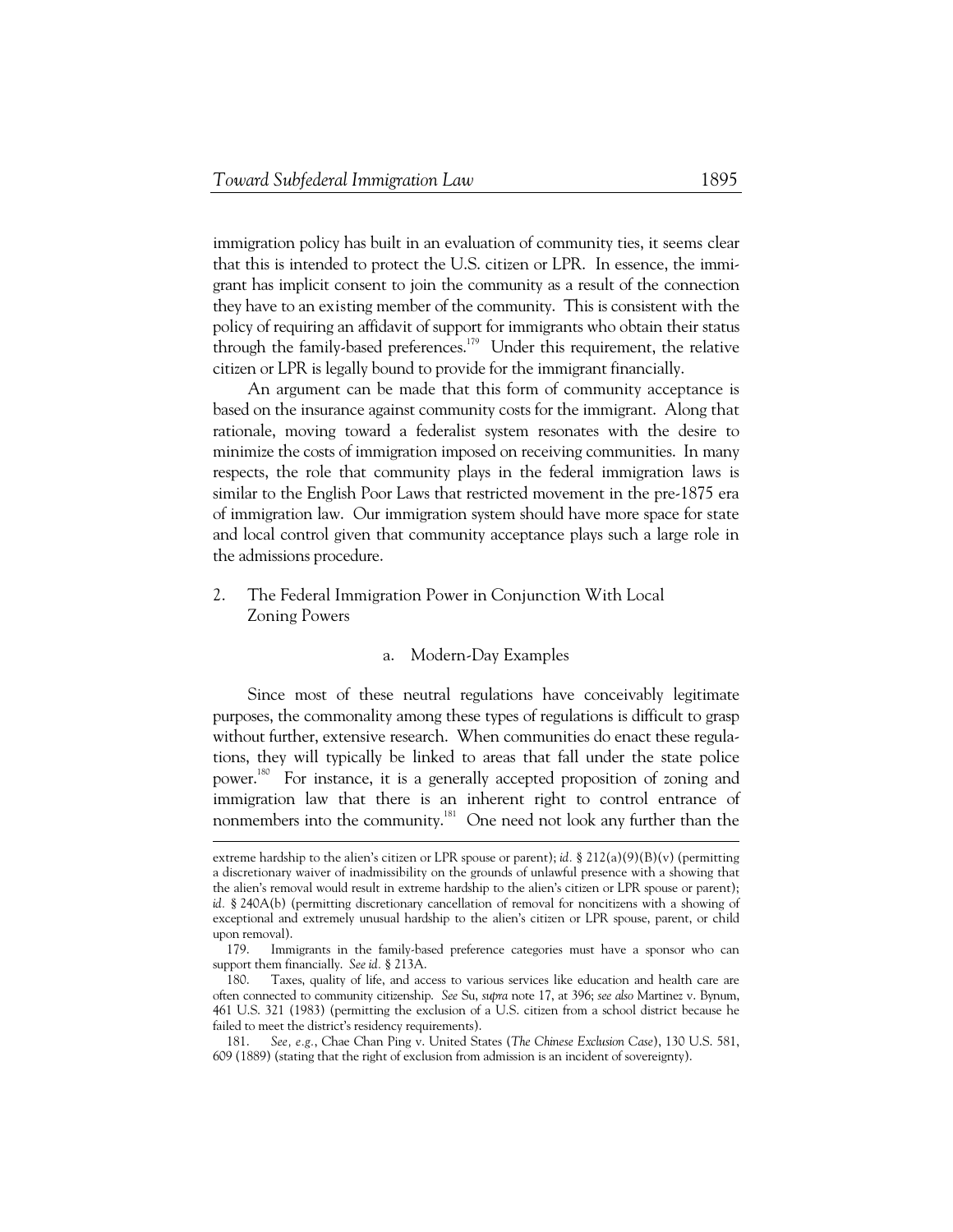immigration policy has built in an evaluation of community ties, it seems clear that this is intended to protect the U.S. citizen or LPR. In essence, the immigrant has implicit consent to join the community as a result of the connection they have to an existing member of the community. This is consistent with the policy of requiring an affidavit of support for immigrants who obtain their status through the family-based preferences.[179] Under this requirement, the relative citizen or LPR is legally bound to provide for the immigrant financially.

An argument can be made that this form of community acceptance is based on the insurance against community costs for the immigrant. Along that rationale, moving toward a federalist system resonates with the desire to minimize the costs of immigration imposed on receiving communities. In many respects, the role that community plays in the federal immigration laws is similar to the English Poor Laws that restricted movement in the pre-1875 era of immigration law. Our immigration system should have more space for state and local control given that community acceptance plays such a large role in the admissions procedure.

### 2. The Federal Immigration Power in Conjunction With Local Zoning Powers

#### a. Modern-Day Examples

Since most of these neutral regulations have conceivably legitimate purposes, the commonality among these types of regulations is difficult to grasp without further, extensive research. When communities do enact these regulations, they will typically be linked to areas that fall under the state police power.[180] For instance, it is a generally accepted proposition of zoning and immigration law that there is an inherent right to control entrance of nonmembers into the community.[181] One need not look any further than the

---

extreme hardship to the alien's citizen or LPR spouse or parent); *id.* § 212(a)(9)(B)(v) (permitting a discretionary waiver of inadmissibility on the grounds of unlawful presence with a showing that the alien's removal would result in extreme hardship to the alien's citizen or LPR spouse or parent); *id.* § 240A(b) (permitting discretionary cancellation of removal for noncitizens with a showing of exceptional and extremely unusual hardship to the alien's citizen or LPR spouse, parent, or child upon removal).

179. Immigrants in the family-based preference categories must have a sponsor who can support them financially. *See id.* § 213A.

180. Taxes, quality of life, and access to various services like education and health care are often connected to community citizenship. *See* Su, *supra* note 17, at 396; *see also* Martinez v. Bynum, 461 U.S. 321 (1983) (permitting the exclusion of a U.S. citizen from a school district because he failed to meet the district's residency requirements).

181. *See, e.g.*, Chae Chan Ping v. United States (*The Chinese Exclusion Case*), 130 U.S. 581, 609 (1889) (stating that the right of exclusion from admission is an incident of sovereignty).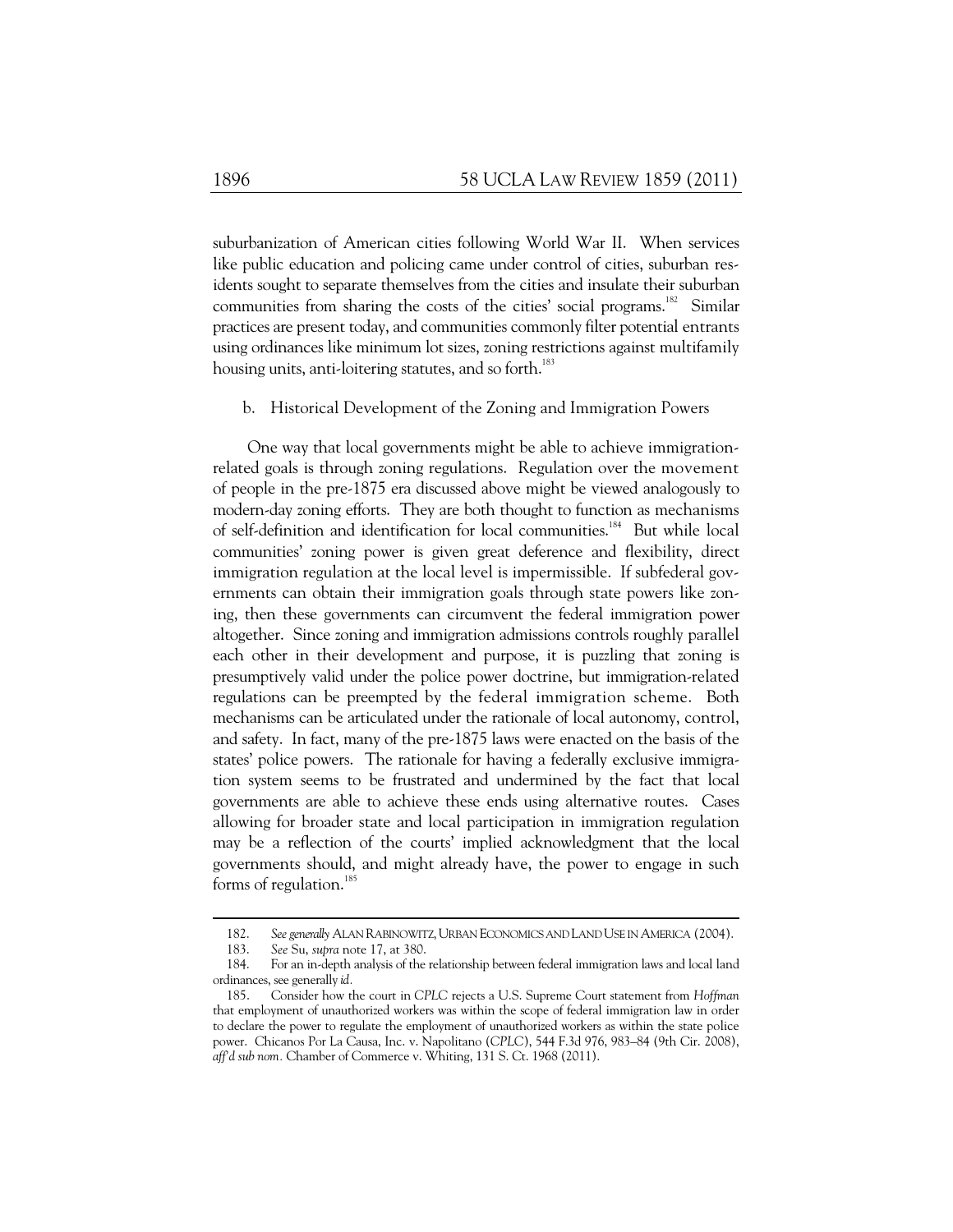suburbanization of American cities following World War II. When services like public education and policing came under control of cities, suburban residents sought to separate themselves from the cities and insulate their suburban communities from sharing the costs of the cities' social programs.[182] Similar practices are present today, and communities commonly filter potential entrants using ordinances like minimum lot sizes, zoning restrictions against multifamily housing units, anti-loitering statutes, and so forth.[183]

b. Historical Development of the Zoning and Immigration Powers

One way that local governments might be able to achieve immigration-related goals is through zoning regulations. Regulation over the movement of people in the pre-1875 era discussed above might be viewed analogously to modern-day zoning efforts. They are both thought to function as mechanisms of self-definition and identification for local communities.[184] But while local communities' zoning power is given great deference and flexibility, direct immigration regulation at the local level is impermissible. If subfederal governments can obtain their immigration goals through state powers like zoning, then these governments can circumvent the federal immigration power altogether. Since zoning and immigration admissions controls roughly parallel each other in their development and purpose, it is puzzling that zoning is presumptively valid under the police power doctrine, but immigration-related regulations can be preempted by the federal immigration scheme. Both mechanisms can be articulated under the rationale of local autonomy, control, and safety. In fact, many of the pre-1875 laws were enacted on the basis of the states' police powers. The rationale for having a federally exclusive immigration system seems to be frustrated and undermined by the fact that local governments are able to achieve these ends using alternative routes. Cases allowing for broader state and local participation in immigration regulation may be a reflection of the courts' implied acknowledgment that the local governments should, and might already have, the power to engage in such forms of regulation.[185]

---

182. *See generally* ALAN RABINOWITZ, URBAN ECONOMICS AND LAND USE IN AMERICA (2004).

183. *See* Su, *supra* note 17, at 380.

184. For an in-depth analysis of the relationship between federal immigration laws and local land ordinances, see generally *id.*

185. Consider how the court in *CPLC* rejects a U.S. Supreme Court statement from *Hoffman* that employment of unauthorized workers was within the scope of federal immigration law in order to declare the power to regulate the employment of unauthorized workers as within the state police power. Chicanos Por La Causa, Inc. v. Napolitano (*CPLC*), 544 F.3d 976, 983–84 (9th Cir. 2008), *aff'd sub nom.* Chamber of Commerce v. Whiting, 131 S. Ct. 1968 (2011).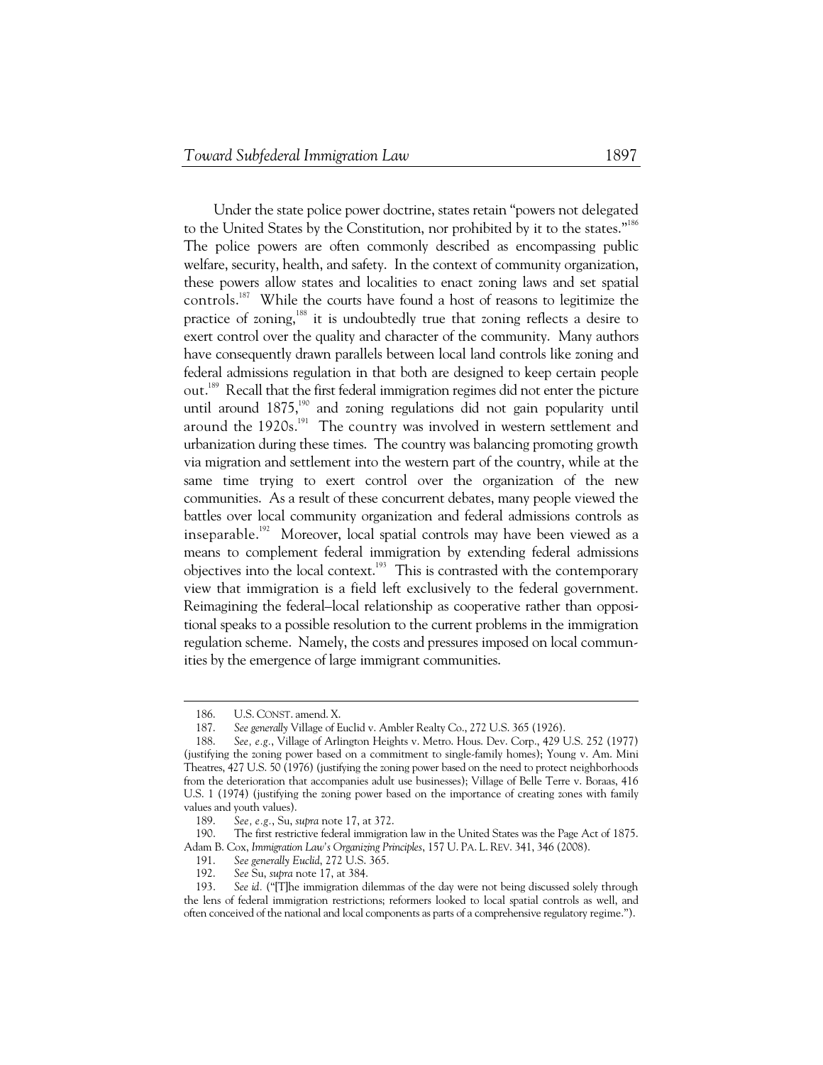Under the state police power doctrine, states retain "powers not delegated to the United States by the Constitution, nor prohibited by it to the states."[186] The police powers are often commonly described as encompassing public welfare, security, health, and safety. In the context of community organization, these powers allow states and localities to enact zoning laws and set spatial controls.[187] While the courts have found a host of reasons to legitimize the practice of zoning,[188] it is undoubtedly true that zoning reflects a desire to exert control over the quality and character of the community. Many authors have consequently drawn parallels between local land controls like zoning and federal admissions regulation in that both are designed to keep certain people out.[189] Recall that the first federal immigration regimes did not enter the picture until around 1875,[190] and zoning regulations did not gain popularity until around the 1920s.[191] The country was involved in western settlement and urbanization during these times. The country was balancing promoting growth via migration and settlement into the western part of the country, while at the same time trying to exert control over the organization of the new communities. As a result of these concurrent debates, many people viewed the battles over local community organization and federal admissions controls as inseparable.[192] Moreover, local spatial controls may have been viewed as a means to complement federal immigration by extending federal admissions objectives into the local context.[193] This is contrasted with the contemporary view that immigration is a field left exclusively to the federal government. Reimagining the federal–local relationship as cooperative rather than oppositional speaks to a possible resolution to the current problems in the immigration regulation scheme. Namely, the costs and pressures imposed on local communities by the emergence of large immigrant communities.

---

186. U.S. CONST. amend. X.

187. *See generally* Village of Euclid v. Ambler Realty Co., 272 U.S. 365 (1926).

188. *See, e.g.*, Village of Arlington Heights v. Metro. Hous. Dev. Corp., 429 U.S. 252 (1977) (justifying the zoning power based on a commitment to single-family homes); Young v. Am. Mini Theatres, 427 U.S. 50 (1976) (justifying the zoning power based on the need to protect neighborhoods from the deterioration that accompanies adult use businesses); Village of Belle Terre v. Boraas, 416 U.S. 1 (1974) (justifying the zoning power based on the importance of creating zones with family values and youth values).

189. *See, e.g.*, Su, *supra* note 17, at 372.

190. The first restrictive federal immigration law in the United States was the Page Act of 1875. Adam B. Cox, *Immigration Law's Organizing Principles*, 157 U. PA. L. REV. 341, 346 (2008).

191. *See generally Euclid*, 272 U.S. 365.

192. *See* Su, *supra* note 17, at 384.

193. *See id.* ("[T]he immigration dilemmas of the day were not being discussed solely through the lens of federal immigration restrictions; reformers looked to local spatial controls as well, and often conceived of the national and local components as parts of a comprehensive regulatory regime.").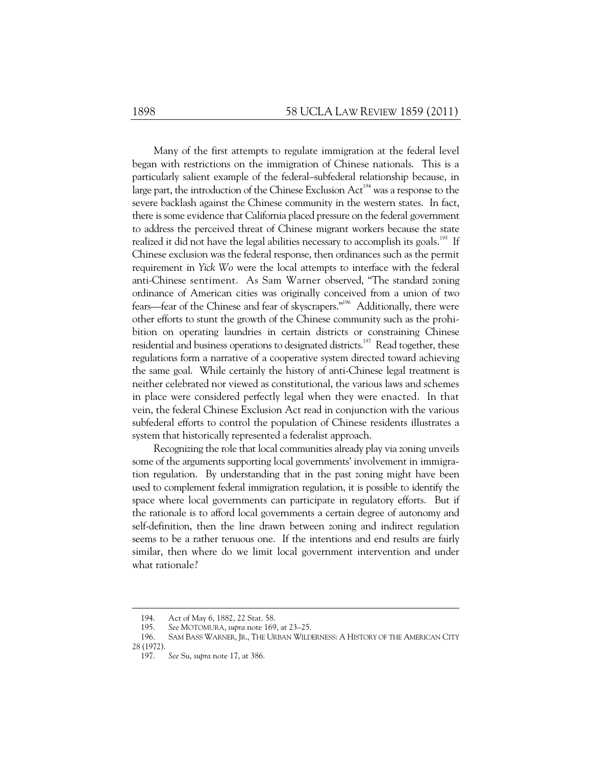Many of the first attempts to regulate immigration at the federal level began with restrictions on the immigration of Chinese nationals. This is a particularly salient example of the federal–subfederal relationship because, in large part, the introduction of the Chinese Exclusion Act[194] was a response to the severe backlash against the Chinese community in the western states. In fact, there is some evidence that California placed pressure on the federal government to address the perceived threat of Chinese migrant workers because the state realized it did not have the legal abilities necessary to accomplish its goals.[195] If Chinese exclusion was the federal response, then ordinances such as the permit requirement in *Yick Wo* were the local attempts to interface with the federal anti-Chinese sentiment. As Sam Warner observed, "The standard zoning ordinance of American cities was originally conceived from a union of two fears—fear of the Chinese and fear of skyscrapers."[196] Additionally, there were other efforts to stunt the growth of the Chinese community such as the prohibition on operating laundries in certain districts or constraining Chinese residential and business operations to designated districts.[197] Read together, these regulations form a narrative of a cooperative system directed toward achieving the same goal. While certainly the history of anti-Chinese legal treatment is neither celebrated nor viewed as constitutional, the various laws and schemes in place were considered perfectly legal when they were enacted. In that vein, the federal Chinese Exclusion Act read in conjunction with the various subfederal efforts to control the population of Chinese residents illustrates a system that historically represented a federalist approach.

Recognizing the role that local communities already play via zoning unveils some of the arguments supporting local governments' involvement in immigration regulation. By understanding that in the past zoning might have been used to complement federal immigration regulation, it is possible to identify the space where local governments can participate in regulatory efforts. But if the rationale is to afford local governments a certain degree of autonomy and self-definition, then the line drawn between zoning and indirect regulation seems to be a rather tenuous one. If the intentions and end results are fairly similar, then where do we limit local government intervention and under what rationale?

---

194. Act of May 6, 1882, 22 Stat. 58.

195. *See* MOTOMURA, *supra* note 169, at 23–25.

196. SAM BASS WARNER, JR., THE URBAN WILDERNESS: A HISTORY OF THE AMERICAN CITY 28 (1972).

197. *See* Su, *supra* note 17, at 386.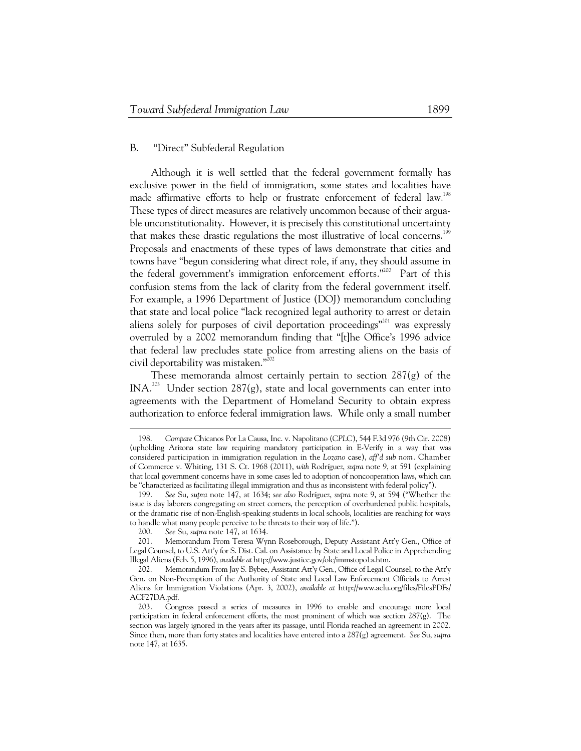## B. "Direct" Subfederal Regulation

Although it is well settled that the federal government formally has exclusive power in the field of immigration, some states and localities have made affirmative efforts to help or frustrate enforcement of federal law.[198] These types of direct measures are relatively uncommon because of their arguable unconstitutionality. However, it is precisely this constitutional uncertainty that makes these drastic regulations the most illustrative of local concerns.[199] Proposals and enactments of these types of laws demonstrate that cities and towns have "begun considering what direct role, if any, they should assume in the federal government's immigration enforcement efforts."[200] Part of this confusion stems from the lack of clarity from the federal government itself. For example, a 1996 Department of Justice (DOJ) memorandum concluding that state and local police "lack recognized legal authority to arrest or detain aliens solely for purposes of civil deportation proceedings"[201] was expressly overruled by a 2002 memorandum finding that "[t]he Office's 1996 advice that federal law precludes state police from arresting aliens on the basis of civil deportability was mistaken."[202]

These memoranda almost certainly pertain to section 287(g) of the INA.[203] Under section 287(g), state and local governments can enter into agreements with the Department of Homeland Security to obtain express authorization to enforce federal immigration laws. While only a small number

---

198. *Compare* Chicanos Por La Causa, Inc. v. Napolitano (*CPLC*), 544 F.3d 976 (9th Cir. 2008) (upholding Arizona state law requiring mandatory participation in E-Verify in a way that was considered participation in immigration regulation in the *Lozano* case), *aff'd sub nom.* Chamber of Commerce v. Whiting, 131 S. Ct. 1968 (2011), *with* Rodríguez, *supra* note 9, at 591 (explaining that local government concerns have in some cases led to adoption of noncooperation laws, which can be "characterized as facilitating illegal immigration and thus as inconsistent with federal policy").

199. *See* Su, *supra* note 147, at 1634; *see also* Rodríguez, *supra* note 9, at 594 ("Whether the issue is day laborers congregating on street corners, the perception of overburdened public hospitals, or the dramatic rise of non-English-speaking students in local schools, localities are reaching for ways to handle what many people perceive to be threats to their way of life.").

200. *See* Su, *supra* note 147, at 1634.

201. Memorandum From Teresa Wynn Roseborough, Deputy Assistant Att'y Gen., Office of Legal Counsel, to U.S. Att'y for S. Dist. Cal. on Assistance by State and Local Police in Apprehending Illegal Aliens (Feb. 5, 1996), *available at* http://www.justice.gov/olc/immstopo1a.htm.

202. Memorandum From Jay S. Bybee, Assistant Att'y Gen., Office of Legal Counsel, to the Att'y Gen. on Non-Preemption of the Authority of State and Local Law Enforcement Officials to Arrest Aliens for Immigration Violations (Apr. 3, 2002), *available at* http://www.aclu.org/files/FilesPDFs/ACF27DA.pdf.

203. Congress passed a series of measures in 1996 to enable and encourage more local participation in federal enforcement efforts, the most prominent of which was section 287(g). The section was largely ignored in the years after its passage, until Florida reached an agreement in 2002. Since then, more than forty states and localities have entered into a 287(g) agreement. *See* Su, *supra* note 147, at 1635.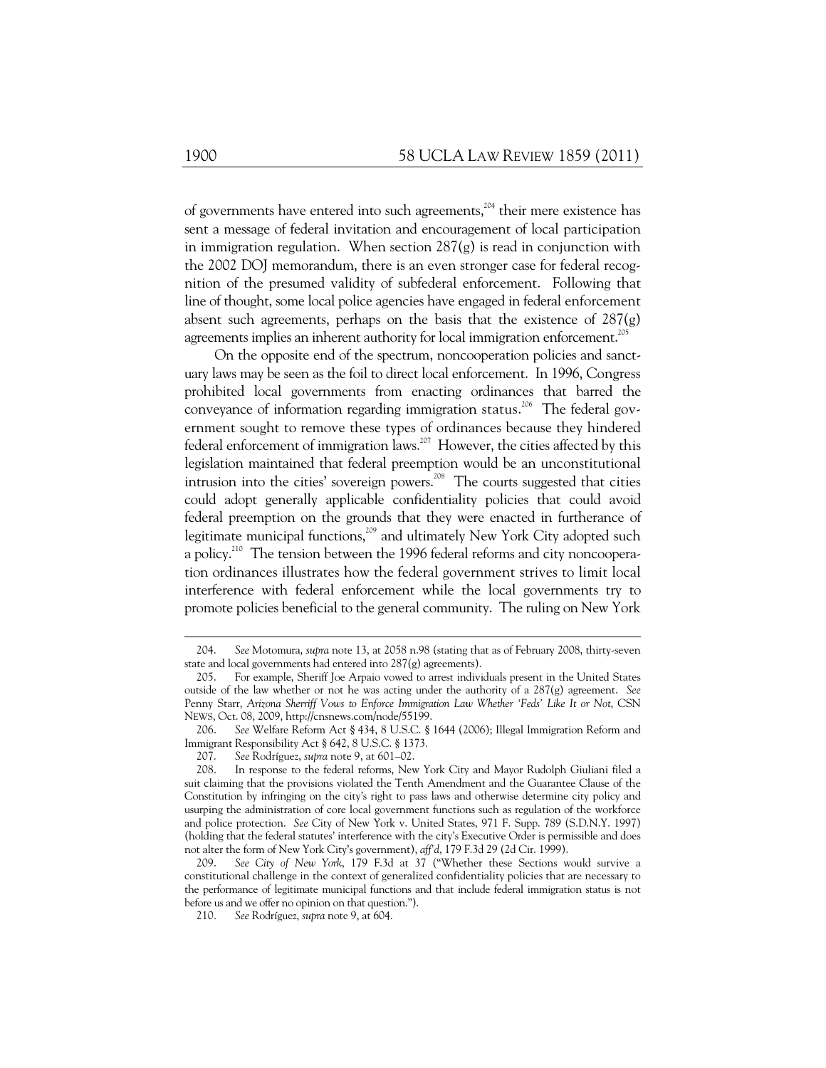of governments have entered into such agreements,[204] their mere existence has sent a message of federal invitation and encouragement of local participation in immigration regulation. When section 287(g) is read in conjunction with the 2002 DOJ memorandum, there is an even stronger case for federal recognition of the presumed validity of subfederal enforcement. Following that line of thought, some local police agencies have engaged in federal enforcement absent such agreements, perhaps on the basis that the existence of 287(g) agreements implies an inherent authority for local immigration enforcement.[205]

On the opposite end of the spectrum, noncooperation policies and sanctuary laws may be seen as the foil to direct local enforcement. In 1996, Congress prohibited local governments from enacting ordinances that barred the conveyance of information regarding immigration status.[206] The federal government sought to remove these types of ordinances because they hindered federal enforcement of immigration laws.[207] However, the cities affected by this legislation maintained that federal preemption would be an unconstitutional intrusion into the cities' sovereign powers.[208] The courts suggested that cities could adopt generally applicable confidentiality policies that could avoid federal preemption on the grounds that they were enacted in furtherance of legitimate municipal functions,[209] and ultimately New York City adopted such a policy.[210] The tension between the 1996 federal reforms and city noncooperation ordinances illustrates how the federal government strives to limit local interference with federal enforcement while the local governments try to promote policies beneficial to the general community. The ruling on New York

---

204. *See* Motomura, *supra* note 13, at 2058 n.98 (stating that as of February 2008, thirty-seven state and local governments had entered into 287(g) agreements).

205. For example, Sheriff Joe Arpaio vowed to arrest individuals present in the United States outside of the law whether or not he was acting under the authority of a 287(g) agreement. *See* Penny Starr, *Arizona Sherriff Vows to Enforce Immigration Law Whether 'Feds' Like It or Not*, CSN NEWS, Oct. 08, 2009, http://cnsnews.com/node/55199.

206. *See* Welfare Reform Act § 434, 8 U.S.C. § 1644 (2006); Illegal Immigration Reform and Immigrant Responsibility Act § 642, 8 U.S.C. § 1373.

207. *See* Rodríguez, *supra* note 9, at 601–02.

208. In response to the federal reforms, New York City and Mayor Rudolph Giuliani filed a suit claiming that the provisions violated the Tenth Amendment and the Guarantee Clause of the Constitution by infringing on the city's right to pass laws and otherwise determine city policy and usurping the administration of core local government functions such as regulation of the workforce and police protection. *See* City of New York v. United States, 971 F. Supp. 789 (S.D.N.Y. 1997) (holding that the federal statutes' interference with the city's Executive Order is permissible and does not alter the form of New York City's government), *aff'd*, 179 F.3d 29 (2d Cir. 1999).

209. *See City of New York*, 179 F.3d at 37 ("Whether these Sections would survive a constitutional challenge in the context of generalized confidentiality policies that are necessary to the performance of legitimate municipal functions and that include federal immigration status is not before us and we offer no opinion on that question.").

210. *See* Rodríguez, *supra* note 9, at 604.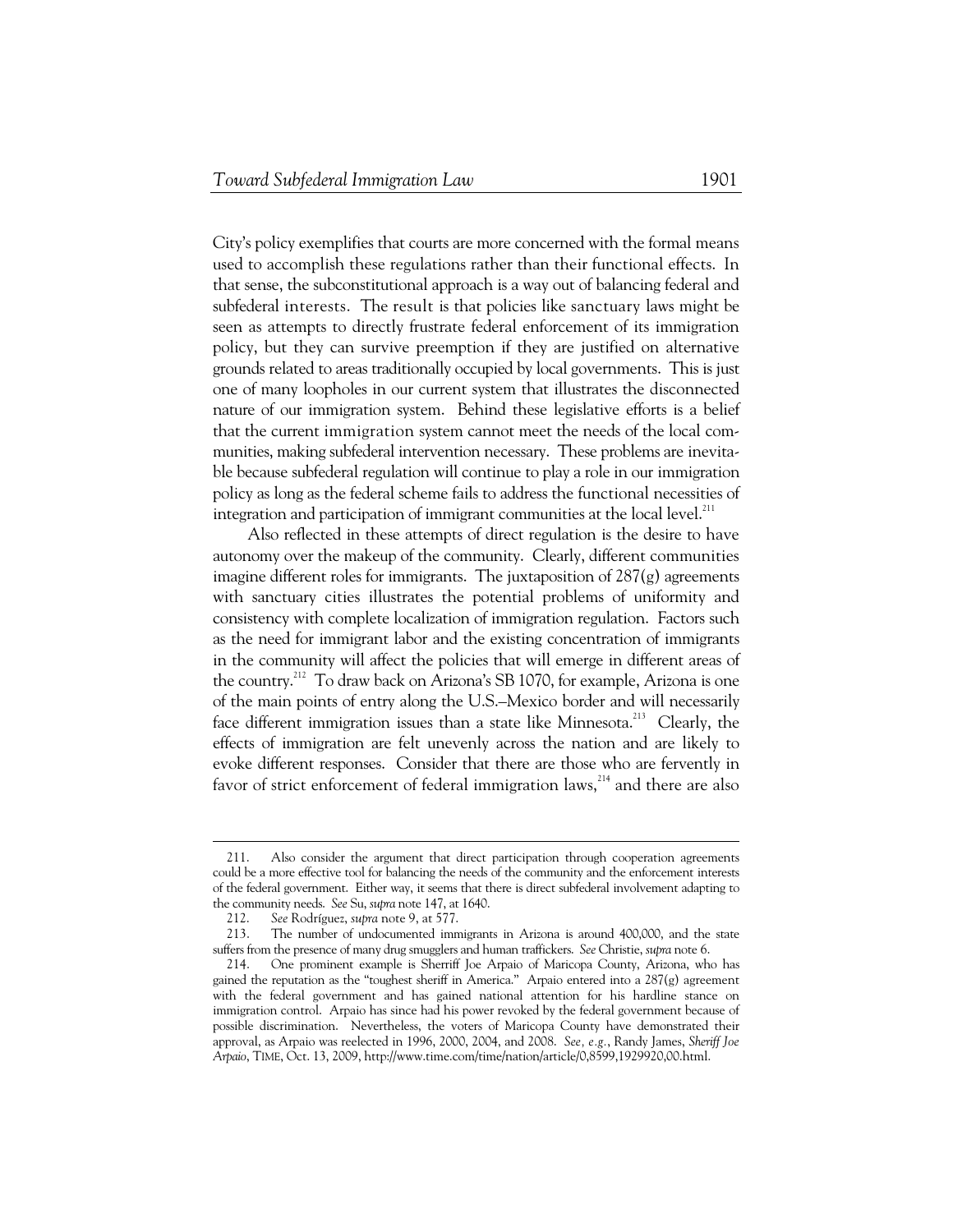City's policy exemplifies that courts are more concerned with the formal means used to accomplish these regulations rather than their functional effects. In that sense, the subconstitutional approach is a way out of balancing federal and subfederal interests. The result is that policies like sanctuary laws might be seen as attempts to directly frustrate federal enforcement of its immigration policy, but they can survive preemption if they are justified on alternative grounds related to areas traditionally occupied by local governments. This is just one of many loopholes in our current system that illustrates the disconnected nature of our immigration system. Behind these legislative efforts is a belief that the current immigration system cannot meet the needs of the local communities, making subfederal intervention necessary. These problems are inevitable because subfederal regulation will continue to play a role in our immigration policy as long as the federal scheme fails to address the functional necessities of integration and participation of immigrant communities at the local level.[211]

Also reflected in these attempts of direct regulation is the desire to have autonomy over the makeup of the community. Clearly, different communities imagine different roles for immigrants. The juxtaposition of 287(g) agreements with sanctuary cities illustrates the potential problems of uniformity and consistency with complete localization of immigration regulation. Factors such as the need for immigrant labor and the existing concentration of immigrants in the community will affect the policies that will emerge in different areas of the country.[212] To draw back on Arizona's SB 1070, for example, Arizona is one of the main points of entry along the U.S.–Mexico border and will necessarily face different immigration issues than a state like Minnesota.[213] Clearly, the effects of immigration are felt unevenly across the nation and are likely to evoke different responses. Consider that there are those who are fervently in favor of strict enforcement of federal immigration laws,[214] and there are also

---

211. Also consider the argument that direct participation through cooperation agreements could be a more effective tool for balancing the needs of the community and the enforcement interests of the federal government. Either way, it seems that there is direct subfederal involvement adapting to the community needs. *See* Su, *supra* note 147, at 1640.

212. *See* Rodríguez, *supra* note 9, at 577.

213. The number of undocumented immigrants in Arizona is around 400,000, and the state suffers from the presence of many drug smugglers and human traffickers. *See* Christie, *supra* note 6.

214. One prominent example is Sherriff Joe Arpaio of Maricopa County, Arizona, who has gained the reputation as the "toughest sheriff in America." Arpaio entered into a 287(g) agreement with the federal government and has gained national attention for his hardline stance on immigration control. Arpaio has since had his power revoked by the federal government because of possible discrimination. Nevertheless, the voters of Maricopa County have demonstrated their approval, as Arpaio was reelected in 1996, 2000, 2004, and 2008. *See, e.g.*, Randy James, *Sheriff Joe Arpaio*, TIME, Oct. 13, 2009, http://www.time.com/time/nation/article/0,8599,1929920,00.html.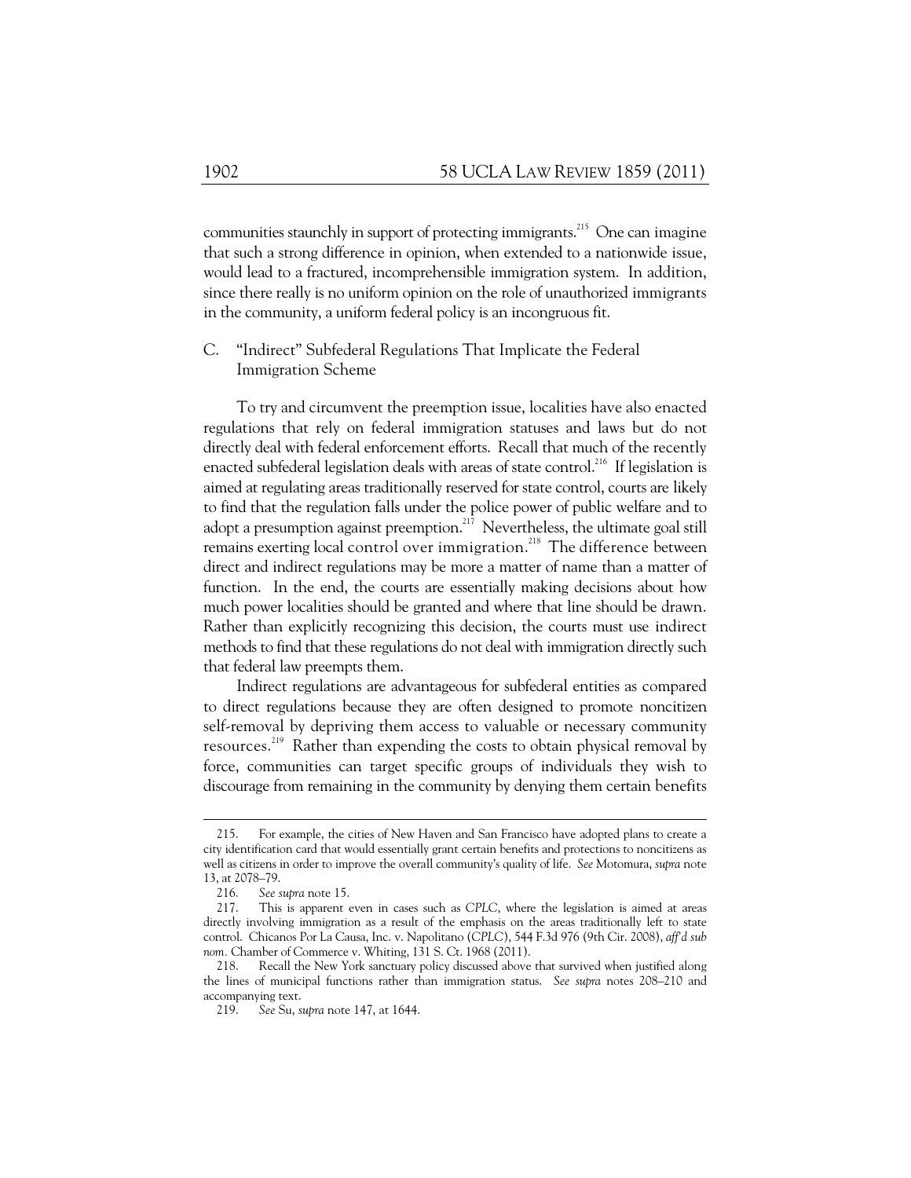communities staunchly in support of protecting immigrants.[215] One can imagine that such a strong difference in opinion, when extended to a nationwide issue, would lead to a fractured, incomprehensible immigration system. In addition, since there really is no uniform opinion on the role of unauthorized immigrants in the community, a uniform federal policy is an incongruous fit.

### C. "Indirect" Subfederal Regulations That Implicate the Federal Immigration Scheme

To try and circumvent the preemption issue, localities have also enacted regulations that rely on federal immigration statuses and laws but do not directly deal with federal enforcement efforts. Recall that much of the recently enacted subfederal legislation deals with areas of state control.[216] If legislation is aimed at regulating areas traditionally reserved for state control, courts are likely to find that the regulation falls under the police power of public welfare and to adopt a presumption against preemption.[217] Nevertheless, the ultimate goal still remains exerting local control over immigration.[218] The difference between direct and indirect regulations may be more a matter of name than a matter of function. In the end, the courts are essentially making decisions about how much power localities should be granted and where that line should be drawn. Rather than explicitly recognizing this decision, the courts must use indirect methods to find that these regulations do not deal with immigration directly such that federal law preempts them.

Indirect regulations are advantageous for subfederal entities as compared to direct regulations because they are often designed to promote noncitizen self-removal by depriving them access to valuable or necessary community resources.[219] Rather than expending the costs to obtain physical removal by force, communities can target specific groups of individuals they wish to discourage from remaining in the community by denying them certain benefits

---

215. For example, the cities of New Haven and San Francisco have adopted plans to create a city identification card that would essentially grant certain benefits and protections to noncitizens as well as citizens in order to improve the overall community's quality of life. *See* Motomura, *supra* note 13, at 2078–79.

216. *See supra* note 15.

217. This is apparent even in cases such as *CPLC*, where the legislation is aimed at areas directly involving immigration as a result of the emphasis on the areas traditionally left to state control. Chicanos Por La Causa, Inc. v. Napolitano (*CPLC*), 544 F.3d 976 (9th Cir. 2008), *aff'd sub nom.* Chamber of Commerce v. Whiting, 131 S. Ct. 1968 (2011).

218. Recall the New York sanctuary policy discussed above that survived when justified along the lines of municipal functions rather than immigration status. *See supra* notes 208–210 and accompanying text.

219. *See* Su, *supra* note 147, at 1644.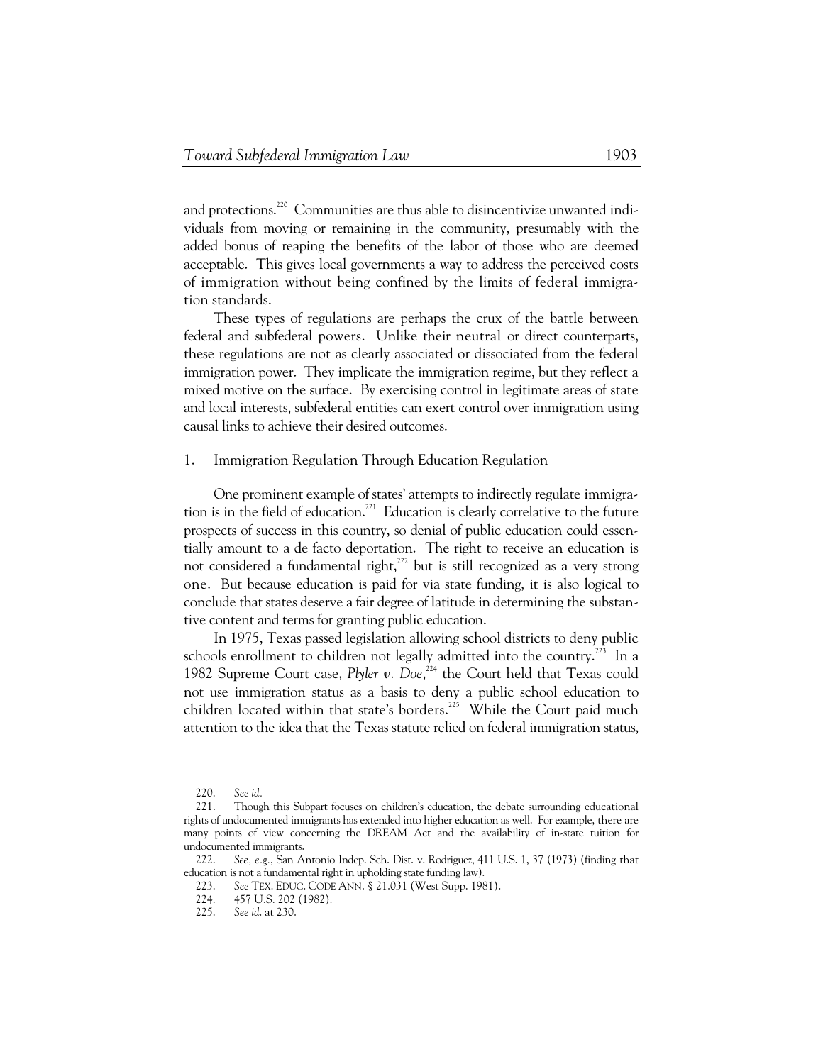and protections.[220] Communities are thus able to disincentivize unwanted individuals from moving or remaining in the community, presumably with the added bonus of reaping the benefits of the labor of those who are deemed acceptable. This gives local governments a way to address the perceived costs of immigration without being confined by the limits of federal immigration standards.

These types of regulations are perhaps the crux of the battle between federal and subfederal powers. Unlike their neutral or direct counterparts, these regulations are not as clearly associated or dissociated from the federal immigration power. They implicate the immigration regime, but they reflect a mixed motive on the surface. By exercising control in legitimate areas of state and local interests, subfederal entities can exert control over immigration using causal links to achieve their desired outcomes.

### 1. Immigration Regulation Through Education Regulation

One prominent example of states' attempts to indirectly regulate immigration is in the field of education.[221] Education is clearly correlative to the future prospects of success in this country, so denial of public education could essentially amount to a de facto deportation. The right to receive an education is not considered a fundamental right,[222] but is still recognized as a very strong one. But because education is paid for via state funding, it is also logical to conclude that states deserve a fair degree of latitude in determining the substantive content and terms for granting public education.

In 1975, Texas passed legislation allowing school districts to deny public schools enrollment to children not legally admitted into the country.[223] In a 1982 Supreme Court case, *Plyler v. Doe*,[224] the Court held that Texas could not use immigration status as a basis to deny a public school education to children located within that state's borders.[225] While the Court paid much attention to the idea that the Texas statute relied on federal immigration status,

---

220. *See id.*

221. Though this Subpart focuses on children's education, the debate surrounding educational rights of undocumented immigrants has extended into higher education as well. For example, there are many points of view concerning the DREAM Act and the availability of in-state tuition for undocumented immigrants.

222. *See, e.g.*, San Antonio Indep. Sch. Dist. v. Rodriguez, 411 U.S. 1, 37 (1973) (finding that education is not a fundamental right in upholding state funding law).

223. *See* TEX. EDUC. CODE ANN. § 21.031 (West Supp. 1981).

224. 457 U.S. 202 (1982).

225. *See id.* at 230.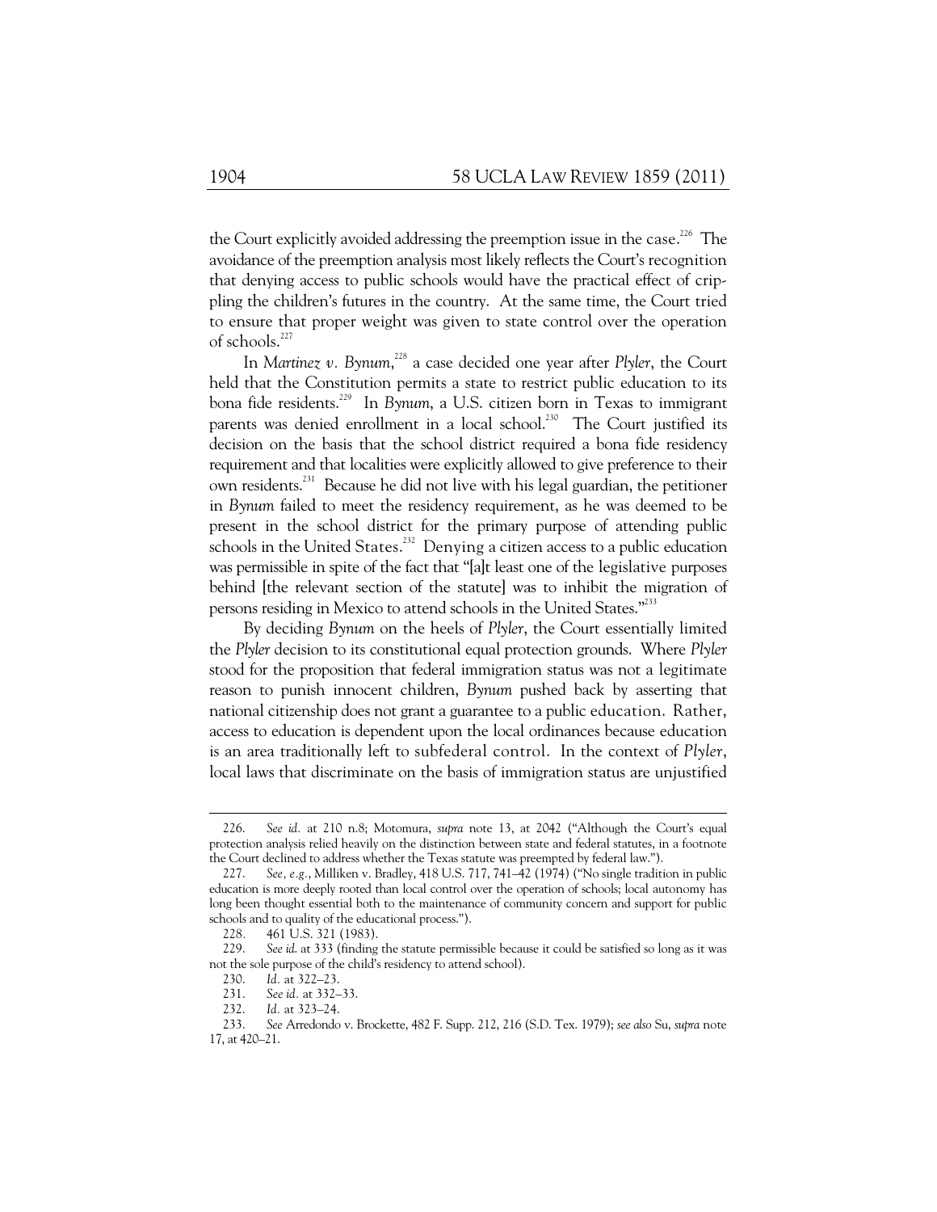the Court explicitly avoided addressing the preemption issue in the case.[226] The avoidance of the preemption analysis most likely reflects the Court's recognition that denying access to public schools would have the practical effect of crippling the children's futures in the country. At the same time, the Court tried to ensure that proper weight was given to state control over the operation of schools.[227]

In *Martinez v. Bynum*,[228] a case decided one year after *Plyler*, the Court held that the Constitution permits a state to restrict public education to its bona fide residents.[229] In *Bynum*, a U.S. citizen born in Texas to immigrant parents was denied enrollment in a local school.[230] The Court justified its decision on the basis that the school district required a bona fide residency requirement and that localities were explicitly allowed to give preference to their own residents.[231] Because he did not live with his legal guardian, the petitioner in *Bynum* failed to meet the residency requirement, as he was deemed to be present in the school district for the primary purpose of attending public schools in the United States.[232] Denying a citizen access to a public education was permissible in spite of the fact that "[a]t least one of the legislative purposes behind [the relevant section of the statute] was to inhibit the migration of persons residing in Mexico to attend schools in the United States."[233]

By deciding *Bynum* on the heels of *Plyler*, the Court essentially limited the *Plyler* decision to its constitutional equal protection grounds. Where *Plyler* stood for the proposition that federal immigration status was not a legitimate reason to punish innocent children, *Bynum* pushed back by asserting that national citizenship does not grant a guarantee to a public education. Rather, access to education is dependent upon the local ordinances because education is an area traditionally left to subfederal control. In the context of *Plyler*, local laws that discriminate on the basis of immigration status are unjustified

---

226. *See id.* at 210 n.8; Motomura, *supra* note 13, at 2042 ("Although the Court's equal protection analysis relied heavily on the distinction between state and federal statutes, in a footnote the Court declined to address whether the Texas statute was preempted by federal law.").

227. *See, e.g.*, Milliken v. Bradley, 418 U.S. 717, 741–42 (1974) ("No single tradition in public education is more deeply rooted than local control over the operation of schools; local autonomy has long been thought essential both to the maintenance of community concern and support for public schools and to quality of the educational process.").

228. 461 U.S. 321 (1983).

229. *See id.* at 333 (finding the statute permissible because it could be satisfied so long as it was not the sole purpose of the child's residency to attend school).

230. *Id.* at 322–23.

231. *See id.* at 332–33.

232. *Id.* at 323–24.

233. *See* Arredondo v. Brockette, 482 F. Supp. 212, 216 (S.D. Tex. 1979); *see also* Su, *supra* note 17, at 420–21.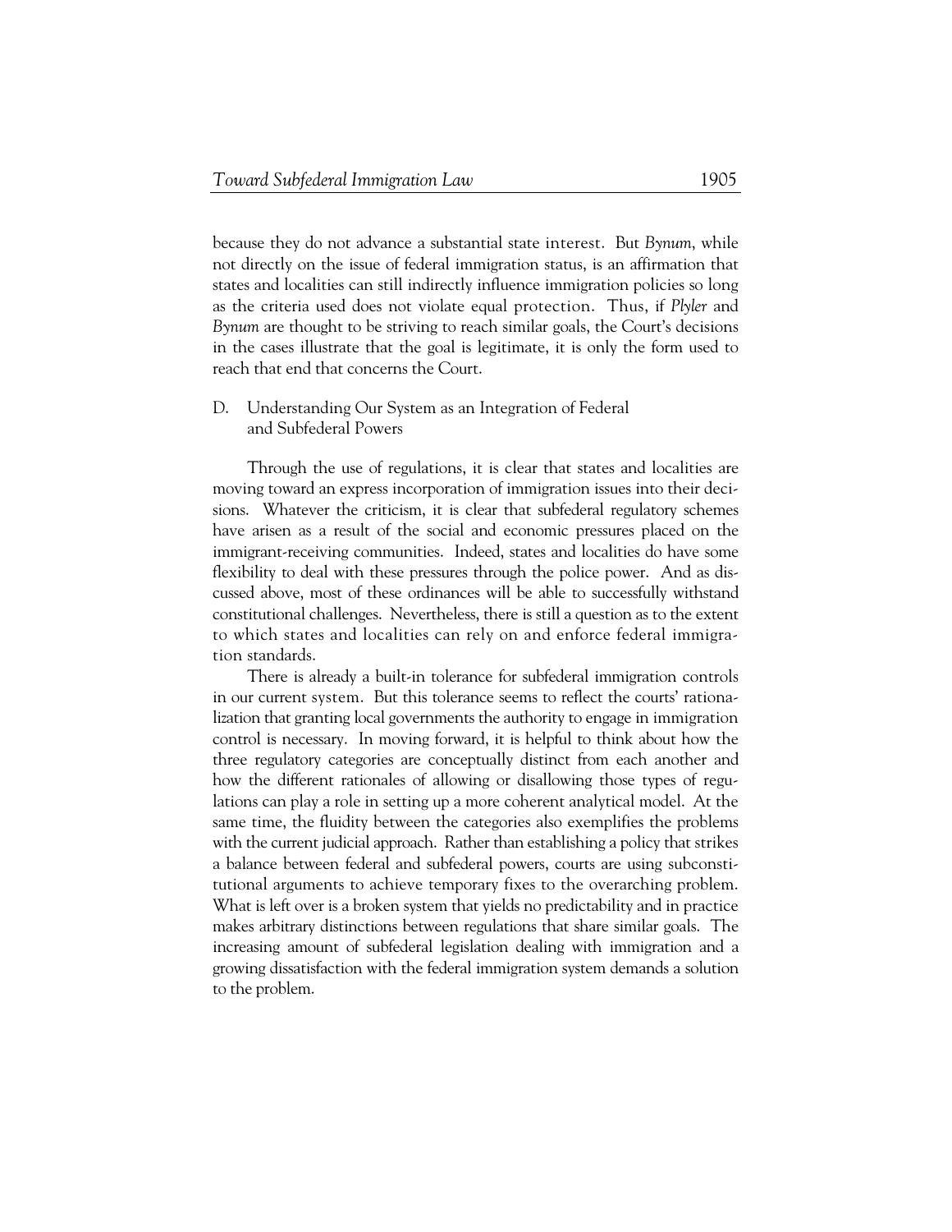because they do not advance a substantial state interest. But *Bynum*, while not directly on the issue of federal immigration status, is an affirmation that states and localities can still indirectly influence immigration policies so long as the criteria used does not violate equal protection. Thus, if *Plyler* and *Bynum* are thought to be striving to reach similar goals, the Court's decisions in the cases illustrate that the goal is legitimate, it is only the form used to reach that end that concerns the Court.

### D. Understanding Our System as an Integration of Federal and Subfederal Powers

Through the use of regulations, it is clear that states and localities are moving toward an express incorporation of immigration issues into their decisions. Whatever the criticism, it is clear that subfederal regulatory schemes have arisen as a result of the social and economic pressures placed on the immigrant-receiving communities. Indeed, states and localities do have some flexibility to deal with these pressures through the police power. And as discussed above, most of these ordinances will be able to successfully withstand constitutional challenges. Nevertheless, there is still a question as to the extent to which states and localities can rely on and enforce federal immigration standards.

There is already a built-in tolerance for subfederal immigration controls in our current system. But this tolerance seems to reflect the courts' rationalization that granting local governments the authority to engage in immigration control is necessary. In moving forward, it is helpful to think about how the three regulatory categories are conceptually distinct from each another and how the different rationales of allowing or disallowing those types of regulations can play a role in setting up a more coherent analytical model. At the same time, the fluidity between the categories also exemplifies the problems with the current judicial approach. Rather than establishing a policy that strikes a balance between federal and subfederal powers, courts are using subconstitutional arguments to achieve temporary fixes to the overarching problem. What is left over is a broken system that yields no predictability and in practice makes arbitrary distinctions between regulations that share similar goals. The increasing amount of subfederal legislation dealing with immigration and a growing dissatisfaction with the federal immigration system demands a solution to the problem.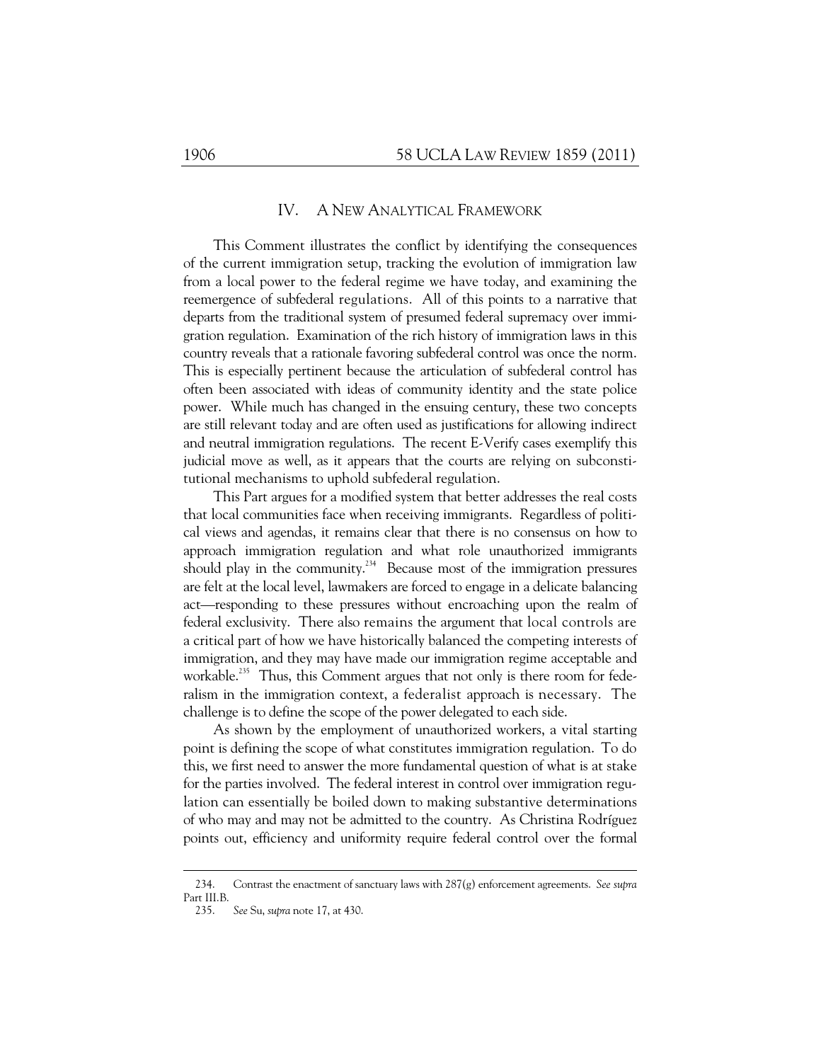## IV. A NEW ANALYTICAL FRAMEWORK

This Comment illustrates the conflict by identifying the consequences of the current immigration setup, tracking the evolution of immigration law from a local power to the federal regime we have today, and examining the reemergence of subfederal regulations. All of this points to a narrative that departs from the traditional system of presumed federal supremacy over immigration regulation. Examination of the rich history of immigration laws in this country reveals that a rationale favoring subfederal control was once the norm. This is especially pertinent because the articulation of subfederal control has often been associated with ideas of community identity and the state police power. While much has changed in the ensuing century, these two concepts are still relevant today and are often used as justifications for allowing indirect and neutral immigration regulations. The recent E-Verify cases exemplify this judicial move as well, as it appears that the courts are relying on subconstitutional mechanisms to uphold subfederal regulation.

This Part argues for a modified system that better addresses the real costs that local communities face when receiving immigrants. Regardless of political views and agendas, it remains clear that there is no consensus on how to approach immigration regulation and what role unauthorized immigrants should play in the community.[234] Because most of the immigration pressures are felt at the local level, lawmakers are forced to engage in a delicate balancing act—responding to these pressures without encroaching upon the realm of federal exclusivity. There also remains the argument that local controls are a critical part of how we have historically balanced the competing interests of immigration, and they may have made our immigration regime acceptable and workable.[235] Thus, this Comment argues that not only is there room for federalism in the immigration context, a federalist approach is necessary. The challenge is to define the scope of the power delegated to each side.

As shown by the employment of unauthorized workers, a vital starting point is defining the scope of what constitutes immigration regulation. To do this, we first need to answer the more fundamental question of what is at stake for the parties involved. The federal interest in control over immigration regulation can essentially be boiled down to making substantive determinations of who may and may not be admitted to the country. As Christina Rodríguez points out, efficiency and uniformity require federal control over the formal

234. Contrast the enactment of sanctuary laws with 287(g) enforcement agreements. *See supra* Part III.B.

235. *See* Su, *supra* note 17, at 430.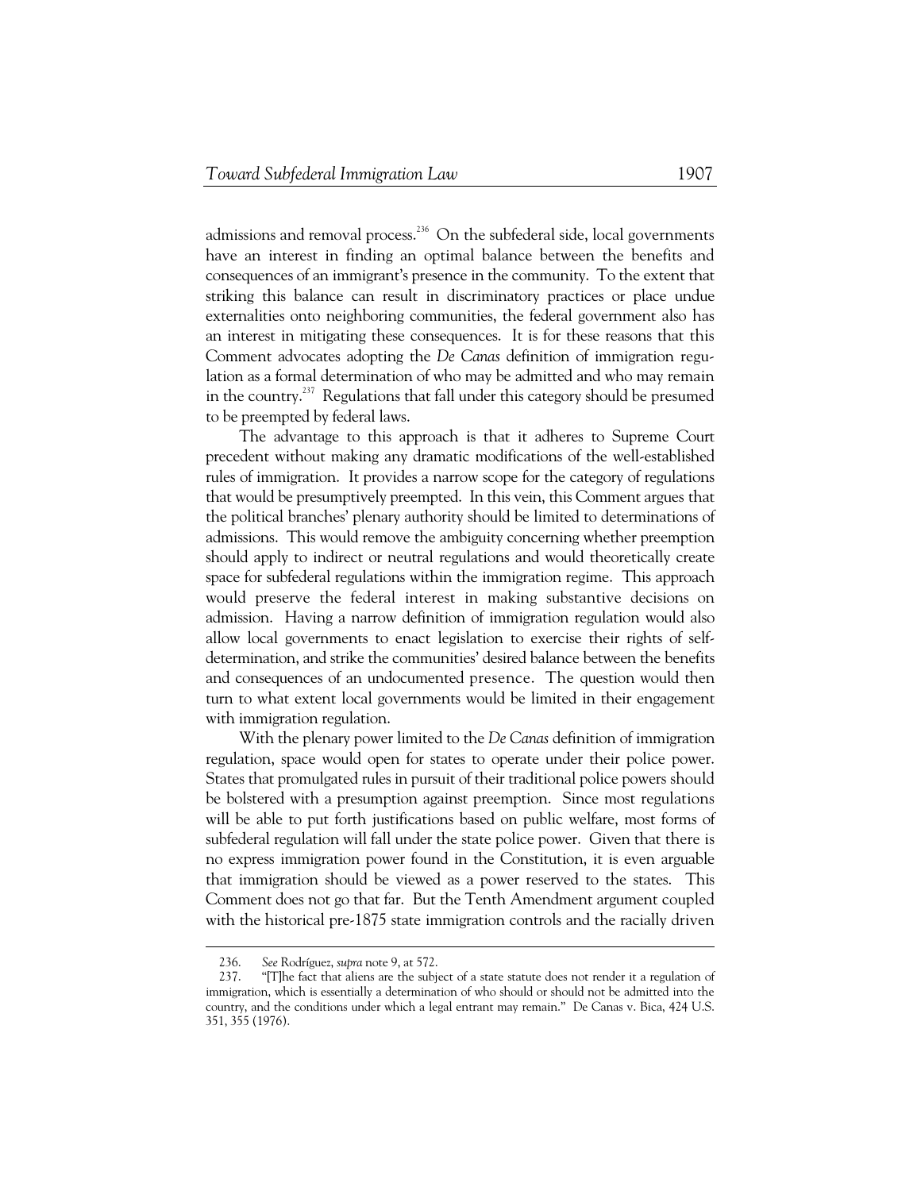admissions and removal process.[236] On the subfederal side, local governments have an interest in finding an optimal balance between the benefits and consequences of an immigrant's presence in the community. To the extent that striking this balance can result in discriminatory practices or place undue externalities onto neighboring communities, the federal government also has an interest in mitigating these consequences. It is for these reasons that this Comment advocates adopting the *De Canas* definition of immigration regulation as a formal determination of who may be admitted and who may remain in the country.[237] Regulations that fall under this category should be presumed to be preempted by federal laws.

The advantage to this approach is that it adheres to Supreme Court precedent without making any dramatic modifications of the well-established rules of immigration. It provides a narrow scope for the category of regulations that would be presumptively preempted. In this vein, this Comment argues that the political branches' plenary authority should be limited to determinations of admissions. This would remove the ambiguity concerning whether preemption should apply to indirect or neutral regulations and would theoretically create space for subfederal regulations within the immigration regime. This approach would preserve the federal interest in making substantive decisions on admission. Having a narrow definition of immigration regulation would also allow local governments to enact legislation to exercise their rights of self-determination, and strike the communities' desired balance between the benefits and consequences of an undocumented presence. The question would then turn to what extent local governments would be limited in their engagement with immigration regulation.

With the plenary power limited to the *De Canas* definition of immigration regulation, space would open for states to operate under their police power. States that promulgated rules in pursuit of their traditional police powers should be bolstered with a presumption against preemption. Since most regulations will be able to put forth justifications based on public welfare, most forms of subfederal regulation will fall under the state police power. Given that there is no express immigration power found in the Constitution, it is even arguable that immigration should be viewed as a power reserved to the states. This Comment does not go that far. But the Tenth Amendment argument coupled with the historical pre-1875 state immigration controls and the racially driven

---

236. *See* Rodríguez, *supra* note 9, at 572.

237. "[T]he fact that aliens are the subject of a state statute does not render it a regulation of immigration, which is essentially a determination of who should or should not be admitted into the country, and the conditions under which a legal entrant may remain." De Canas v. Bica, 424 U.S. 351, 355 (1976).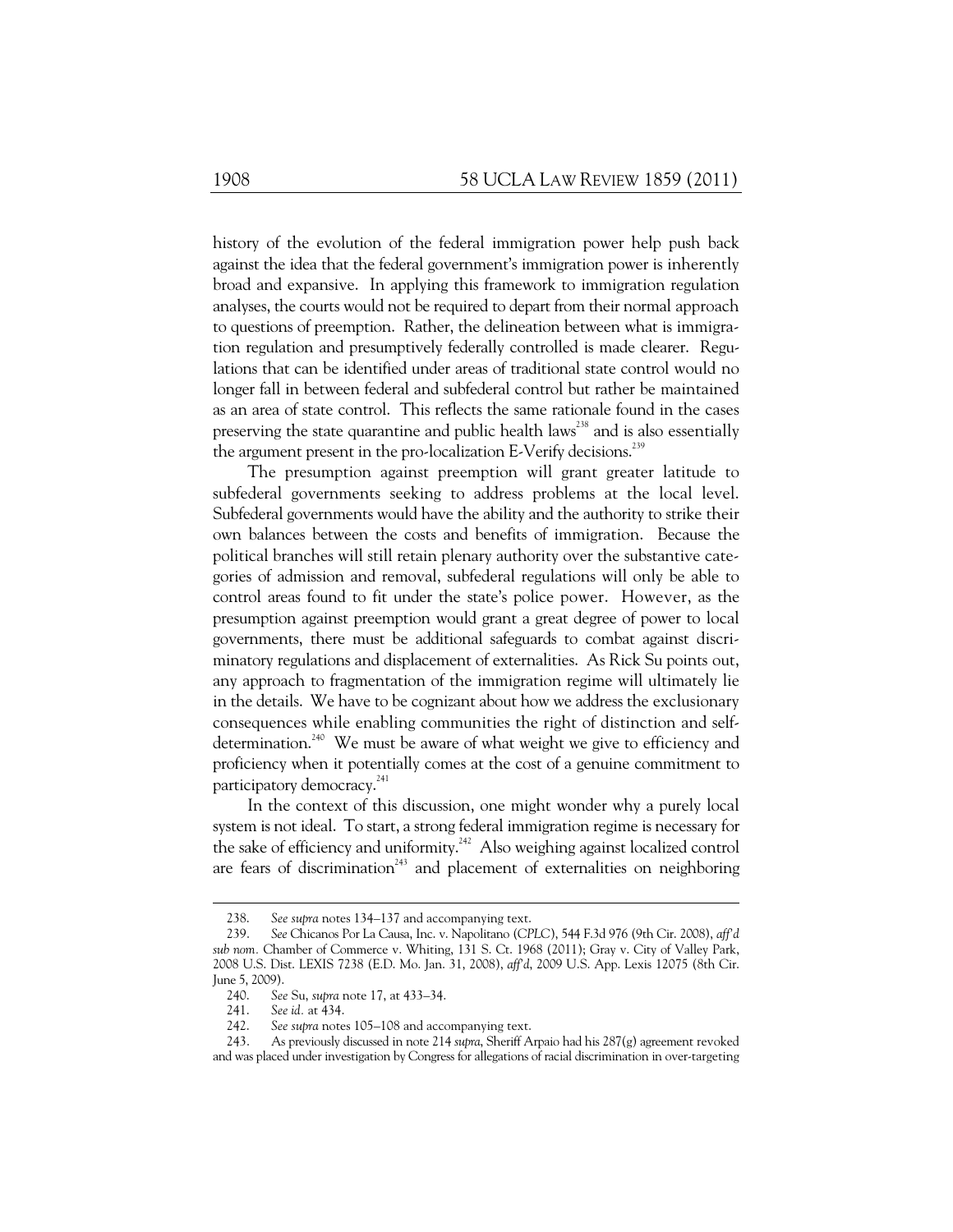history of the evolution of the federal immigration power help push back against the idea that the federal government's immigration power is inherently broad and expansive. In applying this framework to immigration regulation analyses, the courts would not be required to depart from their normal approach to questions of preemption. Rather, the delineation between what is immigration regulation and presumptively federally controlled is made clearer. Regulations that can be identified under areas of traditional state control would no longer fall in between federal and subfederal control but rather be maintained as an area of state control. This reflects the same rationale found in the cases preserving the state quarantine and public health laws[238] and is also essentially the argument present in the pro-localization E-Verify decisions.[239]

The presumption against preemption will grant greater latitude to subfederal governments seeking to address problems at the local level. Subfederal governments would have the ability and the authority to strike their own balances between the costs and benefits of immigration. Because the political branches will still retain plenary authority over the substantive categories of admission and removal, subfederal regulations will only be able to control areas found to fit under the state's police power. However, as the presumption against preemption would grant a great degree of power to local governments, there must be additional safeguards to combat against discriminatory regulations and displacement of externalities. As Rick Su points out, any approach to fragmentation of the immigration regime will ultimately lie in the details. We have to be cognizant about how we address the exclusionary consequences while enabling communities the right of distinction and self-determination.[240] We must be aware of what weight we give to efficiency and proficiency when it potentially comes at the cost of a genuine commitment to participatory democracy.[241]

In the context of this discussion, one might wonder why a purely local system is not ideal. To start, a strong federal immigration regime is necessary for the sake of efficiency and uniformity.[242] Also weighing against localized control are fears of discrimination[243] and placement of externalities on neighboring

---

238. *See supra* notes 134–137 and accompanying text.

239. *See* Chicanos Por La Causa, Inc. v. Napolitano (*CPLC*), 544 F.3d 976 (9th Cir. 2008), *aff'd sub nom.* Chamber of Commerce v. Whiting, 131 S. Ct. 1968 (2011); Gray v. City of Valley Park, 2008 U.S. Dist. LEXIS 7238 (E.D. Mo. Jan. 31, 2008), *aff'd*, 2009 U.S. App. Lexis 12075 (8th Cir. June 5, 2009).

240. *See* Su, *supra* note 17, at 433–34.

241. *See id.* at 434.

242. *See supra* notes 105–108 and accompanying text.

243. As previously discussed in note 214 *supra*, Sheriff Arpaio had his 287(g) agreement revoked and was placed under investigation by Congress for allegations of racial discrimination in over-targeting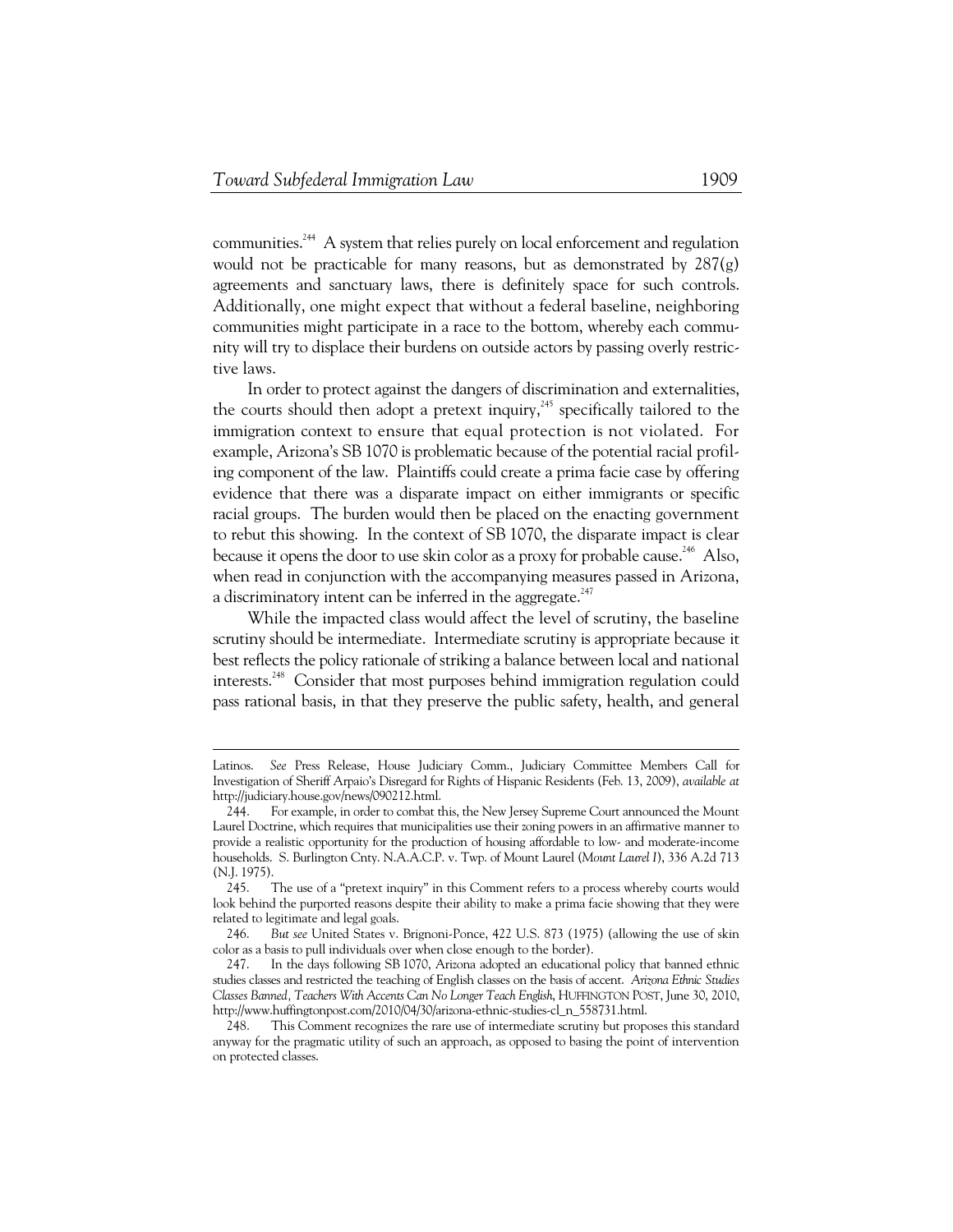communities.[244] A system that relies purely on local enforcement and regulation would not be practicable for many reasons, but as demonstrated by 287(g) agreements and sanctuary laws, there is definitely space for such controls. Additionally, one might expect that without a federal baseline, neighboring communities might participate in a race to the bottom, whereby each community will try to displace their burdens on outside actors by passing overly restrictive laws.

In order to protect against the dangers of discrimination and externalities, the courts should then adopt a pretext inquiry,[245] specifically tailored to the immigration context to ensure that equal protection is not violated. For example, Arizona's SB 1070 is problematic because of the potential racial profiling component of the law. Plaintiffs could create a prima facie case by offering evidence that there was a disparate impact on either immigrants or specific racial groups. The burden would then be placed on the enacting government to rebut this showing. In the context of SB 1070, the disparate impact is clear because it opens the door to use skin color as a proxy for probable cause.[246] Also, when read in conjunction with the accompanying measures passed in Arizona, a discriminatory intent can be inferred in the aggregate.[247]

While the impacted class would affect the level of scrutiny, the baseline scrutiny should be intermediate. Intermediate scrutiny is appropriate because it best reflects the policy rationale of striking a balance between local and national interests.[248] Consider that most purposes behind immigration regulation could pass rational basis, in that they preserve the public safety, health, and general

---

Latinos. *See* Press Release, House Judiciary Comm., Judiciary Committee Members Call for Investigation of Sheriff Arpaio's Disregard for Rights of Hispanic Residents (Feb. 13, 2009), *available at* http://judiciary.house.gov/news/090212.html.

244. For example, in order to combat this, the New Jersey Supreme Court announced the Mount Laurel Doctrine, which requires that municipalities use their zoning powers in an affirmative manner to provide a realistic opportunity for the production of housing affordable to low- and moderate-income households. S. Burlington Cnty. N.A.A.C.P. v. Twp. of Mount Laurel (*Mount Laurel I*), 336 A.2d 713 (N.J. 1975).

245. The use of a "pretext inquiry" in this Comment refers to a process whereby courts would look behind the purported reasons despite their ability to make a prima facie showing that they were related to legitimate and legal goals.

246. *But see* United States v. Brignoni-Ponce, 422 U.S. 873 (1975) (allowing the use of skin color as a basis to pull individuals over when close enough to the border).

247. In the days following SB 1070, Arizona adopted an educational policy that banned ethnic studies classes and restricted the teaching of English classes on the basis of accent. *Arizona Ethnic Studies Classes Banned, Teachers With Accents Can No Longer Teach English*, HUFFINGTON POST, June 30, 2010, http://www.huffingtonpost.com/2010/04/30/arizona-ethnic-studies-cl_n_558731.html.

248. This Comment recognizes the rare use of intermediate scrutiny but proposes this standard anyway for the pragmatic utility of such an approach, as opposed to basing the point of intervention on protected classes.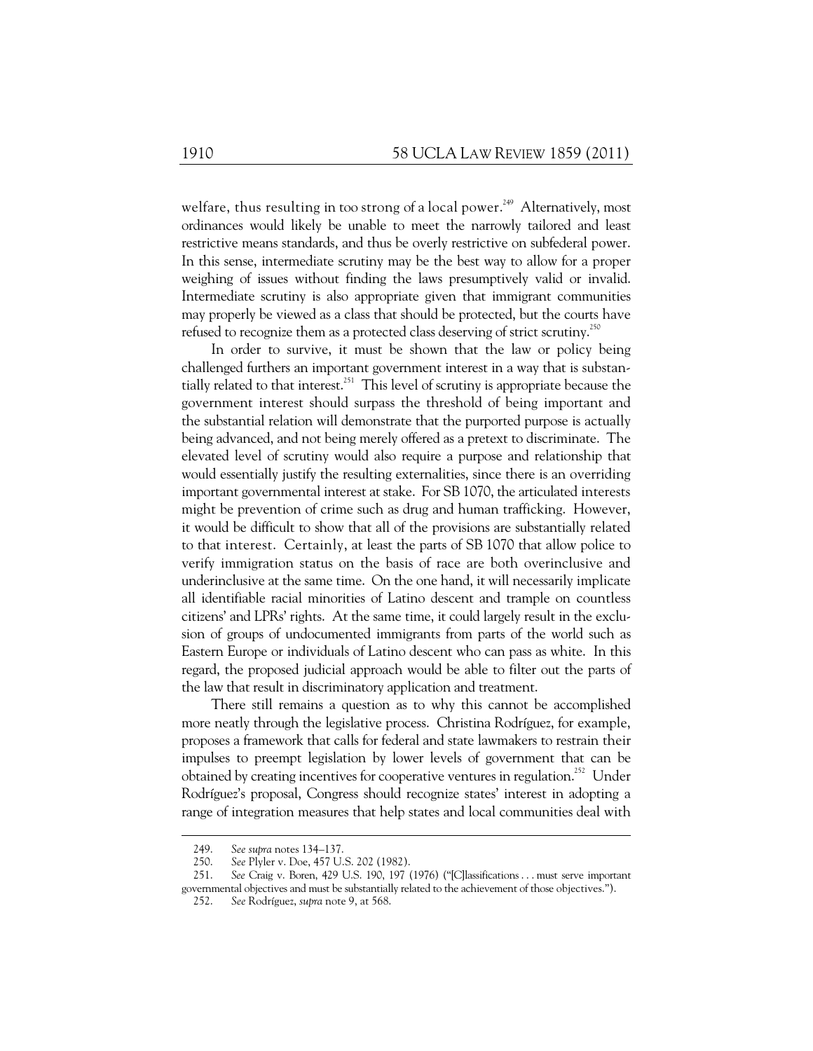welfare, thus resulting in too strong of a local power.[249] Alternatively, most ordinances would likely be unable to meet the narrowly tailored and least restrictive means standards, and thus be overly restrictive on subfederal power. In this sense, intermediate scrutiny may be the best way to allow for a proper weighing of issues without finding the laws presumptively valid or invalid. Intermediate scrutiny is also appropriate given that immigrant communities may properly be viewed as a class that should be protected, but the courts have refused to recognize them as a protected class deserving of strict scrutiny.[250]

In order to survive, it must be shown that the law or policy being challenged furthers an important government interest in a way that is substantially related to that interest.[251] This level of scrutiny is appropriate because the government interest should surpass the threshold of being important and the substantial relation will demonstrate that the purported purpose is actually being advanced, and not being merely offered as a pretext to discriminate. The elevated level of scrutiny would also require a purpose and relationship that would essentially justify the resulting externalities, since there is an overriding important governmental interest at stake. For SB 1070, the articulated interests might be prevention of crime such as drug and human trafficking. However, it would be difficult to show that all of the provisions are substantially related to that interest. Certainly, at least the parts of SB 1070 that allow police to verify immigration status on the basis of race are both overinclusive and underinclusive at the same time. On the one hand, it will necessarily implicate all identifiable racial minorities of Latino descent and trample on countless citizens' and LPRs' rights. At the same time, it could largely result in the exclusion of groups of undocumented immigrants from parts of the world such as Eastern Europe or individuals of Latino descent who can pass as white. In this regard, the proposed judicial approach would be able to filter out the parts of the law that result in discriminatory application and treatment.

There still remains a question as to why this cannot be accomplished more neatly through the legislative process. Christina Rodríguez, for example, proposes a framework that calls for federal and state lawmakers to restrain their impulses to preempt legislation by lower levels of government that can be obtained by creating incentives for cooperative ventures in regulation.[252] Under Rodríguez's proposal, Congress should recognize states' interest in adopting a range of integration measures that help states and local communities deal with

---

249. *See supra* notes 134–137.

250. *See* Plyler v. Doe, 457 U.S. 202 (1982).

251. *See* Craig v. Boren, 429 U.S. 190, 197 (1976) ("[C]lassifications . . . must serve important governmental objectives and must be substantially related to the achievement of those objectives.").

252. *See* Rodríguez, *supra* note 9, at 568.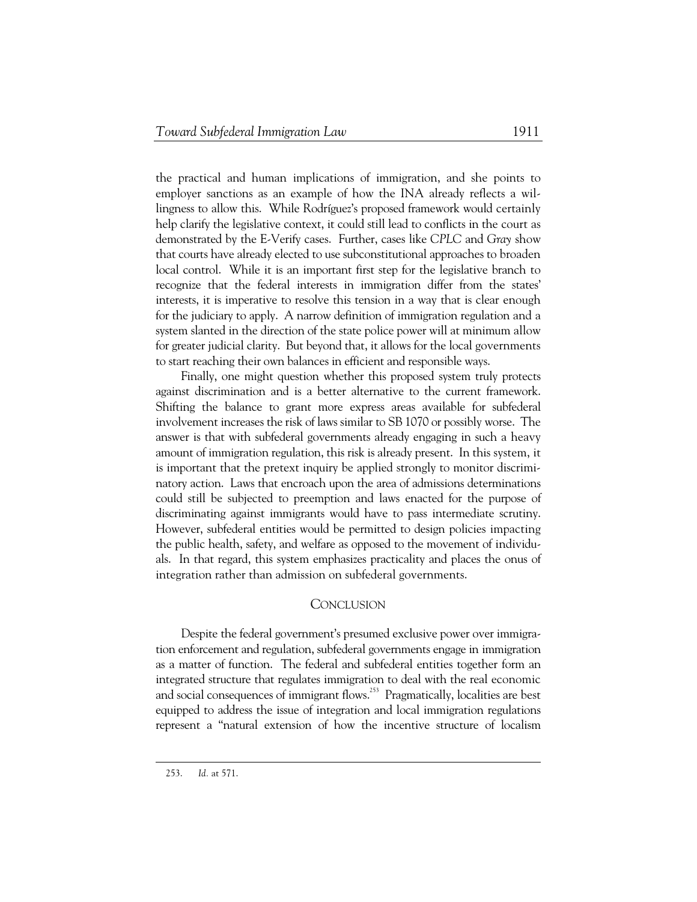the practical and human implications of immigration, and she points to employer sanctions as an example of how the INA already reflects a willingness to allow this. While Rodríguez's proposed framework would certainly help clarify the legislative context, it could still lead to conflicts in the court as demonstrated by the E-Verify cases. Further, cases like *CPLC* and *Gray* show that courts have already elected to use subconstitutional approaches to broaden local control. While it is an important first step for the legislative branch to recognize that the federal interests in immigration differ from the states' interests, it is imperative to resolve this tension in a way that is clear enough for the judiciary to apply. A narrow definition of immigration regulation and a system slanted in the direction of the state police power will at minimum allow for greater judicial clarity. But beyond that, it allows for the local governments to start reaching their own balances in efficient and responsible ways.

Finally, one might question whether this proposed system truly protects against discrimination and is a better alternative to the current framework. Shifting the balance to grant more express areas available for subfederal involvement increases the risk of laws similar to SB 1070 or possibly worse. The answer is that with subfederal governments already engaging in such a heavy amount of immigration regulation, this risk is already present. In this system, it is important that the pretext inquiry be applied strongly to monitor discriminatory action. Laws that encroach upon the area of admissions determinations could still be subjected to preemption and laws enacted for the purpose of discriminating against immigrants would have to pass intermediate scrutiny. However, subfederal entities would be permitted to design policies impacting the public health, safety, and welfare as opposed to the movement of individuals. In that regard, this system emphasizes practicality and places the onus of integration rather than admission on subfederal governments.

## CONCLUSION

Despite the federal government's presumed exclusive power over immigration enforcement and regulation, subfederal governments engage in immigration as a matter of function. The federal and subfederal entities together form an integrated structure that regulates immigration to deal with the real economic and social consequences of immigrant flows.[253] Pragmatically, localities are best equipped to address the issue of integration and local immigration regulations represent a "natural extension of how the incentive structure of localism

253. *Id.* at 571.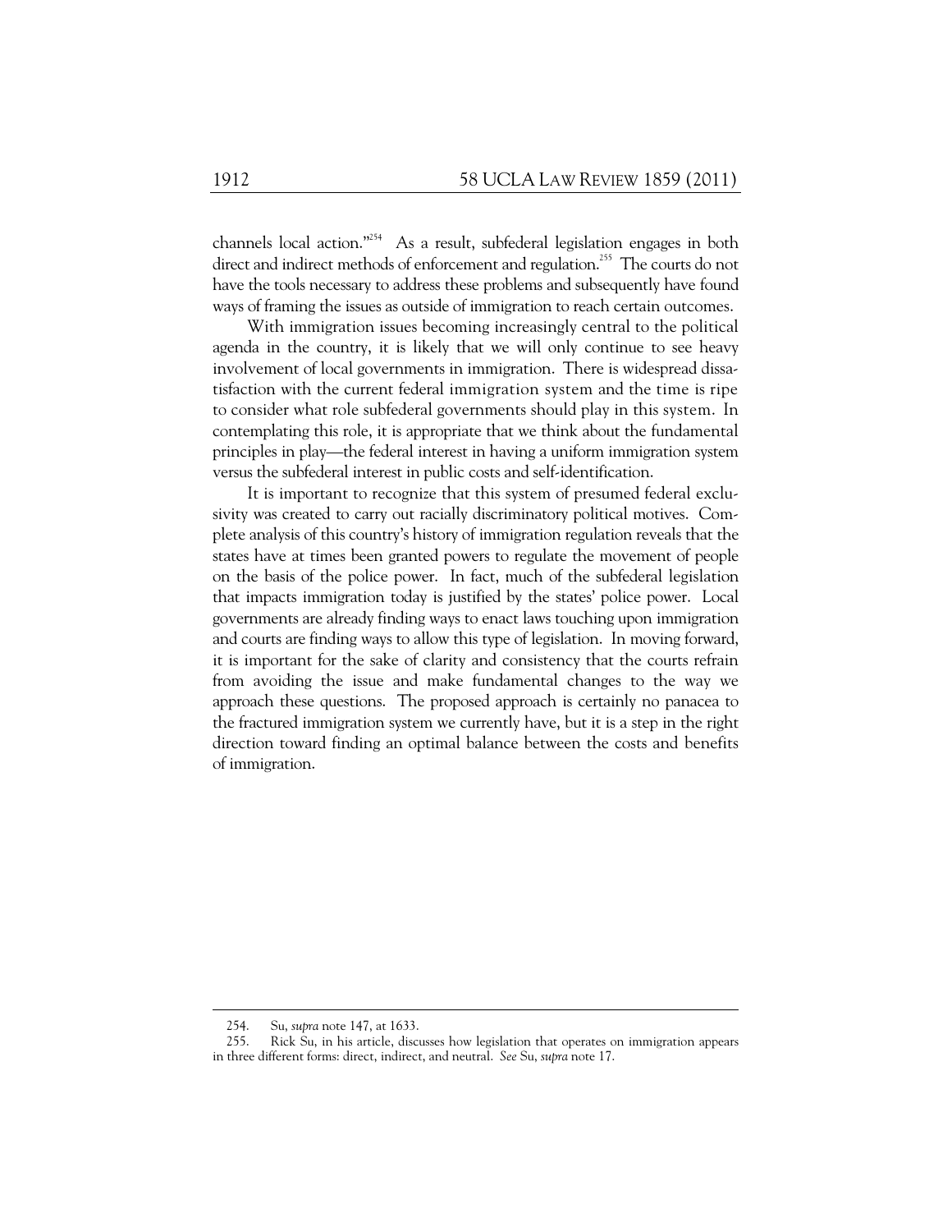channels local action."[254] As a result, subfederal legislation engages in both direct and indirect methods of enforcement and regulation.[255] The courts do not have the tools necessary to address these problems and subsequently have found ways of framing the issues as outside of immigration to reach certain outcomes.

With immigration issues becoming increasingly central to the political agenda in the country, it is likely that we will only continue to see heavy involvement of local governments in immigration. There is widespread dissatisfaction with the current federal immigration system and the time is ripe to consider what role subfederal governments should play in this system. In contemplating this role, it is appropriate that we think about the fundamental principles in play—the federal interest in having a uniform immigration system versus the subfederal interest in public costs and self-identification.

It is important to recognize that this system of presumed federal exclusivity was created to carry out racially discriminatory political motives. Complete analysis of this country's history of immigration regulation reveals that the states have at times been granted powers to regulate the movement of people on the basis of the police power. In fact, much of the subfederal legislation that impacts immigration today is justified by the states' police power. Local governments are already finding ways to enact laws touching upon immigration and courts are finding ways to allow this type of legislation. In moving forward, it is important for the sake of clarity and consistency that the courts refrain from avoiding the issue and make fundamental changes to the way we approach these questions. The proposed approach is certainly no panacea to the fractured immigration system we currently have, but it is a step in the right direction toward finding an optimal balance between the costs and benefits of immigration.

---

254. Su, *supra* note 147, at 1633.

255. Rick Su, in his article, discusses how legislation that operates on immigration appears in three different forms: direct, indirect, and neutral. *See* Su, *supra* note 17.